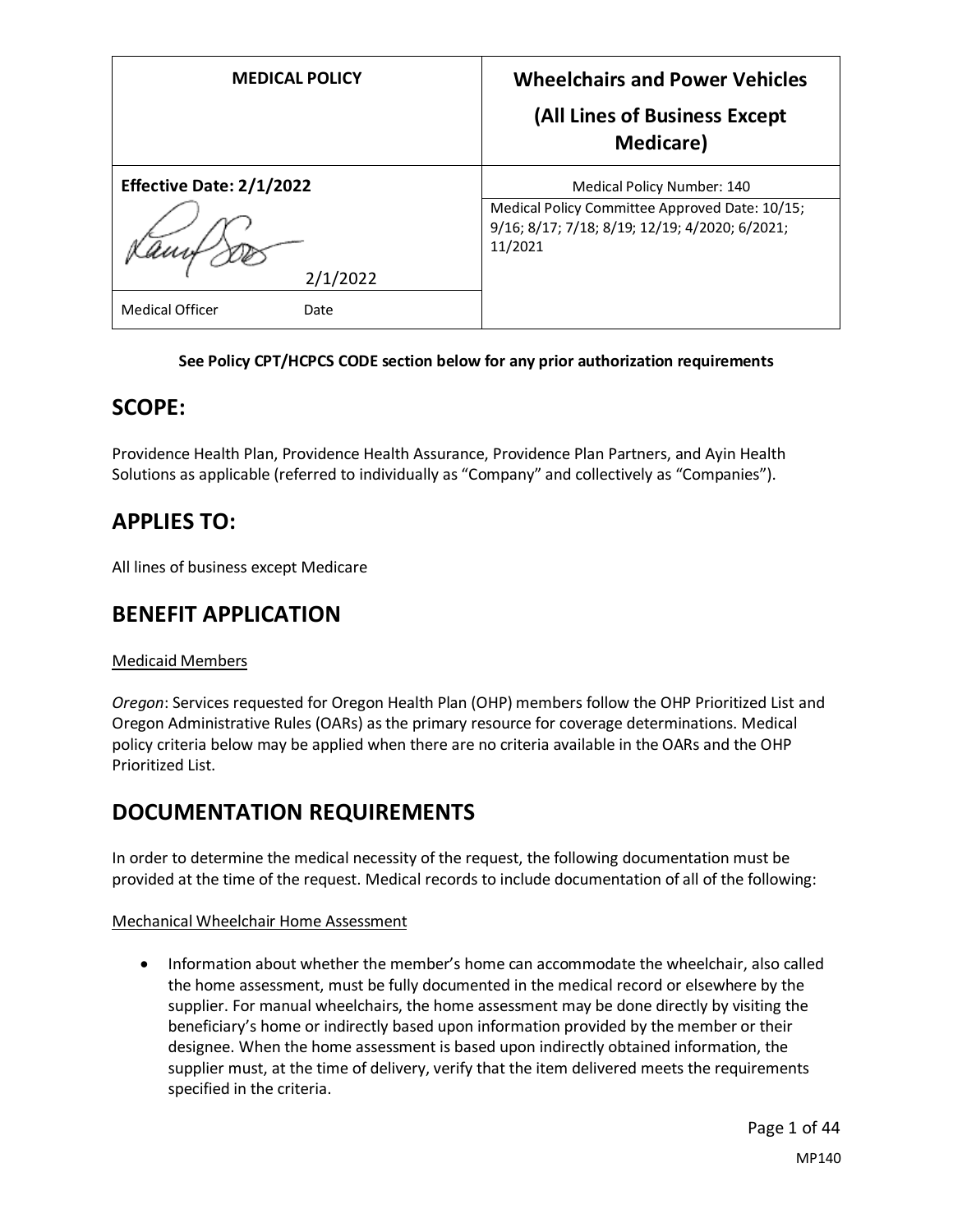| MEDICAL POLICY | Wheelchairs and Power Vehicles (All Lines of Business Except Medicare) |
|---|---|
| **Effective Date: 2/1/2022** | Medical Policy Number: 140 |
| 2/1/2022 | Medical Policy Committee Approved Date: 10/15; 9/16; 8/17; 7/18; 8/19; 12/19; 4/2020; 6/2021; 11/2021 |
| Medical Officer Date | |

**See Policy CPT/HCPCS CODE section below for any prior authorization requirements**

## SCOPE:

Providence Health Plan, Providence Health Assurance, Providence Plan Partners, and Ayin Health Solutions as applicable (referred to individually as "Company" and collectively as "Companies").

## APPLIES TO:

All lines of business except Medicare

## BENEFIT APPLICATION

Medicaid Members

*Oregon*: Services requested for Oregon Health Plan (OHP) members follow the OHP Prioritized List and Oregon Administrative Rules (OARs) as the primary resource for coverage determinations. Medical policy criteria below may be applied when there are no criteria available in the OARs and the OHP Prioritized List.

## DOCUMENTATION REQUIREMENTS

In order to determine the medical necessity of the request, the following documentation must be provided at the time of the request. Medical records to include documentation of all of the following:

Mechanical Wheelchair Home Assessment

- Information about whether the member's home can accommodate the wheelchair, also called the home assessment, must be fully documented in the medical record or elsewhere by the supplier. For manual wheelchairs, the home assessment may be done directly by visiting the beneficiary's home or indirectly based upon information provided by the member or their designee. When the home assessment is based upon indirectly obtained information, the supplier must, at the time of delivery, verify that the item delivered meets the requirements specified in the criteria.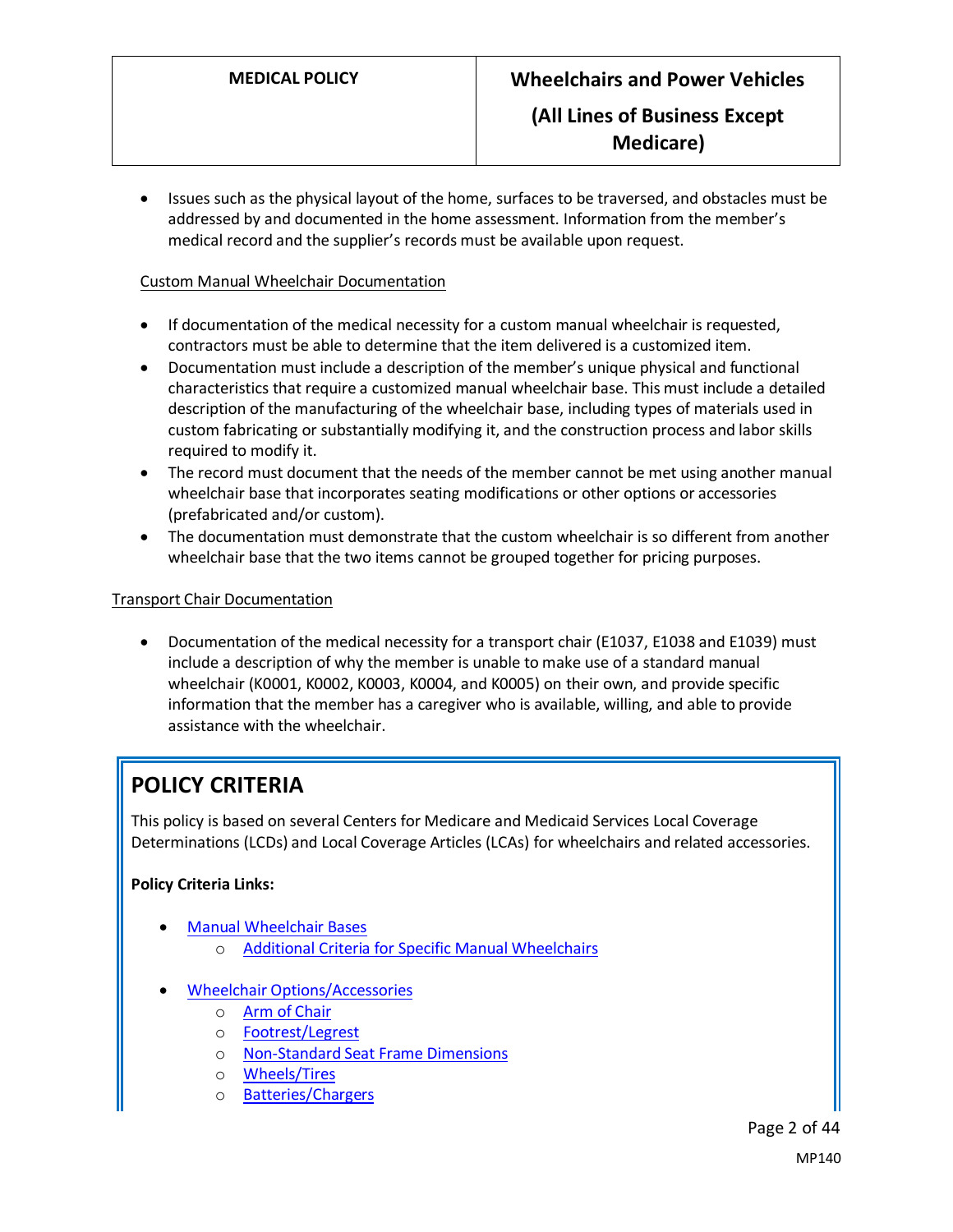- Issues such as the physical layout of the home, surfaces to be traversed, and obstacles must be addressed by and documented in the home assessment. Information from the member's medical record and the supplier's records must be available upon request.

Custom Manual Wheelchair Documentation

- If documentation of the medical necessity for a custom manual wheelchair is requested, contractors must be able to determine that the item delivered is a customized item.
- Documentation must include a description of the member's unique physical and functional characteristics that require a customized manual wheelchair base. This must include a detailed description of the manufacturing of the wheelchair base, including types of materials used in custom fabricating or substantially modifying it, and the construction process and labor skills required to modify it.
- The record must document that the needs of the member cannot be met using another manual wheelchair base that incorporates seating modifications or other options or accessories (prefabricated and/or custom).
- The documentation must demonstrate that the custom wheelchair is so different from another wheelchair base that the two items cannot be grouped together for pricing purposes.

Transport Chair Documentation

- Documentation of the medical necessity for a transport chair (E1037, E1038 and E1039) must include a description of why the member is unable to make use of a standard manual wheelchair (K0001, K0002, K0003, K0004, and K0005) on their own, and provide specific information that the member has a caregiver who is available, willing, and able to provide assistance with the wheelchair.

# POLICY CRITERIA

This policy is based on several Centers for Medicare and Medicaid Services Local Coverage Determinations (LCDs) and Local Coverage Articles (LCAs) for wheelchairs and related accessories.

**Policy Criteria Links:**

- Manual Wheelchair Bases
    - Additional Criteria for Specific Manual Wheelchairs
- Wheelchair Options/Accessories
    - Arm of Chair
    - Footrest/Legrest
    - Non-Standard Seat Frame Dimensions
    - Wheels/Tires
    - Batteries/Chargers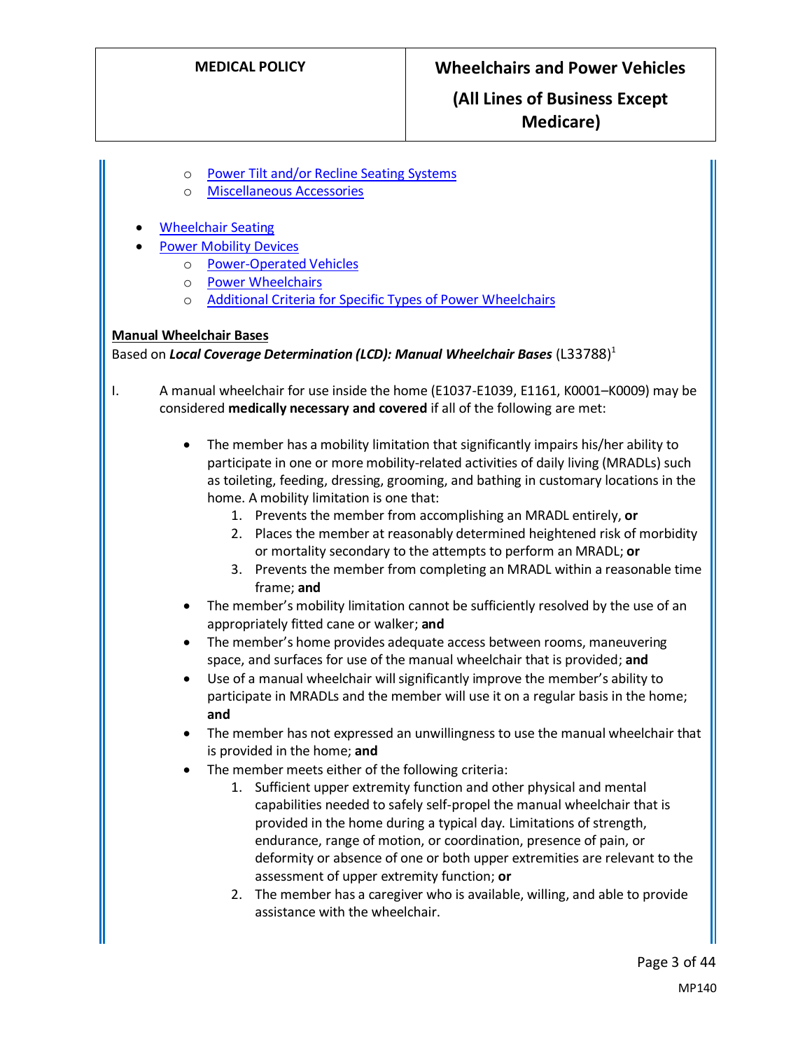- [Power Tilt and/or Recline Seating Systems]
    - [Miscellaneous Accessories]
- [Wheelchair Seating]
- [Power Mobility Devices]
    - [Power-Operated Vehicles]
    - [Power Wheelchairs]
    - [Additional Criteria for Specific Types of Power Wheelchairs]

**Manual Wheelchair Bases**

Based on ***Local Coverage Determination (LCD): Manual Wheelchair Bases*** (L33788)[1]

I. A manual wheelchair for use inside the home (E1037-E1039, E1161, K0001–K0009) may be considered **medically necessary and covered** if all of the following are met:

- The member has a mobility limitation that significantly impairs his/her ability to participate in one or more mobility-related activities of daily living (MRADLs) such as toileting, feeding, dressing, grooming, and bathing in customary locations in the home. A mobility limitation is one that:
    1. Prevents the member from accomplishing an MRADL entirely, **or**
    2. Places the member at reasonably determined heightened risk of morbidity or mortality secondary to the attempts to perform an MRADL; **or**
    3. Prevents the member from completing an MRADL within a reasonable time frame; **and**
- The member's mobility limitation cannot be sufficiently resolved by the use of an appropriately fitted cane or walker; **and**
- The member's home provides adequate access between rooms, maneuvering space, and surfaces for use of the manual wheelchair that is provided; **and**
- Use of a manual wheelchair will significantly improve the member's ability to participate in MRADLs and the member will use it on a regular basis in the home; **and**
- The member has not expressed an unwillingness to use the manual wheelchair that is provided in the home; **and**
- The member meets either of the following criteria:
    1. Sufficient upper extremity function and other physical and mental capabilities needed to safely self-propel the manual wheelchair that is provided in the home during a typical day. Limitations of strength, endurance, range of motion, or coordination, presence of pain, or deformity or absence of one or both upper extremities are relevant to the assessment of upper extremity function; **or**
    2. The member has a caregiver who is available, willing, and able to provide assistance with the wheelchair.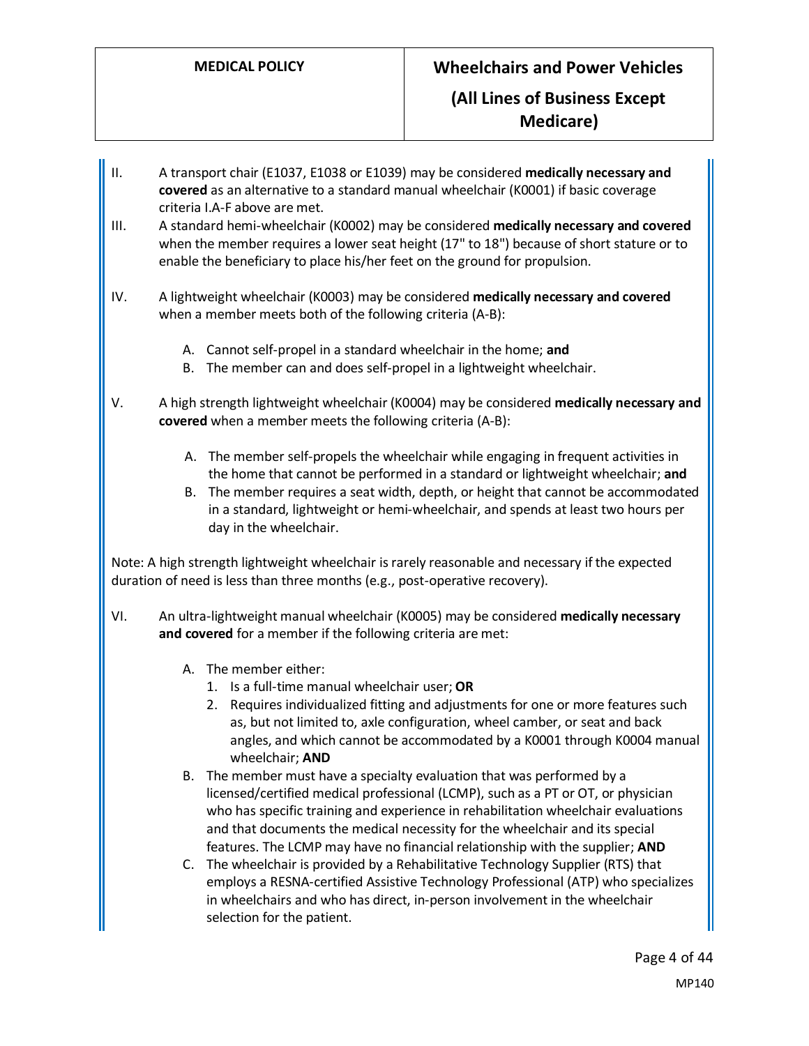II. A transport chair (E1037, E1038 or E1039) may be considered **medically necessary and covered** as an alternative to a standard manual wheelchair (K0001) if basic coverage criteria I.A-F above are met.

III. A standard hemi-wheelchair (K0002) may be considered **medically necessary and covered** when the member requires a lower seat height (17" to 18") because of short stature or to enable the beneficiary to place his/her feet on the ground for propulsion.

IV. A lightweight wheelchair (K0003) may be considered **medically necessary and covered** when a member meets both of the following criteria (A-B):

   A. Cannot self-propel in a standard wheelchair in the home; **and**
   B. The member can and does self-propel in a lightweight wheelchair.

V. A high strength lightweight wheelchair (K0004) may be considered **medically necessary and covered** when a member meets the following criteria (A-B):

   A. The member self-propels the wheelchair while engaging in frequent activities in the home that cannot be performed in a standard or lightweight wheelchair; **and**
   B. The member requires a seat width, depth, or height that cannot be accommodated in a standard, lightweight or hemi-wheelchair, and spends at least two hours per day in the wheelchair.

Note: A high strength lightweight wheelchair is rarely reasonable and necessary if the expected duration of need is less than three months (e.g., post-operative recovery).

VI. An ultra-lightweight manual wheelchair (K0005) may be considered **medically necessary and covered** for a member if the following criteria are met:

   A. The member either:
      1. Is a full-time manual wheelchair user; **OR**
      2. Requires individualized fitting and adjustments for one or more features such as, but not limited to, axle configuration, wheel camber, or seat and back angles, and which cannot be accommodated by a K0001 through K0004 manual wheelchair; **AND**
   B. The member must have a specialty evaluation that was performed by a licensed/certified medical professional (LCMP), such as a PT or OT, or physician who has specific training and experience in rehabilitation wheelchair evaluations and that documents the medical necessity for the wheelchair and its special features. The LCMP may have no financial relationship with the supplier; **AND**
   C. The wheelchair is provided by a Rehabilitative Technology Supplier (RTS) that employs a RESNA-certified Assistive Technology Professional (ATP) who specializes in wheelchairs and who has direct, in-person involvement in the wheelchair selection for the patient.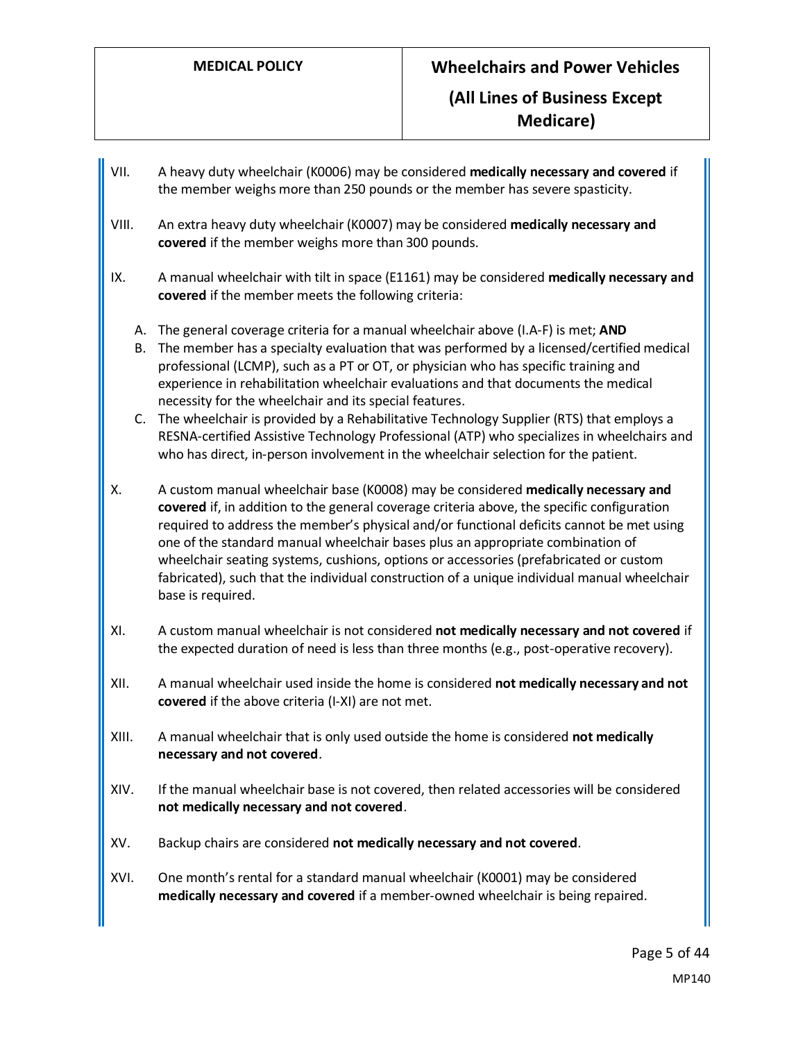VII. A heavy duty wheelchair (K0006) may be considered **medically necessary and covered** if the member weighs more than 250 pounds or the member has severe spasticity.

VIII. An extra heavy duty wheelchair (K0007) may be considered **medically necessary and covered** if the member weighs more than 300 pounds.

IX. A manual wheelchair with tilt in space (E1161) may be considered **medically necessary and covered** if the member meets the following criteria:

   A. The general coverage criteria for a manual wheelchair above (I.A-F) is met; **AND**
   B. The member has a specialty evaluation that was performed by a licensed/certified medical professional (LCMP), such as a PT or OT, or physician who has specific training and experience in rehabilitation wheelchair evaluations and that documents the medical necessity for the wheelchair and its special features.
   C. The wheelchair is provided by a Rehabilitative Technology Supplier (RTS) that employs a RESNA-certified Assistive Technology Professional (ATP) who specializes in wheelchairs and who has direct, in-person involvement in the wheelchair selection for the patient.

X. A custom manual wheelchair base (K0008) may be considered **medically necessary and covered** if, in addition to the general coverage criteria above, the specific configuration required to address the member's physical and/or functional deficits cannot be met using one of the standard manual wheelchair bases plus an appropriate combination of wheelchair seating systems, cushions, options or accessories (prefabricated or custom fabricated), such that the individual construction of a unique individual manual wheelchair base is required.

XI. A custom manual wheelchair is not considered **not medically necessary and not covered** if the expected duration of need is less than three months (e.g., post-operative recovery).

XII. A manual wheelchair used inside the home is considered **not medically necessary and not covered** if the above criteria (I-XI) are not met.

XIII. A manual wheelchair that is only used outside the home is considered **not medically necessary and not covered**.

XIV. If the manual wheelchair base is not covered, then related accessories will be considered **not medically necessary and not covered**.

XV. Backup chairs are considered **not medically necessary and not covered**.

XVI. One month's rental for a standard manual wheelchair (K0001) may be considered **medically necessary and covered** if a member-owned wheelchair is being repaired.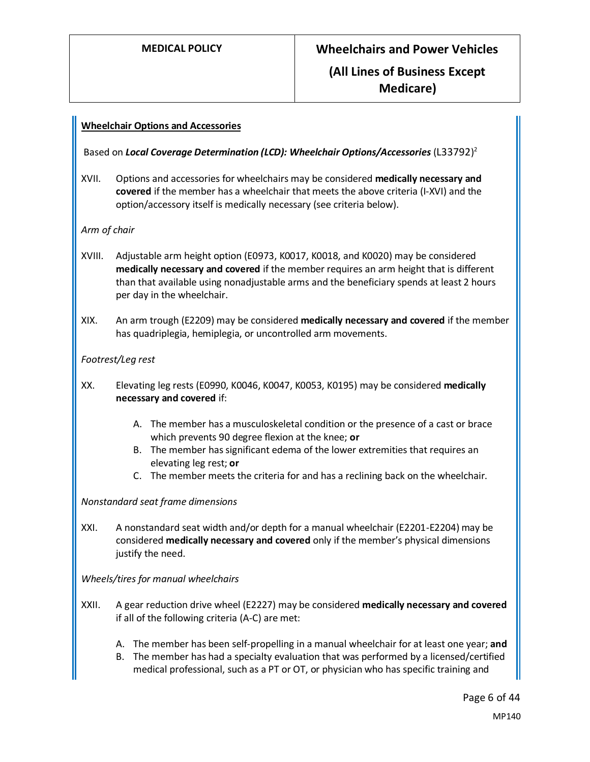**Wheelchair Options and Accessories**

Based on ***Local Coverage Determination (LCD): Wheelchair Options/Accessories*** (L33792)[2]

XVII. Options and accessories for wheelchairs may be considered **medically necessary and covered** if the member has a wheelchair that meets the above criteria (I-XVI) and the option/accessory itself is medically necessary (see criteria below).

*Arm of chair*

XVIII. Adjustable arm height option (E0973, K0017, K0018, and K0020) may be considered **medically necessary and covered** if the member requires an arm height that is different than that available using nonadjustable arms and the beneficiary spends at least 2 hours per day in the wheelchair.

XIX. An arm trough (E2209) may be considered **medically necessary and covered** if the member has quadriplegia, hemiplegia, or uncontrolled arm movements.

*Footrest/Leg rest*

XX. Elevating leg rests (E0990, K0046, K0047, K0053, K0195) may be considered **medically necessary and covered** if:

A. The member has a musculoskeletal condition or the presence of a cast or brace which prevents 90 degree flexion at the knee; **or**
B. The member has significant edema of the lower extremities that requires an elevating leg rest; **or**
C. The member meets the criteria for and has a reclining back on the wheelchair.

*Nonstandard seat frame dimensions*

XXI. A nonstandard seat width and/or depth for a manual wheelchair (E2201-E2204) may be considered **medically necessary and covered** only if the member's physical dimensions justify the need.

*Wheels/tires for manual wheelchairs*

XXII. A gear reduction drive wheel (E2227) may be considered **medically necessary and covered** if all of the following criteria (A-C) are met:

A. The member has been self-propelling in a manual wheelchair for at least one year; **and**
B. The member has had a specialty evaluation that was performed by a licensed/certified medical professional, such as a PT or OT, or physician who has specific training and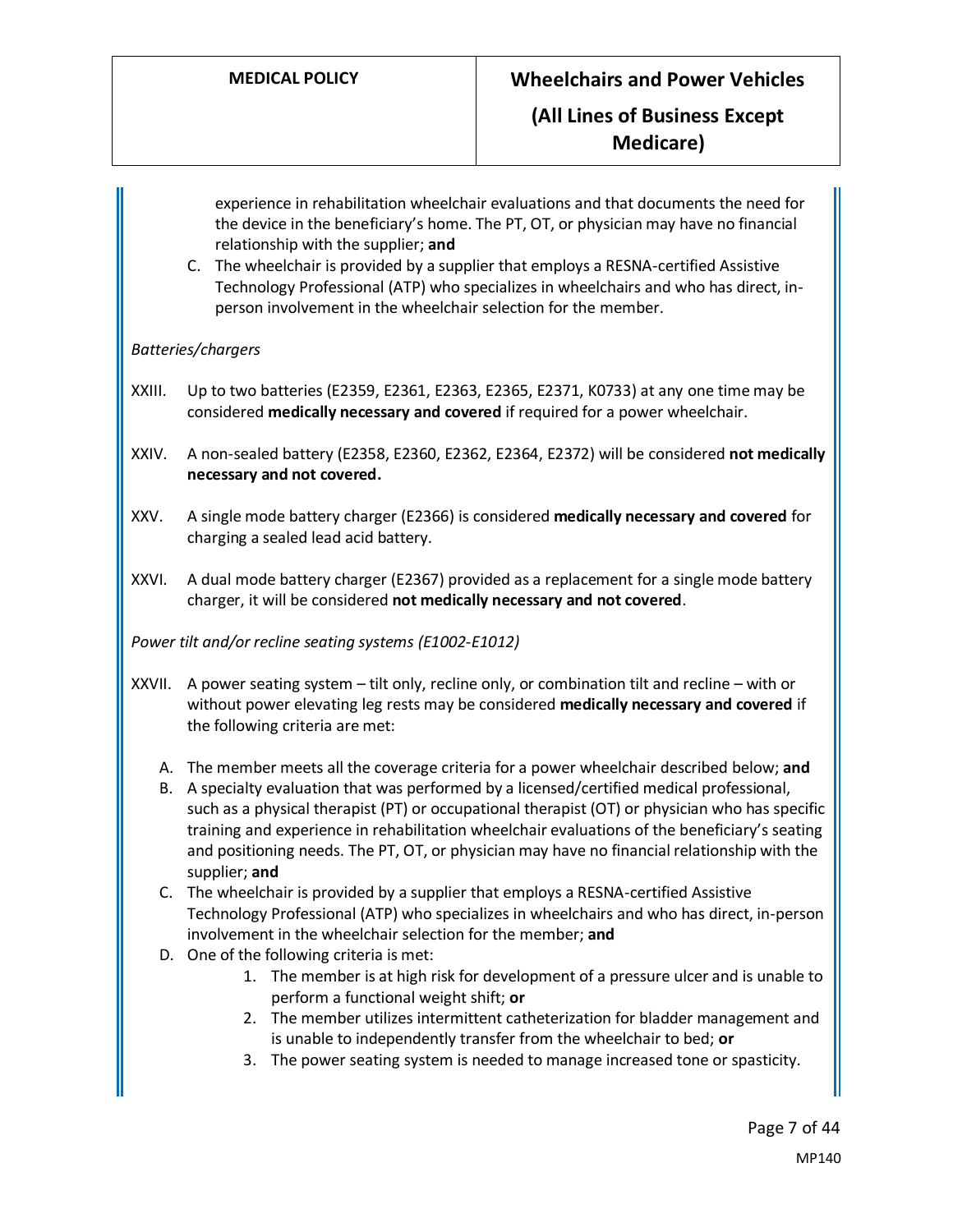experience in rehabilitation wheelchair evaluations and that documents the need for the device in the beneficiary's home. The PT, OT, or physician may have no financial relationship with the supplier; **and**

C. The wheelchair is provided by a supplier that employs a RESNA-certified Assistive Technology Professional (ATP) who specializes in wheelchairs and who has direct, in-person involvement in the wheelchair selection for the member.

*Batteries/chargers*

XXIII. Up to two batteries (E2359, E2361, E2363, E2365, E2371, K0733) at any one time may be considered **medically necessary and covered** if required for a power wheelchair.

XXIV. A non-sealed battery (E2358, E2360, E2362, E2364, E2372) will be considered **not medically necessary and not covered.**

XXV. A single mode battery charger (E2366) is considered **medically necessary and covered** for charging a sealed lead acid battery.

XXVI. A dual mode battery charger (E2367) provided as a replacement for a single mode battery charger, it will be considered **not medically necessary and not covered**.

*Power tilt and/or recline seating systems (E1002-E1012)*

XXVII. A power seating system – tilt only, recline only, or combination tilt and recline – with or without power elevating leg rests may be considered **medically necessary and covered** if the following criteria are met:

A. The member meets all the coverage criteria for a power wheelchair described below; **and**
B. A specialty evaluation that was performed by a licensed/certified medical professional, such as a physical therapist (PT) or occupational therapist (OT) or physician who has specific training and experience in rehabilitation wheelchair evaluations of the beneficiary's seating and positioning needs. The PT, OT, or physician may have no financial relationship with the supplier; **and**
C. The wheelchair is provided by a supplier that employs a RESNA-certified Assistive Technology Professional (ATP) who specializes in wheelchairs and who has direct, in-person involvement in the wheelchair selection for the member; **and**
D. One of the following criteria is met:
    1. The member is at high risk for development of a pressure ulcer and is unable to perform a functional weight shift; **or**
    2. The member utilizes intermittent catheterization for bladder management and is unable to independently transfer from the wheelchair to bed; **or**
    3. The power seating system is needed to manage increased tone or spasticity.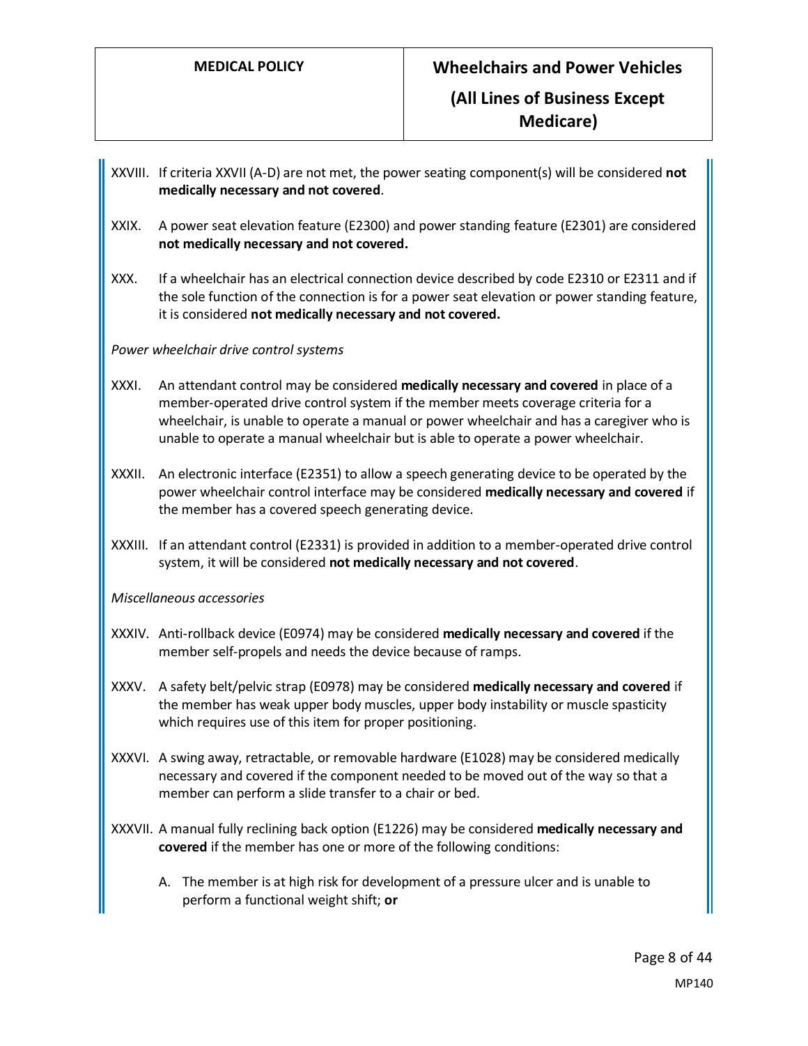XXVIII. If criteria XXVII (A-D) are not met, the power seating component(s) will be considered **not medically necessary and not covered**.

XXIX. A power seat elevation feature (E2300) and power standing feature (E2301) are considered **not medically necessary and not covered.**

XXX. If a wheelchair has an electrical connection device described by code E2310 or E2311 and if the sole function of the connection is for a power seat elevation or power standing feature, it is considered **not medically necessary and not covered.**

*Power wheelchair drive control systems*

XXXI. An attendant control may be considered **medically necessary and covered** in place of a member-operated drive control system if the member meets coverage criteria for a wheelchair, is unable to operate a manual or power wheelchair and has a caregiver who is unable to operate a manual wheelchair but is able to operate a power wheelchair.

XXXII. An electronic interface (E2351) to allow a speech generating device to be operated by the power wheelchair control interface may be considered **medically necessary and covered** if the member has a covered speech generating device.

XXXIII. If an attendant control (E2331) is provided in addition to a member-operated drive control system, it will be considered **not medically necessary and not covered**.

*Miscellaneous accessories*

XXXIV. Anti-rollback device (E0974) may be considered **medically necessary and covered** if the member self-propels and needs the device because of ramps.

XXXV. A safety belt/pelvic strap (E0978) may be considered **medically necessary and covered** if the member has weak upper body muscles, upper body instability or muscle spasticity which requires use of this item for proper positioning.

XXXVI. A swing away, retractable, or removable hardware (E1028) may be considered medically necessary and covered if the component needed to be moved out of the way so that a member can perform a slide transfer to a chair or bed.

XXXVII. A manual fully reclining back option (E1226) may be considered **medically necessary and covered** if the member has one or more of the following conditions:

A. The member is at high risk for development of a pressure ulcer and is unable to perform a functional weight shift; **or**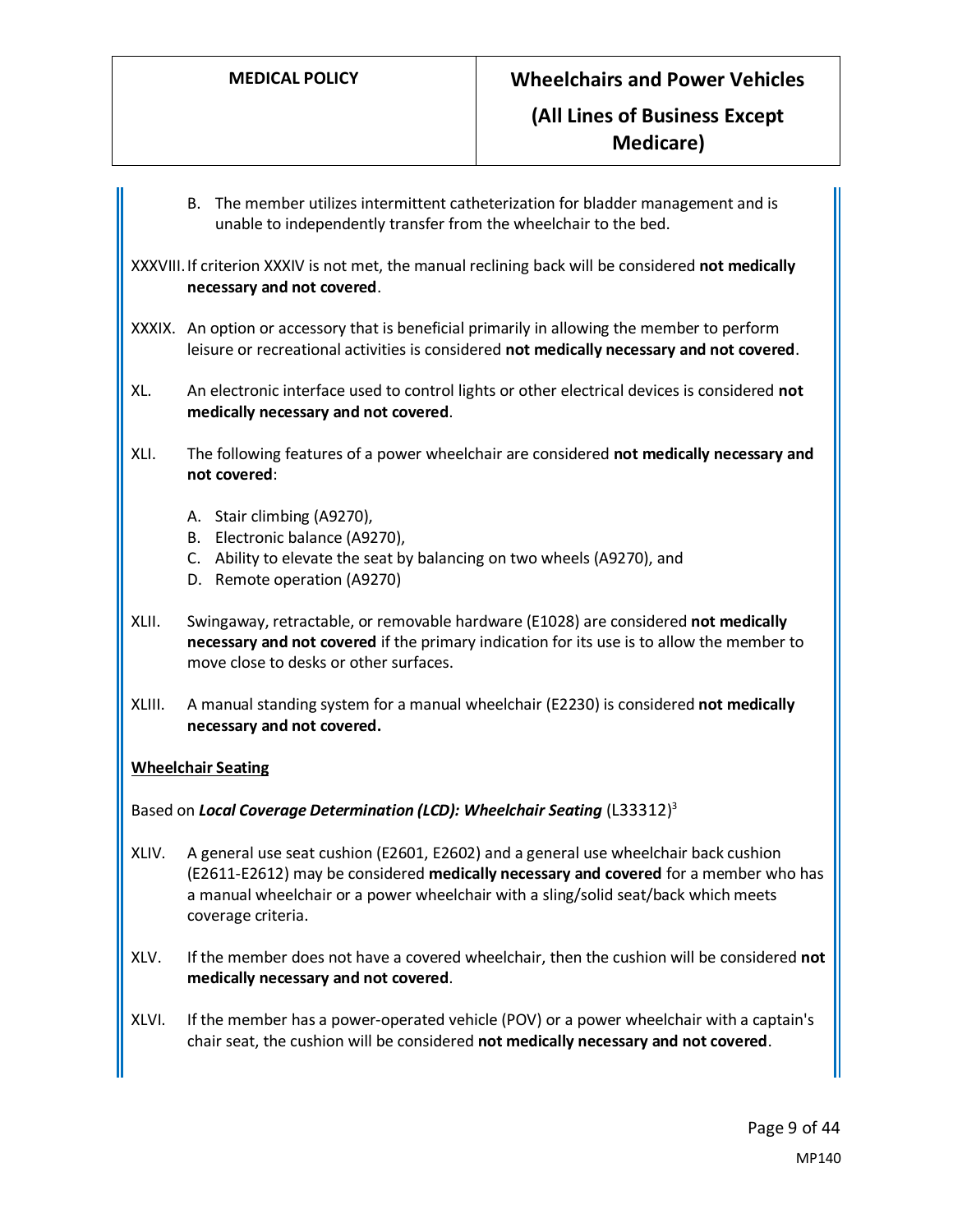B. The member utilizes intermittent catheterization for bladder management and is unable to independently transfer from the wheelchair to the bed.

XXXVIII. If criterion XXXIV is not met, the manual reclining back will be considered **not medically necessary and not covered**.

XXXIX. An option or accessory that is beneficial primarily in allowing the member to perform leisure or recreational activities is considered **not medically necessary and not covered**.

XL. An electronic interface used to control lights or other electrical devices is considered **not medically necessary and not covered**.

XLI. The following features of a power wheelchair are considered **not medically necessary and not covered**:

A. Stair climbing (A9270),
B. Electronic balance (A9270),
C. Ability to elevate the seat by balancing on two wheels (A9270), and
D. Remote operation (A9270)

XLII. Swingaway, retractable, or removable hardware (E1028) are considered **not medically necessary and not covered** if the primary indication for its use is to allow the member to move close to desks or other surfaces.

XLIII. A manual standing system for a manual wheelchair (E2230) is considered **not medically necessary and not covered.**

**Wheelchair Seating**

Based on ***Local Coverage Determination (LCD): Wheelchair Seating*** (L33312)[3]

XLIV. A general use seat cushion (E2601, E2602) and a general use wheelchair back cushion (E2611-E2612) may be considered **medically necessary and covered** for a member who has a manual wheelchair or a power wheelchair with a sling/solid seat/back which meets coverage criteria.

XLV. If the member does not have a covered wheelchair, then the cushion will be considered **not medically necessary and not covered**.

XLVI. If the member has a power-operated vehicle (POV) or a power wheelchair with a captain's chair seat, the cushion will be considered **not medically necessary and not covered**.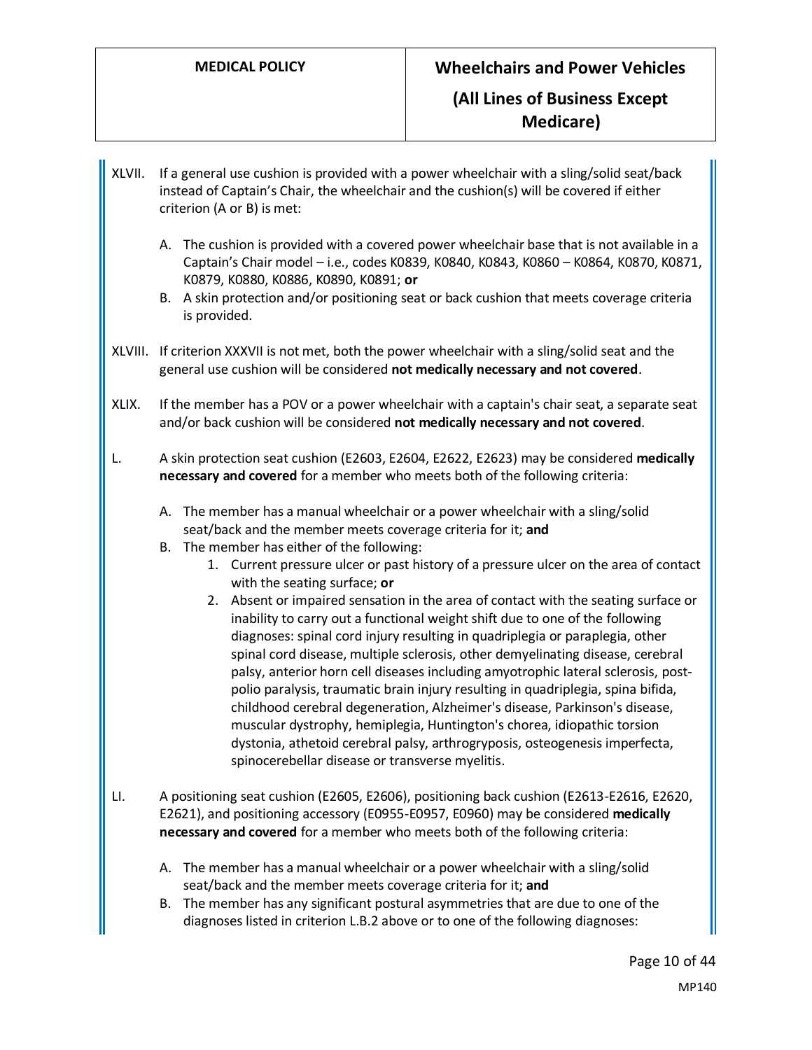XLVII. If a general use cushion is provided with a power wheelchair with a sling/solid seat/back instead of Captain's Chair, the wheelchair and the cushion(s) will be covered if either criterion (A or B) is met:

A. The cushion is provided with a covered power wheelchair base that is not available in a Captain's Chair model – i.e., codes K0839, K0840, K0843, K0860 – K0864, K0870, K0871, K0879, K0880, K0886, K0890, K0891; **or**
B. A skin protection and/or positioning seat or back cushion that meets coverage criteria is provided.

XLVIII. If criterion XXXVII is not met, both the power wheelchair with a sling/solid seat and the general use cushion will be considered **not medically necessary and not covered**.

XLIX. If the member has a POV or a power wheelchair with a captain's chair seat, a separate seat and/or back cushion will be considered **not medically necessary and not covered**.

L. A skin protection seat cushion (E2603, E2604, E2622, E2623) may be considered **medically necessary and covered** for a member who meets both of the following criteria:

A. The member has a manual wheelchair or a power wheelchair with a sling/solid seat/back and the member meets coverage criteria for it; **and**
B. The member has either of the following:
    1. Current pressure ulcer or past history of a pressure ulcer on the area of contact with the seating surface; **or**
    2. Absent or impaired sensation in the area of contact with the seating surface or inability to carry out a functional weight shift due to one of the following diagnoses: spinal cord injury resulting in quadriplegia or paraplegia, other spinal cord disease, multiple sclerosis, other demyelinating disease, cerebral palsy, anterior horn cell diseases including amyotrophic lateral sclerosis, post-polio paralysis, traumatic brain injury resulting in quadriplegia, spina bifida, childhood cerebral degeneration, Alzheimer's disease, Parkinson's disease, muscular dystrophy, hemiplegia, Huntington's chorea, idiopathic torsion dystonia, athetoid cerebral palsy, arthrogryposis, osteogenesis imperfecta, spinocerebellar disease or transverse myelitis.

LI. A positioning seat cushion (E2605, E2606), positioning back cushion (E2613-E2616, E2620, E2621), and positioning accessory (E0955-E0957, E0960) may be considered **medically necessary and covered** for a member who meets both of the following criteria:

A. The member has a manual wheelchair or a power wheelchair with a sling/solid seat/back and the member meets coverage criteria for it; **and**
B. The member has any significant postural asymmetries that are due to one of the diagnoses listed in criterion L.B.2 above or to one of the following diagnoses: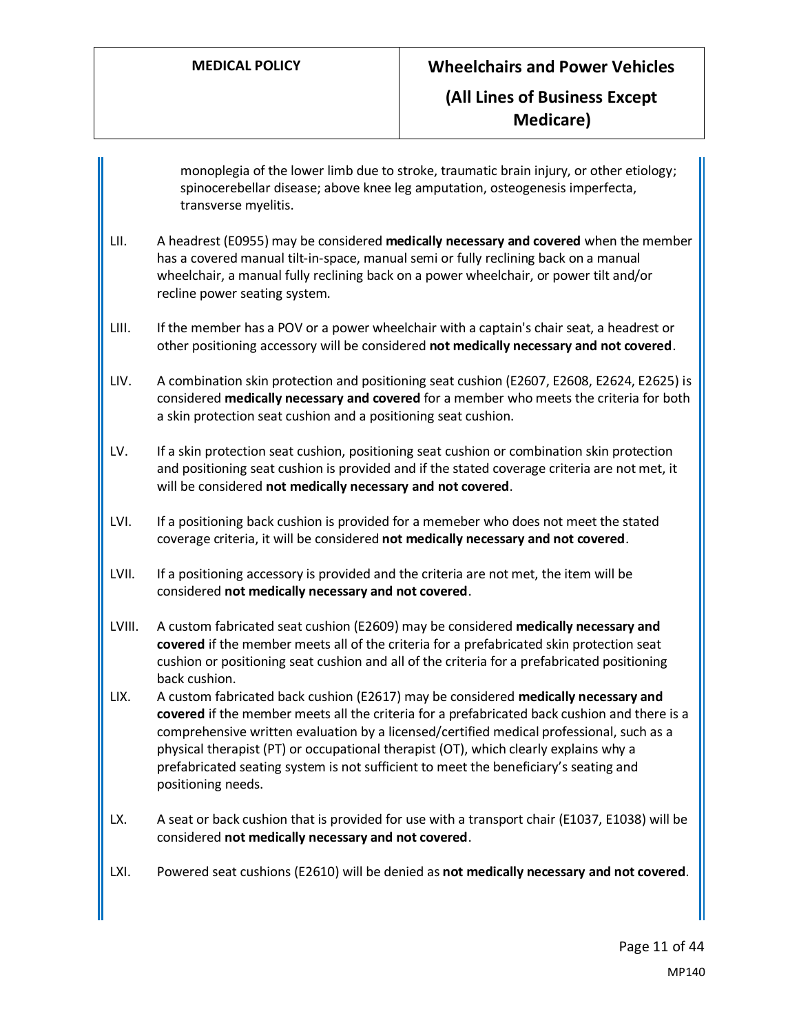monoplegia of the lower limb due to stroke, traumatic brain injury, or other etiology; spinocerebellar disease; above knee leg amputation, osteogenesis imperfecta, transverse myelitis.

LII. A headrest (E0955) may be considered **medically necessary and covered** when the member has a covered manual tilt-in-space, manual semi or fully reclining back on a manual wheelchair, a manual fully reclining back on a power wheelchair, or power tilt and/or recline power seating system.

LIII. If the member has a POV or a power wheelchair with a captain's chair seat, a headrest or other positioning accessory will be considered **not medically necessary and not covered**.

LIV. A combination skin protection and positioning seat cushion (E2607, E2608, E2624, E2625) is considered **medically necessary and covered** for a member who meets the criteria for both a skin protection seat cushion and a positioning seat cushion.

LV. If a skin protection seat cushion, positioning seat cushion or combination skin protection and positioning seat cushion is provided and if the stated coverage criteria are not met, it will be considered **not medically necessary and not covered**.

LVI. If a positioning back cushion is provided for a memeber who does not meet the stated coverage criteria, it will be considered **not medically necessary and not covered**.

LVII. If a positioning accessory is provided and the criteria are not met, the item will be considered **not medically necessary and not covered**.

LVIII. A custom fabricated seat cushion (E2609) may be considered **medically necessary and covered** if the member meets all of the criteria for a prefabricated skin protection seat cushion or positioning seat cushion and all of the criteria for a prefabricated positioning back cushion.

LIX. A custom fabricated back cushion (E2617) may be considered **medically necessary and covered** if the member meets all the criteria for a prefabricated back cushion and there is a comprehensive written evaluation by a licensed/certified medical professional, such as a physical therapist (PT) or occupational therapist (OT), which clearly explains why a prefabricated seating system is not sufficient to meet the beneficiary's seating and positioning needs.

LX. A seat or back cushion that is provided for use with a transport chair (E1037, E1038) will be considered **not medically necessary and not covered**.

LXI. Powered seat cushions (E2610) will be denied as **not medically necessary and not covered**.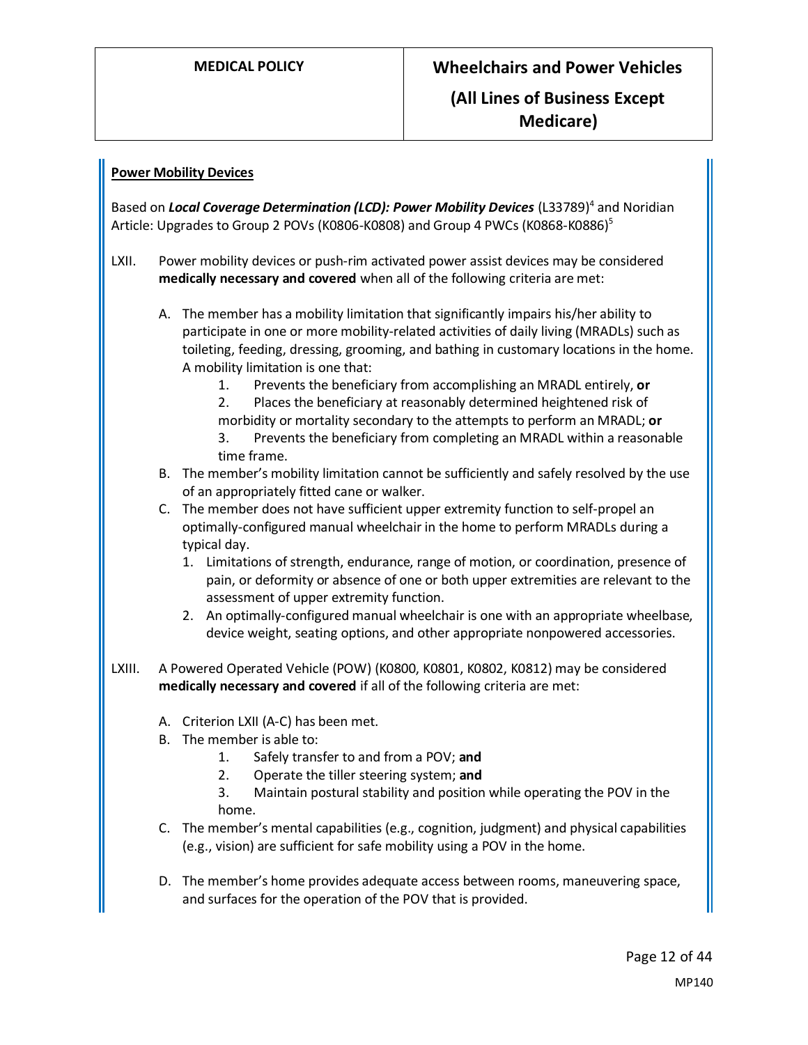**Power Mobility Devices**

Based on ***Local Coverage Determination (LCD): Power Mobility Devices*** (L33789)[4] and Noridian Article: Upgrades to Group 2 POVs (K0806-K0808) and Group 4 PWCs (K0868-K0886)[5]

LXII. Power mobility devices or push-rim activated power assist devices may be considered **medically necessary and covered** when all of the following criteria are met:

A. The member has a mobility limitation that significantly impairs his/her ability to participate in one or more mobility-related activities of daily living (MRADLs) such as toileting, feeding, dressing, grooming, and bathing in customary locations in the home. A mobility limitation is one that:
   1. Prevents the beneficiary from accomplishing an MRADL entirely, **or**
   2. Places the beneficiary at reasonably determined heightened risk of morbidity or mortality secondary to the attempts to perform an MRADL; **or**
   3. Prevents the beneficiary from completing an MRADL within a reasonable time frame.

B. The member's mobility limitation cannot be sufficiently and safely resolved by the use of an appropriately fitted cane or walker.

C. The member does not have sufficient upper extremity function to self-propel an optimally-configured manual wheelchair in the home to perform MRADLs during a typical day.
   1. Limitations of strength, endurance, range of motion, or coordination, presence of pain, or deformity or absence of one or both upper extremities are relevant to the assessment of upper extremity function.
   2. An optimally-configured manual wheelchair is one with an appropriate wheelbase, device weight, seating options, and other appropriate nonpowered accessories.

LXIII. A Powered Operated Vehicle (POW) (K0800, K0801, K0802, K0812) may be considered **medically necessary and covered** if all of the following criteria are met:

A. Criterion LXII (A-C) has been met.

B. The member is able to:
   1. Safely transfer to and from a POV; **and**
   2. Operate the tiller steering system; **and**
   3. Maintain postural stability and position while operating the POV in the home.

C. The member's mental capabilities (e.g., cognition, judgment) and physical capabilities (e.g., vision) are sufficient for safe mobility using a POV in the home.

D. The member's home provides adequate access between rooms, maneuvering space, and surfaces for the operation of the POV that is provided.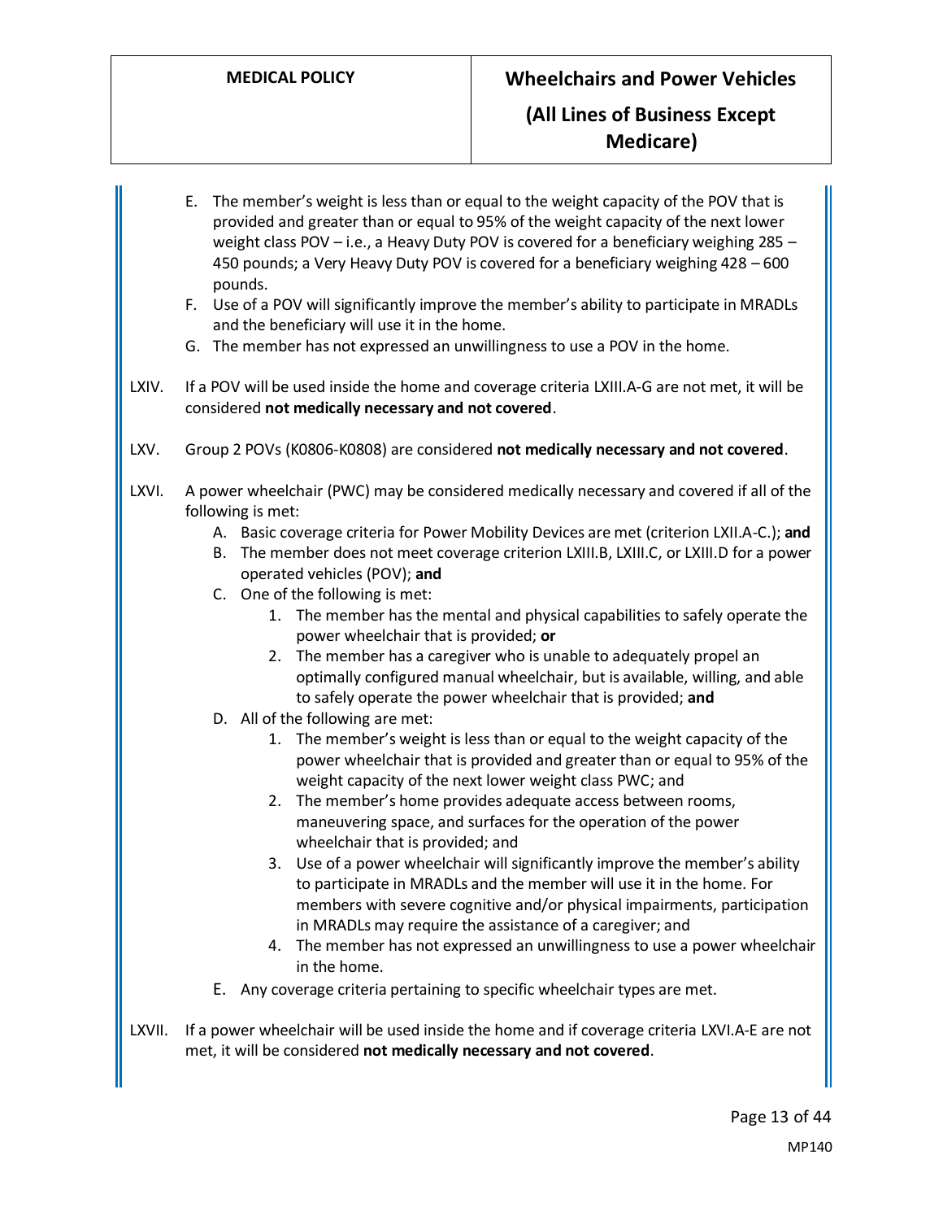E. The member's weight is less than or equal to the weight capacity of the POV that is provided and greater than or equal to 95% of the weight capacity of the next lower weight class POV – i.e., a Heavy Duty POV is covered for a beneficiary weighing 285 – 450 pounds; a Very Heavy Duty POV is covered for a beneficiary weighing 428 – 600 pounds.

F. Use of a POV will significantly improve the member's ability to participate in MRADLs and the beneficiary will use it in the home.

G. The member has not expressed an unwillingness to use a POV in the home.

LXIV. If a POV will be used inside the home and coverage criteria LXIII.A-G are not met, it will be considered **not medically necessary and not covered**.

LXV. Group 2 POVs (K0806-K0808) are considered **not medically necessary and not covered**.

LXVI. A power wheelchair (PWC) may be considered medically necessary and covered if all of the following is met:

A. Basic coverage criteria for Power Mobility Devices are met (criterion LXII.A-C.); **and**

B. The member does not meet coverage criterion LXIII.B, LXIII.C, or LXIII.D for a power operated vehicles (POV); **and**

C. One of the following is met:

1. The member has the mental and physical capabilities to safely operate the power wheelchair that is provided; **or**
2. The member has a caregiver who is unable to adequately propel an optimally configured manual wheelchair, but is available, willing, and able to safely operate the power wheelchair that is provided; **and**

D. All of the following are met:

1. The member's weight is less than or equal to the weight capacity of the power wheelchair that is provided and greater than or equal to 95% of the weight capacity of the next lower weight class PWC; and
2. The member's home provides adequate access between rooms, maneuvering space, and surfaces for the operation of the power wheelchair that is provided; and
3. Use of a power wheelchair will significantly improve the member's ability to participate in MRADLs and the member will use it in the home. For members with severe cognitive and/or physical impairments, participation in MRADLs may require the assistance of a caregiver; and
4. The member has not expressed an unwillingness to use a power wheelchair in the home.

E. Any coverage criteria pertaining to specific wheelchair types are met.

LXVII. If a power wheelchair will be used inside the home and if coverage criteria LXVI.A-E are not met, it will be considered **not medically necessary and not covered**.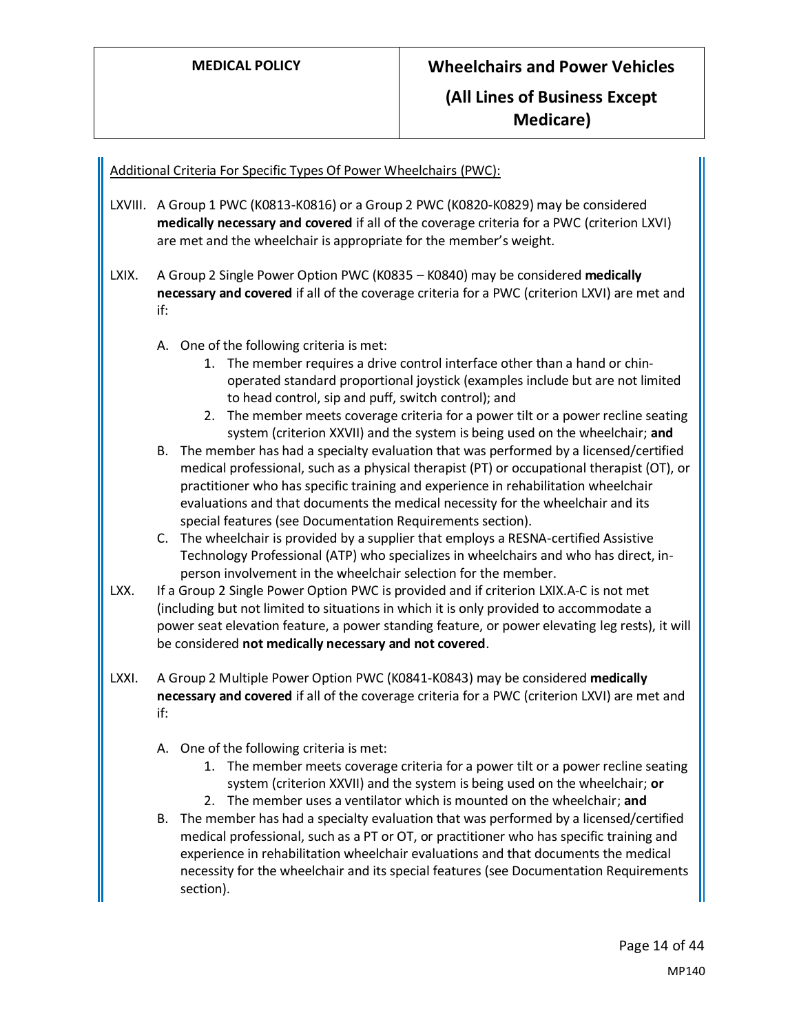Additional Criteria For Specific Types Of Power Wheelchairs (PWC):

LXVIII. A Group 1 PWC (K0813-K0816) or a Group 2 PWC (K0820-K0829) may be considered **medically necessary and covered** if all of the coverage criteria for a PWC (criterion LXVI) are met and the wheelchair is appropriate for the member's weight.

LXIX. A Group 2 Single Power Option PWC (K0835 – K0840) may be considered **medically necessary and covered** if all of the coverage criteria for a PWC (criterion LXVI) are met and if:

A. One of the following criteria is met:
   1. The member requires a drive control interface other than a hand or chin-operated standard proportional joystick (examples include but are not limited to head control, sip and puff, switch control); and
   2. The member meets coverage criteria for a power tilt or a power recline seating system (criterion XXVII) and the system is being used on the wheelchair; **and**

B. The member has had a specialty evaluation that was performed by a licensed/certified medical professional, such as a physical therapist (PT) or occupational therapist (OT), or practitioner who has specific training and experience in rehabilitation wheelchair evaluations and that documents the medical necessity for the wheelchair and its special features (see Documentation Requirements section).

C. The wheelchair is provided by a supplier that employs a RESNA-certified Assistive Technology Professional (ATP) who specializes in wheelchairs and who has direct, in-person involvement in the wheelchair selection for the member.

LXX. If a Group 2 Single Power Option PWC is provided and if criterion LXIX.A-C is not met (including but not limited to situations in which it is only provided to accommodate a power seat elevation feature, a power standing feature, or power elevating leg rests), it will be considered **not medically necessary and not covered**.

LXXI. A Group 2 Multiple Power Option PWC (K0841-K0843) may be considered **medically necessary and covered** if all of the coverage criteria for a PWC (criterion LXVI) are met and if:

A. One of the following criteria is met:
   1. The member meets coverage criteria for a power tilt or a power recline seating system (criterion XXVII) and the system is being used on the wheelchair; **or**
   2. The member uses a ventilator which is mounted on the wheelchair; **and**

B. The member has had a specialty evaluation that was performed by a licensed/certified medical professional, such as a PT or OT, or practitioner who has specific training and experience in rehabilitation wheelchair evaluations and that documents the medical necessity for the wheelchair and its special features (see Documentation Requirements section).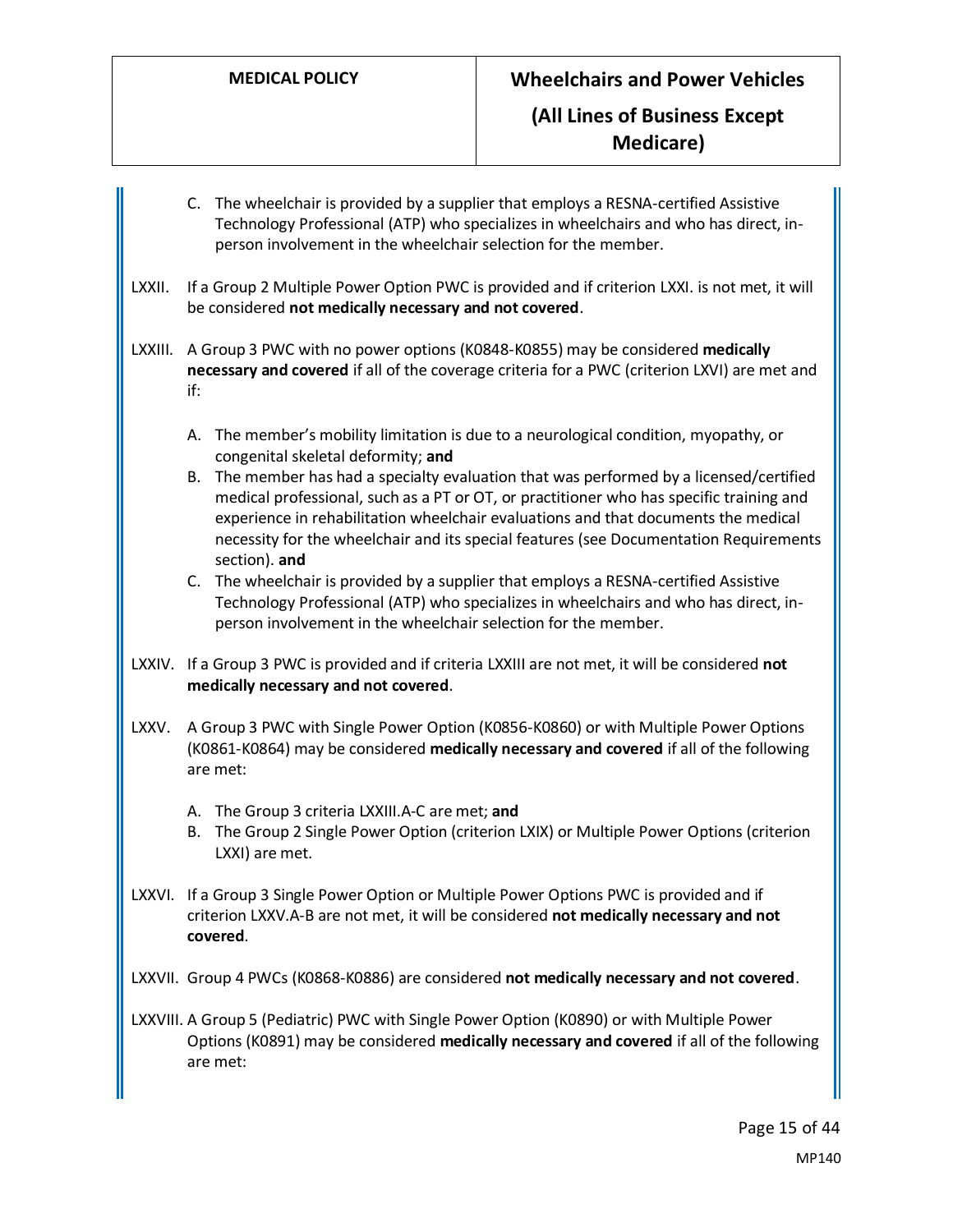C. The wheelchair is provided by a supplier that employs a RESNA-certified Assistive Technology Professional (ATP) who specializes in wheelchairs and who has direct, in-person involvement in the wheelchair selection for the member.

LXXII. If a Group 2 Multiple Power Option PWC is provided and if criterion LXXI. is not met, it will be considered **not medically necessary and not covered**.

LXXIII. A Group 3 PWC with no power options (K0848-K0855) may be considered **medically necessary and covered** if all of the coverage criteria for a PWC (criterion LXVI) are met and if:

A. The member's mobility limitation is due to a neurological condition, myopathy, or congenital skeletal deformity; **and**

B. The member has had a specialty evaluation that was performed by a licensed/certified medical professional, such as a PT or OT, or practitioner who has specific training and experience in rehabilitation wheelchair evaluations and that documents the medical necessity for the wheelchair and its special features (see Documentation Requirements section). **and**

C. The wheelchair is provided by a supplier that employs a RESNA-certified Assistive Technology Professional (ATP) who specializes in wheelchairs and who has direct, in-person involvement in the wheelchair selection for the member.

LXXIV. If a Group 3 PWC is provided and if criteria LXXIII are not met, it will be considered **not medically necessary and not covered**.

LXXV. A Group 3 PWC with Single Power Option (K0856-K0860) or with Multiple Power Options (K0861-K0864) may be considered **medically necessary and covered** if all of the following are met:

A. The Group 3 criteria LXXIII.A-C are met; **and**

B. The Group 2 Single Power Option (criterion LXIX) or Multiple Power Options (criterion LXXI) are met.

LXXVI. If a Group 3 Single Power Option or Multiple Power Options PWC is provided and if criterion LXXV.A-B are not met, it will be considered **not medically necessary and not covered**.

LXXVII. Group 4 PWCs (K0868-K0886) are considered **not medically necessary and not covered**.

LXXVIII. A Group 5 (Pediatric) PWC with Single Power Option (K0890) or with Multiple Power Options (K0891) may be considered **medically necessary and covered** if all of the following are met: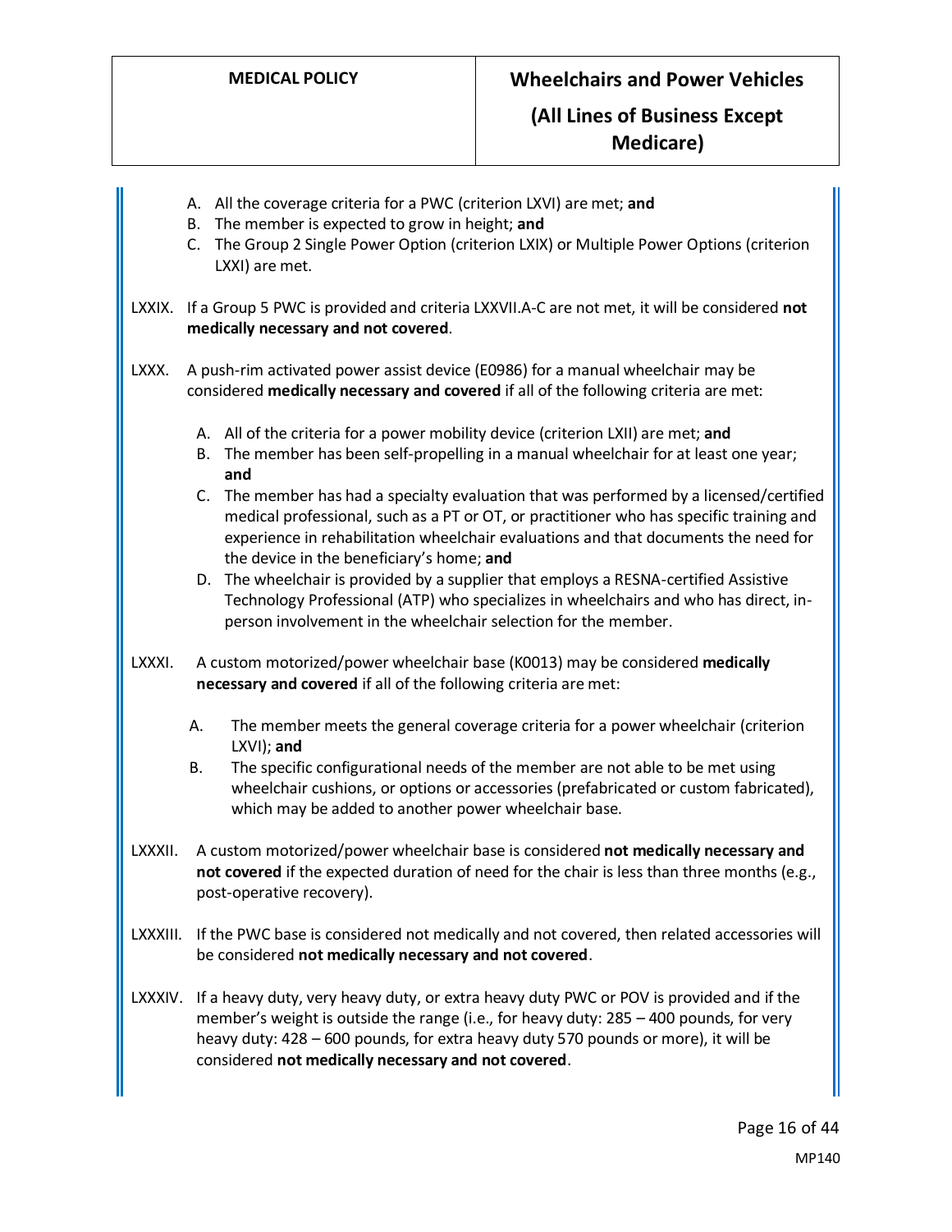A. All the coverage criteria for a PWC (criterion LXVI) are met; **and**
B. The member is expected to grow in height; **and**
C. The Group 2 Single Power Option (criterion LXIX) or Multiple Power Options (criterion LXXI) are met.

LXXIX. If a Group 5 PWC is provided and criteria LXXVII.A-C are not met, it will be considered **not medically necessary and not covered**.

LXXX. A push-rim activated power assist device (E0986) for a manual wheelchair may be considered **medically necessary and covered** if all of the following criteria are met:

A. All of the criteria for a power mobility device (criterion LXII) are met; **and**
B. The member has been self-propelling in a manual wheelchair for at least one year; **and**
C. The member has had a specialty evaluation that was performed by a licensed/certified medical professional, such as a PT or OT, or practitioner who has specific training and experience in rehabilitation wheelchair evaluations and that documents the need for the device in the beneficiary's home; **and**
D. The wheelchair is provided by a supplier that employs a RESNA-certified Assistive Technology Professional (ATP) who specializes in wheelchairs and who has direct, in-person involvement in the wheelchair selection for the member.

LXXXI. A custom motorized/power wheelchair base (K0013) may be considered **medically necessary and covered** if all of the following criteria are met:

A. The member meets the general coverage criteria for a power wheelchair (criterion LXVI); **and**
B. The specific configurational needs of the member are not able to be met using wheelchair cushions, or options or accessories (prefabricated or custom fabricated), which may be added to another power wheelchair base.

LXXXII. A custom motorized/power wheelchair base is considered **not medically necessary and not covered** if the expected duration of need for the chair is less than three months (e.g., post-operative recovery).

LXXXIII. If the PWC base is considered not medically and not covered, then related accessories will be considered **not medically necessary and not covered**.

LXXXIV. If a heavy duty, very heavy duty, or extra heavy duty PWC or POV is provided and if the member's weight is outside the range (i.e., for heavy duty: 285 – 400 pounds, for very heavy duty: 428 – 600 pounds, for extra heavy duty 570 pounds or more), it will be considered **not medically necessary and not covered**.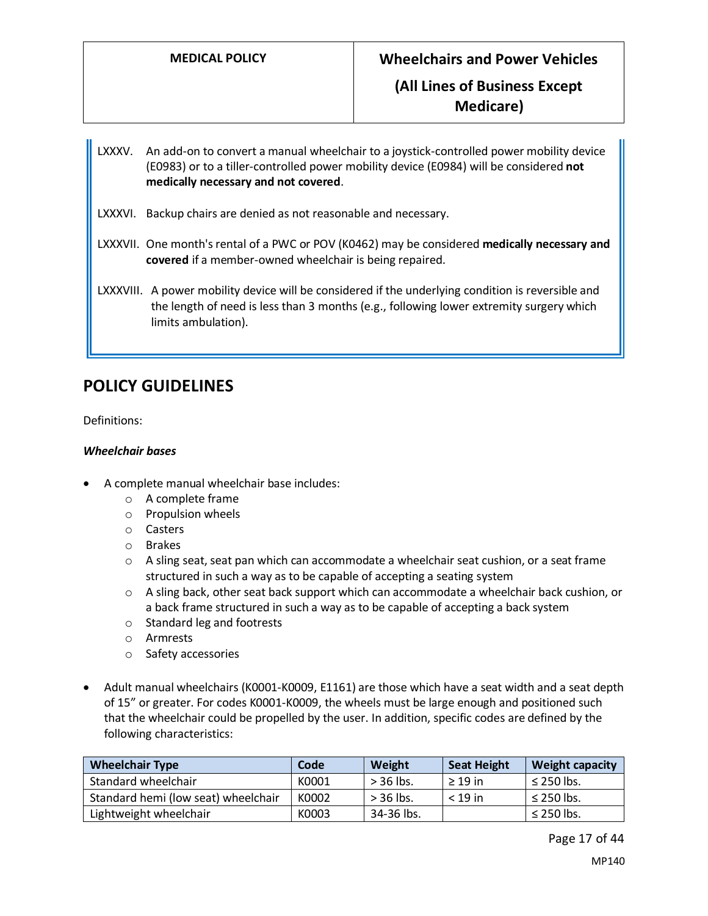LXXXV. An add-on to convert a manual wheelchair to a joystick-controlled power mobility device (E0983) or to a tiller-controlled power mobility device (E0984) will be considered **not medically necessary and not covered**.

LXXXVI. Backup chairs are denied as not reasonable and necessary.

LXXXVII. One month's rental of a PWC or POV (K0462) may be considered **medically necessary and covered** if a member-owned wheelchair is being repaired.

LXXXVIII. A power mobility device will be considered if the underlying condition is reversible and the length of need is less than 3 months (e.g., following lower extremity surgery which limits ambulation).

## POLICY GUIDELINES

Definitions:

***Wheelchair bases***

- A complete manual wheelchair base includes:
  - A complete frame
  - Propulsion wheels
  - Casters
  - Brakes
  - A sling seat, seat pan which can accommodate a wheelchair seat cushion, or a seat frame structured in such a way as to be capable of accepting a seating system
  - A sling back, other seat back support which can accommodate a wheelchair back cushion, or a back frame structured in such a way as to be capable of accepting a back system
  - Standard leg and footrests
  - Armrests
  - Safety accessories

- Adult manual wheelchairs (K0001-K0009, E1161) are those which have a seat width and a seat depth of 15" or greater. For codes K0001-K0009, the wheels must be large enough and positioned such that the wheelchair could be propelled by the user. In addition, specific codes are defined by the following characteristics:

| Wheelchair Type | Code | Weight | Seat Height | Weight capacity |
|---|---|---|---|---|
| Standard wheelchair | K0001 | > 36 lbs. | ≥ 19 in | ≤ 250 lbs. |
| Standard hemi (low seat) wheelchair | K0002 | > 36 lbs. | < 19 in | ≤ 250 lbs. |
| Lightweight wheelchair | K0003 | 34-36 lbs. | | ≤ 250 lbs. |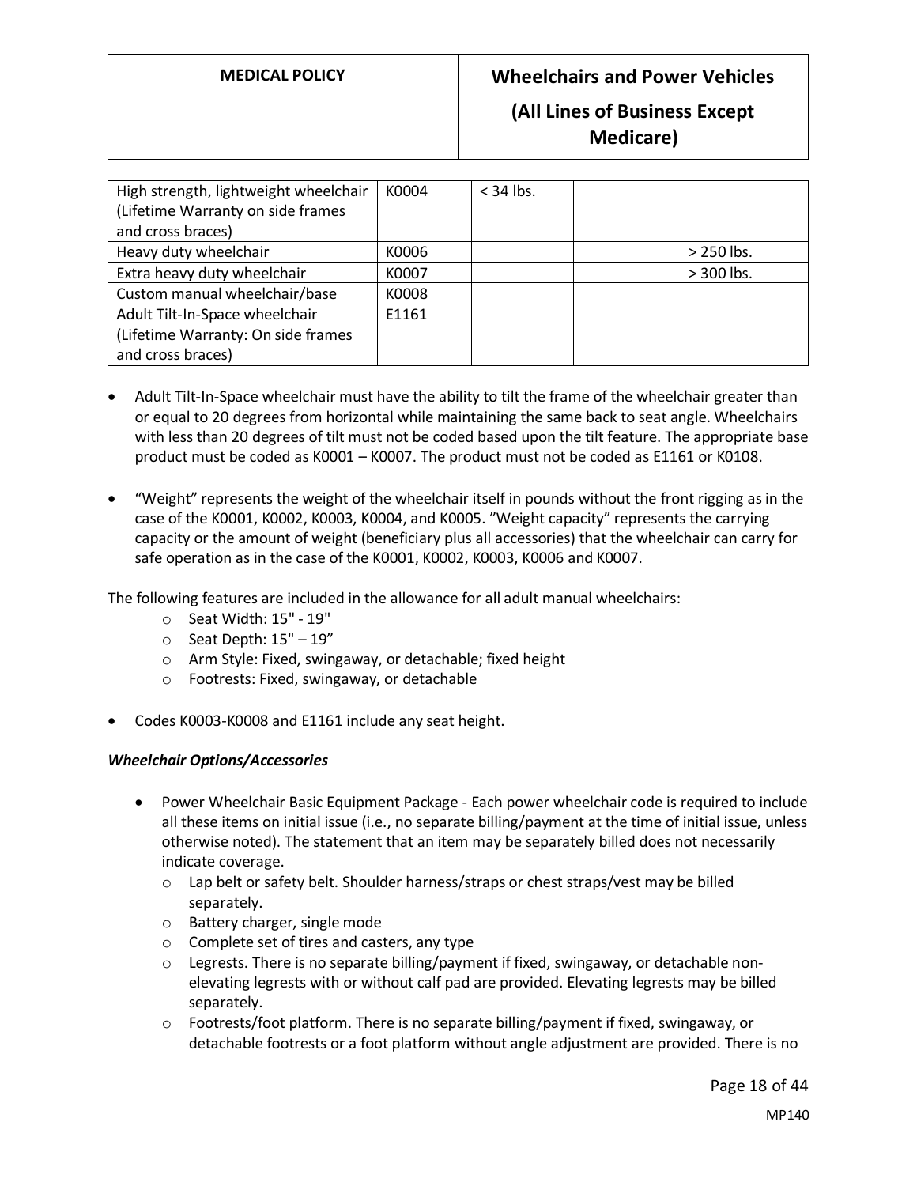| High strength, lightweight wheelchair (Lifetime Warranty on side frames and cross braces) | K0004 | < 34 lbs. | | |
|---|---|---|---|---|
| Heavy duty wheelchair | K0006 | | | > 250 lbs. |
| Extra heavy duty wheelchair | K0007 | | | > 300 lbs. |
| Custom manual wheelchair/base | K0008 | | | |
| Adult Tilt-In-Space wheelchair (Lifetime Warranty: On side frames and cross braces) | E1161 | | | |

- Adult Tilt-In-Space wheelchair must have the ability to tilt the frame of the wheelchair greater than or equal to 20 degrees from horizontal while maintaining the same back to seat angle. Wheelchairs with less than 20 degrees of tilt must not be coded based upon the tilt feature. The appropriate base product must be coded as K0001 – K0007. The product must not be coded as E1161 or K0108.

- "Weight" represents the weight of the wheelchair itself in pounds without the front rigging as in the case of the K0001, K0002, K0003, K0004, and K0005. "Weight capacity" represents the carrying capacity or the amount of weight (beneficiary plus all accessories) that the wheelchair can carry for safe operation as in the case of the K0001, K0002, K0003, K0006 and K0007.

The following features are included in the allowance for all adult manual wheelchairs:

- Seat Width: 15" - 19"
- Seat Depth: 15" – 19"
- Arm Style: Fixed, swingaway, or detachable; fixed height
- Footrests: Fixed, swingaway, or detachable

- Codes K0003-K0008 and E1161 include any seat height.

***Wheelchair Options/Accessories***

- Power Wheelchair Basic Equipment Package - Each power wheelchair code is required to include all these items on initial issue (i.e., no separate billing/payment at the time of initial issue, unless otherwise noted). The statement that an item may be separately billed does not necessarily indicate coverage.
  - Lap belt or safety belt. Shoulder harness/straps or chest straps/vest may be billed separately.
  - Battery charger, single mode
  - Complete set of tires and casters, any type
  - Legrests. There is no separate billing/payment if fixed, swingaway, or detachable non-elevating legrests with or without calf pad are provided. Elevating legrests may be billed separately.
  - Footrests/foot platform. There is no separate billing/payment if fixed, swingaway, or detachable footrests or a foot platform without angle adjustment are provided. There is no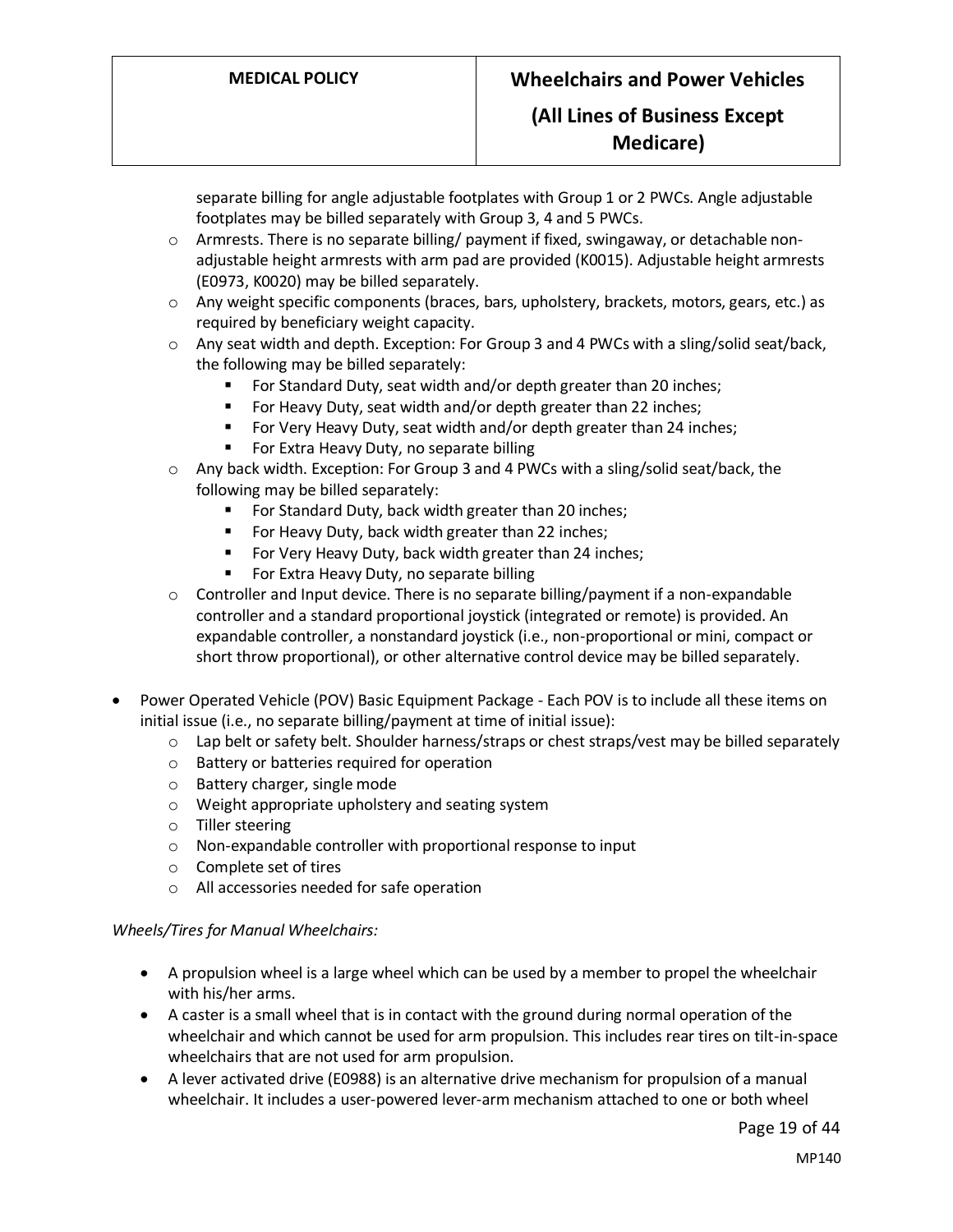separate billing for angle adjustable footplates with Group 1 or 2 PWCs. Angle adjustable footplates may be billed separately with Group 3, 4 and 5 PWCs.

  - Armrests. There is no separate billing/ payment if fixed, swingaway, or detachable non-adjustable height armrests with arm pad are provided (K0015). Adjustable height armrests (E0973, K0020) may be billed separately.
  - Any weight specific components (braces, bars, upholstery, brackets, motors, gears, etc.) as required by beneficiary weight capacity.
  - Any seat width and depth. Exception: For Group 3 and 4 PWCs with a sling/solid seat/back, the following may be billed separately:
    - For Standard Duty, seat width and/or depth greater than 20 inches;
    - For Heavy Duty, seat width and/or depth greater than 22 inches;
    - For Very Heavy Duty, seat width and/or depth greater than 24 inches;
    - For Extra Heavy Duty, no separate billing
  - Any back width. Exception: For Group 3 and 4 PWCs with a sling/solid seat/back, the following may be billed separately:
    - For Standard Duty, back width greater than 20 inches;
    - For Heavy Duty, back width greater than 22 inches;
    - For Very Heavy Duty, back width greater than 24 inches;
    - For Extra Heavy Duty, no separate billing
  - Controller and Input device. There is no separate billing/payment if a non-expandable controller and a standard proportional joystick (integrated or remote) is provided. An expandable controller, a nonstandard joystick (i.e., non-proportional or mini, compact or short throw proportional), or other alternative control device may be billed separately.

- Power Operated Vehicle (POV) Basic Equipment Package - Each POV is to include all these items on initial issue (i.e., no separate billing/payment at time of initial issue):
  - Lap belt or safety belt. Shoulder harness/straps or chest straps/vest may be billed separately
  - Battery or batteries required for operation
  - Battery charger, single mode
  - Weight appropriate upholstery and seating system
  - Tiller steering
  - Non-expandable controller with proportional response to input
  - Complete set of tires
  - All accessories needed for safe operation

*Wheels/Tires for Manual Wheelchairs:*

- A propulsion wheel is a large wheel which can be used by a member to propel the wheelchair with his/her arms.
- A caster is a small wheel that is in contact with the ground during normal operation of the wheelchair and which cannot be used for arm propulsion. This includes rear tires on tilt-in-space wheelchairs that are not used for arm propulsion.
- A lever activated drive (E0988) is an alternative drive mechanism for propulsion of a manual wheelchair. It includes a user-powered lever-arm mechanism attached to one or both wheel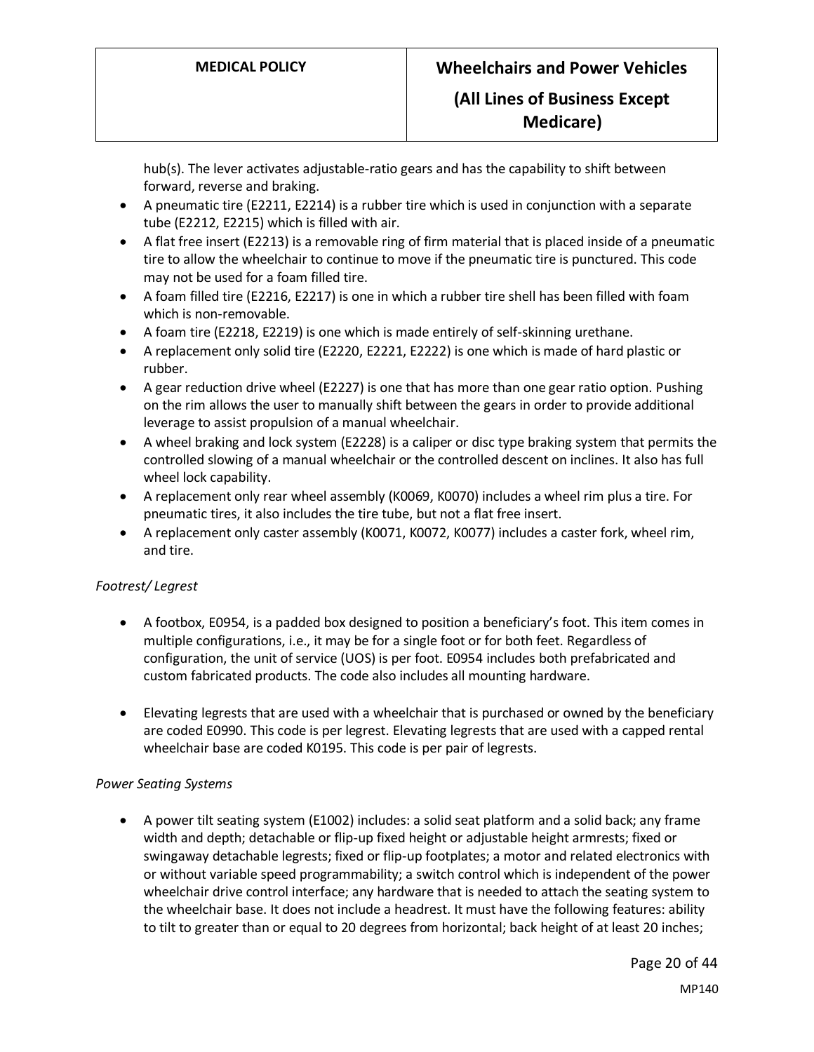hub(s). The lever activates adjustable-ratio gears and has the capability to shift between forward, reverse and braking.

- A pneumatic tire (E2211, E2214) is a rubber tire which is used in conjunction with a separate tube (E2212, E2215) which is filled with air.
- A flat free insert (E2213) is a removable ring of firm material that is placed inside of a pneumatic tire to allow the wheelchair to continue to move if the pneumatic tire is punctured. This code may not be used for a foam filled tire.
- A foam filled tire (E2216, E2217) is one in which a rubber tire shell has been filled with foam which is non-removable.
- A foam tire (E2218, E2219) is one which is made entirely of self-skinning urethane.
- A replacement only solid tire (E2220, E2221, E2222) is one which is made of hard plastic or rubber.
- A gear reduction drive wheel (E2227) is one that has more than one gear ratio option. Pushing on the rim allows the user to manually shift between the gears in order to provide additional leverage to assist propulsion of a manual wheelchair.
- A wheel braking and lock system (E2228) is a caliper or disc type braking system that permits the controlled slowing of a manual wheelchair or the controlled descent on inclines. It also has full wheel lock capability.
- A replacement only rear wheel assembly (K0069, K0070) includes a wheel rim plus a tire. For pneumatic tires, it also includes the tire tube, but not a flat free insert.
- A replacement only caster assembly (K0071, K0072, K0077) includes a caster fork, wheel rim, and tire.

*Footrest/ Legrest*

- A footbox, E0954, is a padded box designed to position a beneficiary's foot. This item comes in multiple configurations, i.e., it may be for a single foot or for both feet. Regardless of configuration, the unit of service (UOS) is per foot. E0954 includes both prefabricated and custom fabricated products. The code also includes all mounting hardware.

- Elevating legrests that are used with a wheelchair that is purchased or owned by the beneficiary are coded E0990. This code is per legrest. Elevating legrests that are used with a capped rental wheelchair base are coded K0195. This code is per pair of legrests.

*Power Seating Systems*

- A power tilt seating system (E1002) includes: a solid seat platform and a solid back; any frame width and depth; detachable or flip-up fixed height or adjustable height armrests; fixed or swingaway detachable legrests; fixed or flip-up footplates; a motor and related electronics with or without variable speed programmability; a switch control which is independent of the power wheelchair drive control interface; any hardware that is needed to attach the seating system to the wheelchair base. It does not include a headrest. It must have the following features: ability to tilt to greater than or equal to 20 degrees from horizontal; back height of at least 20 inches;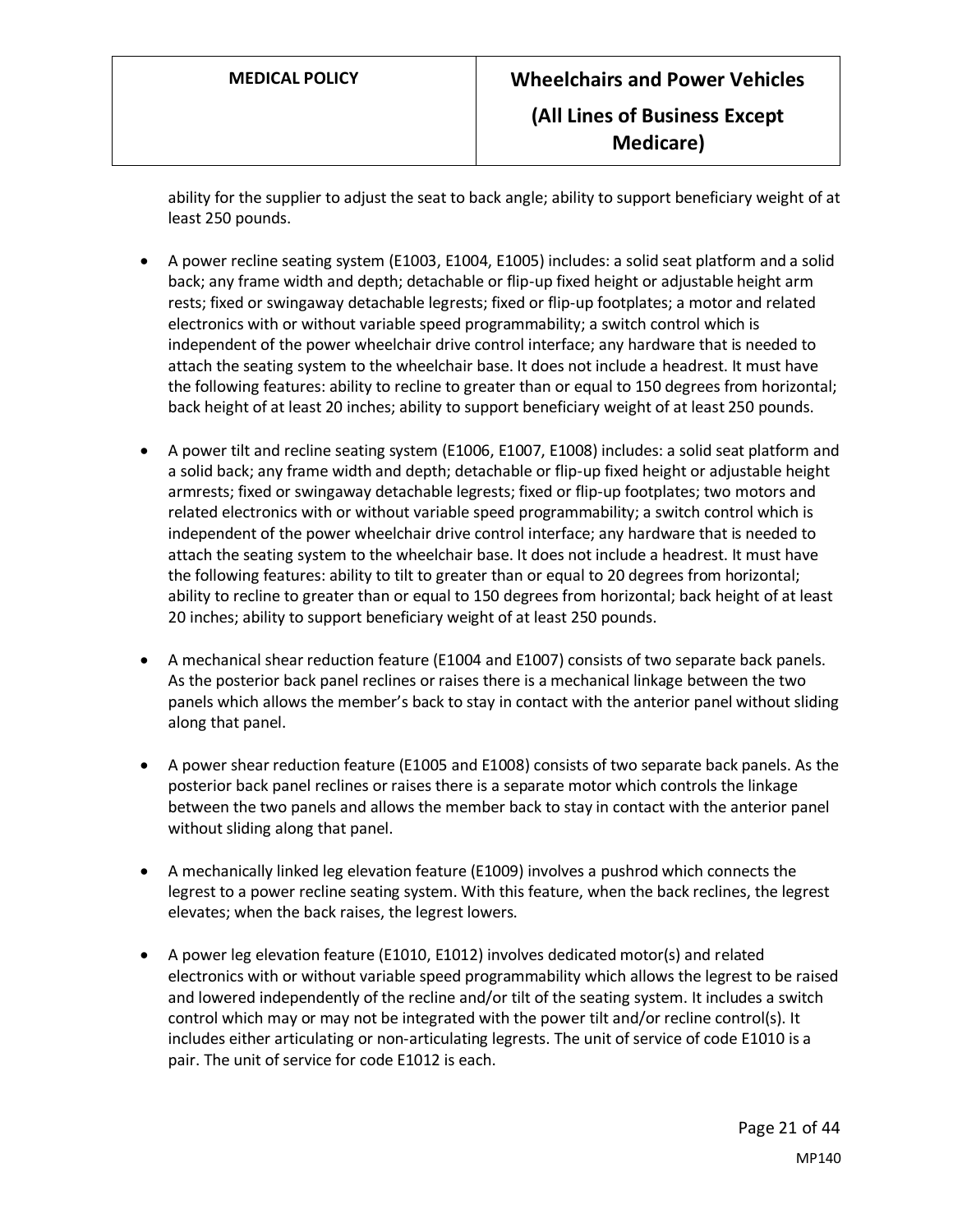ability for the supplier to adjust the seat to back angle; ability to support beneficiary weight of at least 250 pounds.

- A power recline seating system (E1003, E1004, E1005) includes: a solid seat platform and a solid back; any frame width and depth; detachable or flip-up fixed height or adjustable height arm rests; fixed or swingaway detachable legrests; fixed or flip-up footplates; a motor and related electronics with or without variable speed programmability; a switch control which is independent of the power wheelchair drive control interface; any hardware that is needed to attach the seating system to the wheelchair base. It does not include a headrest. It must have the following features: ability to recline to greater than or equal to 150 degrees from horizontal; back height of at least 20 inches; ability to support beneficiary weight of at least 250 pounds.

- A power tilt and recline seating system (E1006, E1007, E1008) includes: a solid seat platform and a solid back; any frame width and depth; detachable or flip-up fixed height or adjustable height armrests; fixed or swingaway detachable legrests; fixed or flip-up footplates; two motors and related electronics with or without variable speed programmability; a switch control which is independent of the power wheelchair drive control interface; any hardware that is needed to attach the seating system to the wheelchair base. It does not include a headrest. It must have the following features: ability to tilt to greater than or equal to 20 degrees from horizontal; ability to recline to greater than or equal to 150 degrees from horizontal; back height of at least 20 inches; ability to support beneficiary weight of at least 250 pounds.

- A mechanical shear reduction feature (E1004 and E1007) consists of two separate back panels. As the posterior back panel reclines or raises there is a mechanical linkage between the two panels which allows the member's back to stay in contact with the anterior panel without sliding along that panel.

- A power shear reduction feature (E1005 and E1008) consists of two separate back panels. As the posterior back panel reclines or raises there is a separate motor which controls the linkage between the two panels and allows the member back to stay in contact with the anterior panel without sliding along that panel.

- A mechanically linked leg elevation feature (E1009) involves a pushrod which connects the legrest to a power recline seating system. With this feature, when the back reclines, the legrest elevates; when the back raises, the legrest lowers.

- A power leg elevation feature (E1010, E1012) involves dedicated motor(s) and related electronics with or without variable speed programmability which allows the legrest to be raised and lowered independently of the recline and/or tilt of the seating system. It includes a switch control which may or may not be integrated with the power tilt and/or recline control(s). It includes either articulating or non-articulating legrests. The unit of service of code E1010 is a pair. The unit of service for code E1012 is each.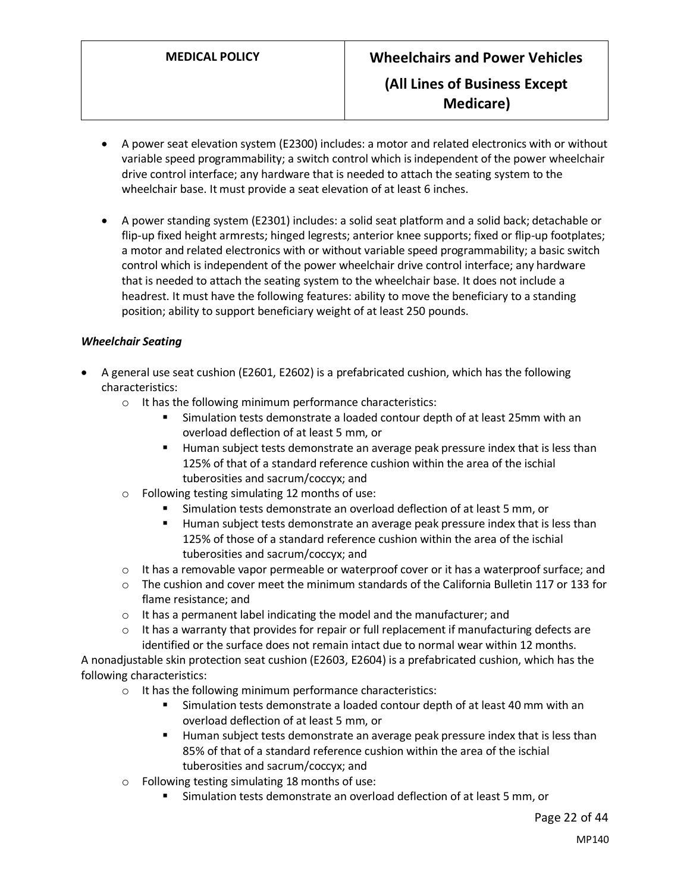- A power seat elevation system (E2300) includes: a motor and related electronics with or without variable speed programmability; a switch control which is independent of the power wheelchair drive control interface; any hardware that is needed to attach the seating system to the wheelchair base. It must provide a seat elevation of at least 6 inches.

- A power standing system (E2301) includes: a solid seat platform and a solid back; detachable or flip-up fixed height armrests; hinged legrests; anterior knee supports; fixed or flip-up footplates; a motor and related electronics with or without variable speed programmability; a basic switch control which is independent of the power wheelchair drive control interface; any hardware that is needed to attach the seating system to the wheelchair base. It does not include a headrest. It must have the following features: ability to move the beneficiary to a standing position; ability to support beneficiary weight of at least 250 pounds.

***Wheelchair Seating***

- A general use seat cushion (E2601, E2602) is a prefabricated cushion, which has the following characteristics:
  - It has the following minimum performance characteristics:
    - Simulation tests demonstrate a loaded contour depth of at least 25mm with an overload deflection of at least 5 mm, or
    - Human subject tests demonstrate an average peak pressure index that is less than 125% of that of a standard reference cushion within the area of the ischial tuberosities and sacrum/coccyx; and
  - Following testing simulating 12 months of use:
    - Simulation tests demonstrate an overload deflection of at least 5 mm, or
    - Human subject tests demonstrate an average peak pressure index that is less than 125% of those of a standard reference cushion within the area of the ischial tuberosities and sacrum/coccyx; and
  - It has a removable vapor permeable or waterproof cover or it has a waterproof surface; and
  - The cushion and cover meet the minimum standards of the California Bulletin 117 or 133 for flame resistance; and
  - It has a permanent label indicating the model and the manufacturer; and
  - It has a warranty that provides for repair or full replacement if manufacturing defects are identified or the surface does not remain intact due to normal wear within 12 months.

A nonadjustable skin protection seat cushion (E2603, E2604) is a prefabricated cushion, which has the following characteristics:

  - It has the following minimum performance characteristics:
    - Simulation tests demonstrate a loaded contour depth of at least 40 mm with an overload deflection of at least 5 mm, or
    - Human subject tests demonstrate an average peak pressure index that is less than 85% of that of a standard reference cushion within the area of the ischial tuberosities and sacrum/coccyx; and
  - Following testing simulating 18 months of use:
    - Simulation tests demonstrate an overload deflection of at least 5 mm, or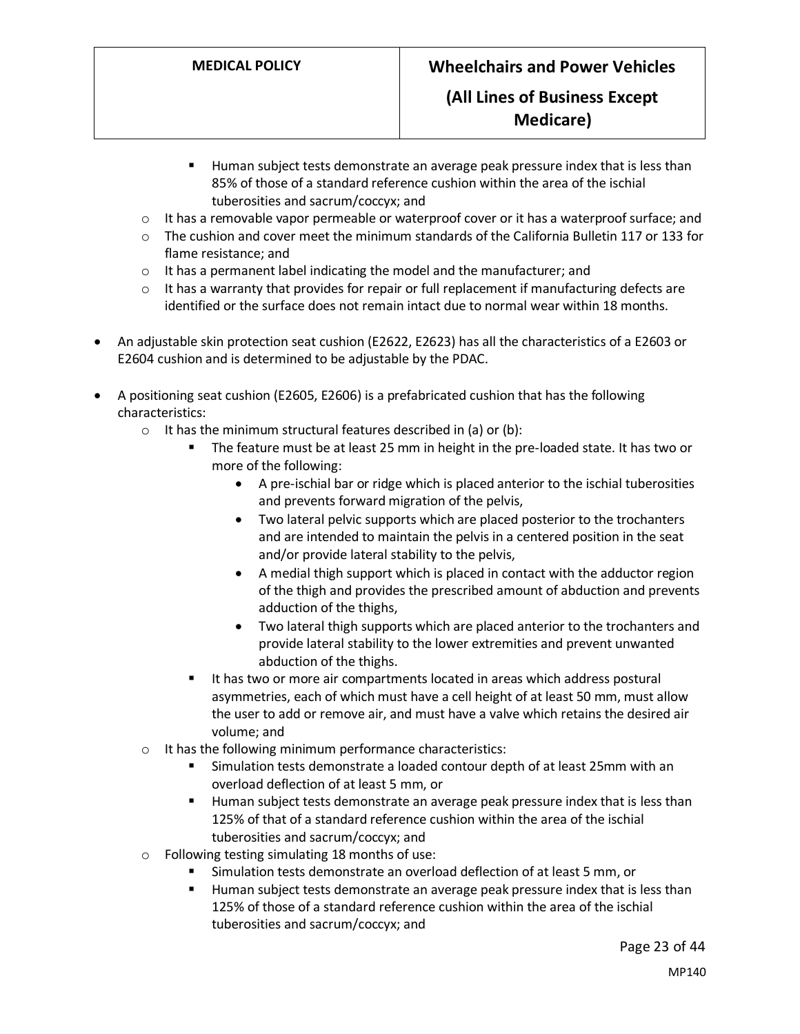- Human subject tests demonstrate an average peak pressure index that is less than 85% of those of a standard reference cushion within the area of the ischial tuberosities and sacrum/coccyx; and
    - It has a removable vapor permeable or waterproof cover or it has a waterproof surface; and
    - The cushion and cover meet the minimum standards of the California Bulletin 117 or 133 for flame resistance; and
    - It has a permanent label indicating the model and the manufacturer; and
    - It has a warranty that provides for repair or full replacement if manufacturing defects are identified or the surface does not remain intact due to normal wear within 18 months.

- An adjustable skin protection seat cushion (E2622, E2623) has all the characteristics of a E2603 or E2604 cushion and is determined to be adjustable by the PDAC.

- A positioning seat cushion (E2605, E2606) is a prefabricated cushion that has the following characteristics:
    - It has the minimum structural features described in (a) or (b):
        - The feature must be at least 25 mm in height in the pre-loaded state. It has two or more of the following:
            - A pre-ischial bar or ridge which is placed anterior to the ischial tuberosities and prevents forward migration of the pelvis,
            - Two lateral pelvic supports which are placed posterior to the trochanters and are intended to maintain the pelvis in a centered position in the seat and/or provide lateral stability to the pelvis,
            - A medial thigh support which is placed in contact with the adductor region of the thigh and provides the prescribed amount of abduction and prevents adduction of the thighs,
            - Two lateral thigh supports which are placed anterior to the trochanters and provide lateral stability to the lower extremities and prevent unwanted abduction of the thighs.
        - It has two or more air compartments located in areas which address postural asymmetries, each of which must have a cell height of at least 50 mm, must allow the user to add or remove air, and must have a valve which retains the desired air volume; and
    - It has the following minimum performance characteristics:
        - Simulation tests demonstrate a loaded contour depth of at least 25mm with an overload deflection of at least 5 mm, or
        - Human subject tests demonstrate an average peak pressure index that is less than 125% of that of a standard reference cushion within the area of the ischial tuberosities and sacrum/coccyx; and
    - Following testing simulating 18 months of use:
        - Simulation tests demonstrate an overload deflection of at least 5 mm, or
        - Human subject tests demonstrate an average peak pressure index that is less than 125% of those of a standard reference cushion within the area of the ischial tuberosities and sacrum/coccyx; and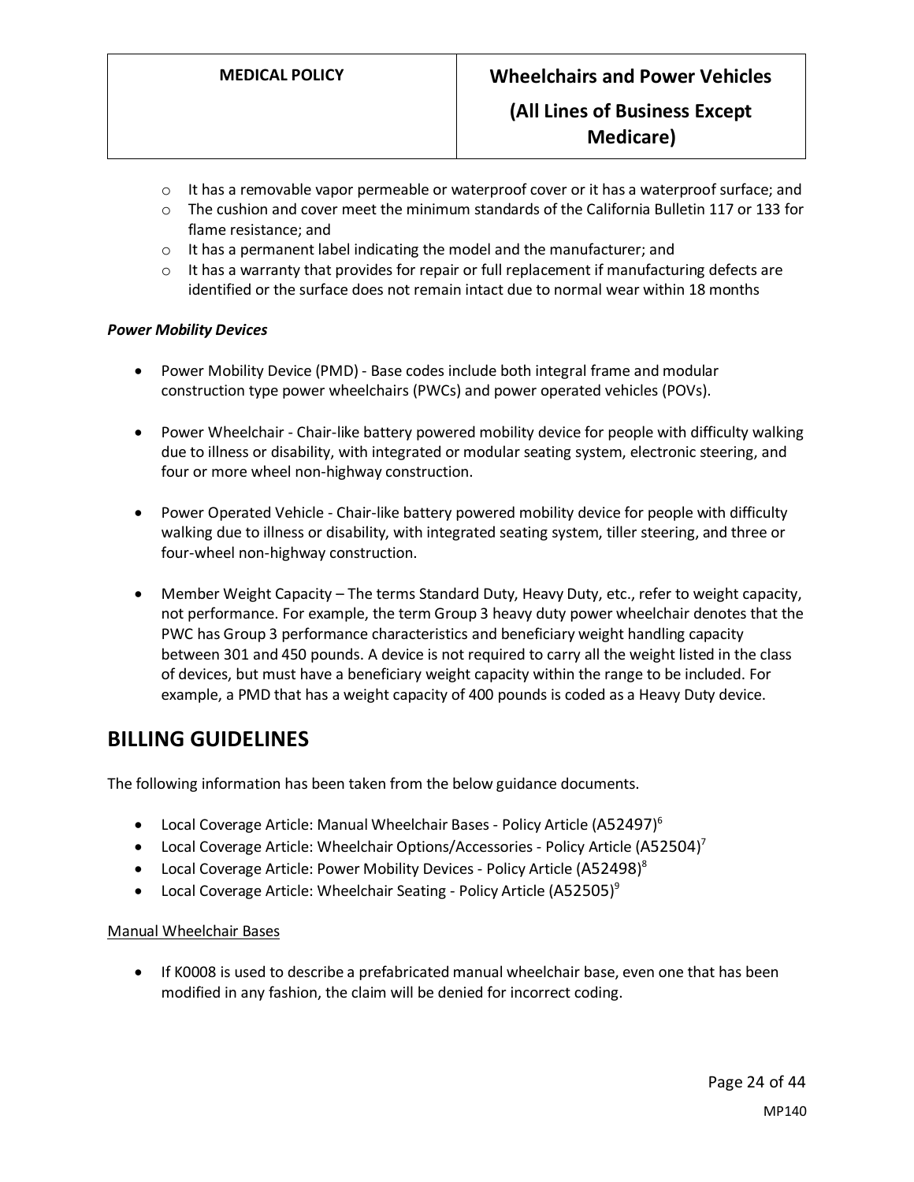- It has a removable vapor permeable or waterproof cover or it has a waterproof surface; and
- The cushion and cover meet the minimum standards of the California Bulletin 117 or 133 for flame resistance; and
- It has a permanent label indicating the model and the manufacturer; and
- It has a warranty that provides for repair or full replacement if manufacturing defects are identified or the surface does not remain intact due to normal wear within 18 months

***Power Mobility Devices***

- Power Mobility Device (PMD) - Base codes include both integral frame and modular construction type power wheelchairs (PWCs) and power operated vehicles (POVs).

- Power Wheelchair - Chair-like battery powered mobility device for people with difficulty walking due to illness or disability, with integrated or modular seating system, electronic steering, and four or more wheel non-highway construction.

- Power Operated Vehicle - Chair-like battery powered mobility device for people with difficulty walking due to illness or disability, with integrated seating system, tiller steering, and three or four-wheel non-highway construction.

- Member Weight Capacity – The terms Standard Duty, Heavy Duty, etc., refer to weight capacity, not performance. For example, the term Group 3 heavy duty power wheelchair denotes that the PWC has Group 3 performance characteristics and beneficiary weight handling capacity between 301 and 450 pounds. A device is not required to carry all the weight listed in the class of devices, but must have a beneficiary weight capacity within the range to be included. For example, a PMD that has a weight capacity of 400 pounds is coded as a Heavy Duty device.

## BILLING GUIDELINES

The following information has been taken from the below guidance documents.

- Local Coverage Article: Manual Wheelchair Bases - Policy Article (A52497)[6]
- Local Coverage Article: Wheelchair Options/Accessories - Policy Article (A52504)[7]
- Local Coverage Article: Power Mobility Devices - Policy Article (A52498)[8]
- Local Coverage Article: Wheelchair Seating - Policy Article (A52505)[9]

<u>Manual Wheelchair Bases</u>

- If K0008 is used to describe a prefabricated manual wheelchair base, even one that has been modified in any fashion, the claim will be denied for incorrect coding.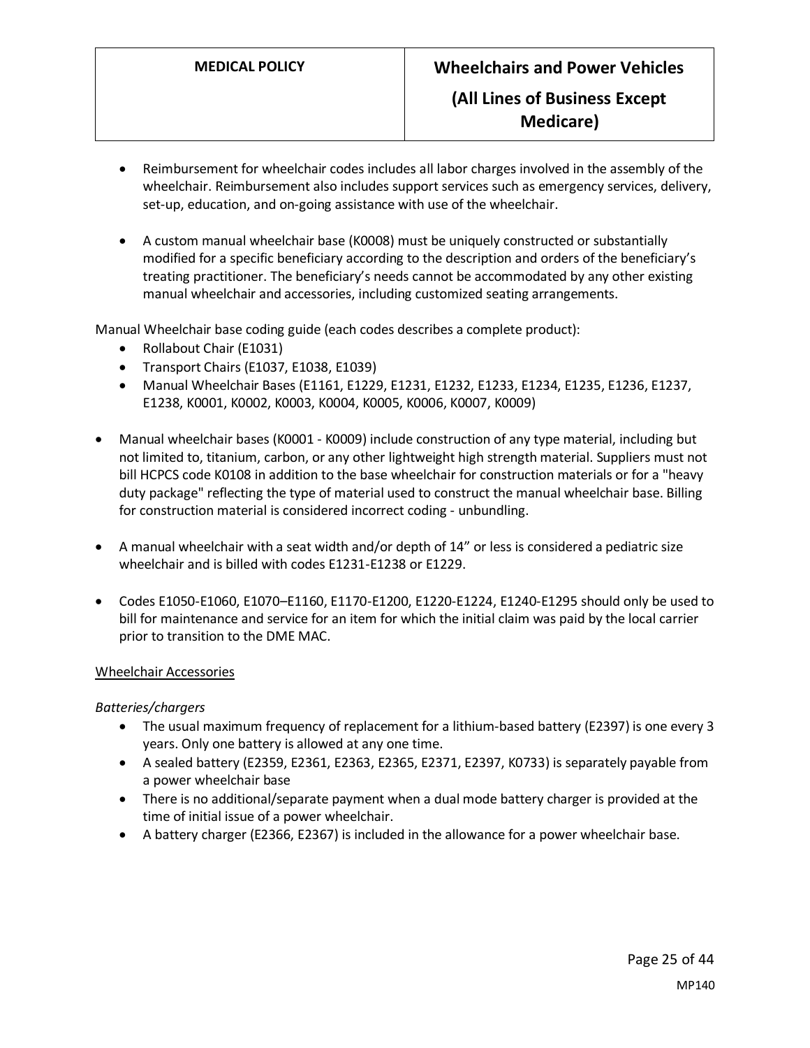- Reimbursement for wheelchair codes includes all labor charges involved in the assembly of the wheelchair. Reimbursement also includes support services such as emergency services, delivery, set-up, education, and on-going assistance with use of the wheelchair.

- A custom manual wheelchair base (K0008) must be uniquely constructed or substantially modified for a specific beneficiary according to the description and orders of the beneficiary's treating practitioner. The beneficiary's needs cannot be accommodated by any other existing manual wheelchair and accessories, including customized seating arrangements.

Manual Wheelchair base coding guide (each codes describes a complete product):

- Rollabout Chair (E1031)
- Transport Chairs (E1037, E1038, E1039)
- Manual Wheelchair Bases (E1161, E1229, E1231, E1232, E1233, E1234, E1235, E1236, E1237, E1238, K0001, K0002, K0003, K0004, K0005, K0006, K0007, K0009)

- Manual wheelchair bases (K0001 - K0009) include construction of any type material, including but not limited to, titanium, carbon, or any other lightweight high strength material. Suppliers must not bill HCPCS code K0108 in addition to the base wheelchair for construction materials or for a "heavy duty package" reflecting the type of material used to construct the manual wheelchair base. Billing for construction material is considered incorrect coding - unbundling.

- A manual wheelchair with a seat width and/or depth of 14" or less is considered a pediatric size wheelchair and is billed with codes E1231-E1238 or E1229.

- Codes E1050-E1060, E1070–E1160, E1170-E1200, E1220-E1224, E1240-E1295 should only be used to bill for maintenance and service for an item for which the initial claim was paid by the local carrier prior to transition to the DME MAC.

Wheelchair Accessories

*Batteries/chargers*

- The usual maximum frequency of replacement for a lithium-based battery (E2397) is one every 3 years. Only one battery is allowed at any one time.
- A sealed battery (E2359, E2361, E2363, E2365, E2371, E2397, K0733) is separately payable from a power wheelchair base
- There is no additional/separate payment when a dual mode battery charger is provided at the time of initial issue of a power wheelchair.
- A battery charger (E2366, E2367) is included in the allowance for a power wheelchair base.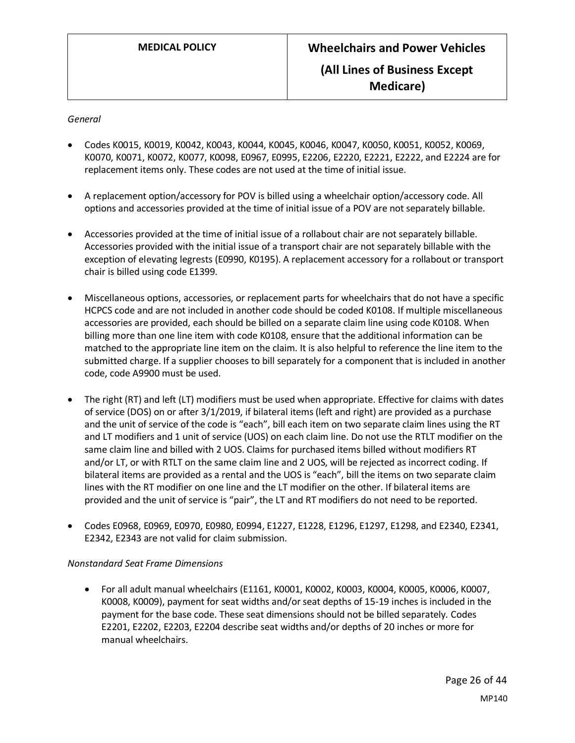*General*

- Codes K0015, K0019, K0042, K0043, K0044, K0045, K0046, K0047, K0050, K0051, K0052, K0069, K0070, K0071, K0072, K0077, K0098, E0967, E0995, E2206, E2220, E2221, E2222, and E2224 are for replacement items only. These codes are not used at the time of initial issue.

- A replacement option/accessory for POV is billed using a wheelchair option/accessory code. All options and accessories provided at the time of initial issue of a POV are not separately billable.

- Accessories provided at the time of initial issue of a rollabout chair are not separately billable. Accessories provided with the initial issue of a transport chair are not separately billable with the exception of elevating legrests (E0990, K0195). A replacement accessory for a rollabout or transport chair is billed using code E1399.

- Miscellaneous options, accessories, or replacement parts for wheelchairs that do not have a specific HCPCS code and are not included in another code should be coded K0108. If multiple miscellaneous accessories are provided, each should be billed on a separate claim line using code K0108. When billing more than one line item with code K0108, ensure that the additional information can be matched to the appropriate line item on the claim. It is also helpful to reference the line item to the submitted charge. If a supplier chooses to bill separately for a component that is included in another code, code A9900 must be used.

- The right (RT) and left (LT) modifiers must be used when appropriate. Effective for claims with dates of service (DOS) on or after 3/1/2019, if bilateral items (left and right) are provided as a purchase and the unit of service of the code is "each", bill each item on two separate claim lines using the RT and LT modifiers and 1 unit of service (UOS) on each claim line. Do not use the RTLT modifier on the same claim line and billed with 2 UOS. Claims for purchased items billed without modifiers RT and/or LT, or with RTLT on the same claim line and 2 UOS, will be rejected as incorrect coding. If bilateral items are provided as a rental and the UOS is "each", bill the items on two separate claim lines with the RT modifier on one line and the LT modifier on the other. If bilateral items are provided and the unit of service is "pair", the LT and RT modifiers do not need to be reported.

- Codes E0968, E0969, E0970, E0980, E0994, E1227, E1228, E1296, E1297, E1298, and E2340, E2341, E2342, E2343 are not valid for claim submission.

*Nonstandard Seat Frame Dimensions*

- For all adult manual wheelchairs (E1161, K0001, K0002, K0003, K0004, K0005, K0006, K0007, K0008, K0009), payment for seat widths and/or seat depths of 15-19 inches is included in the payment for the base code. These seat dimensions should not be billed separately. Codes E2201, E2202, E2203, E2204 describe seat widths and/or depths of 20 inches or more for manual wheelchairs.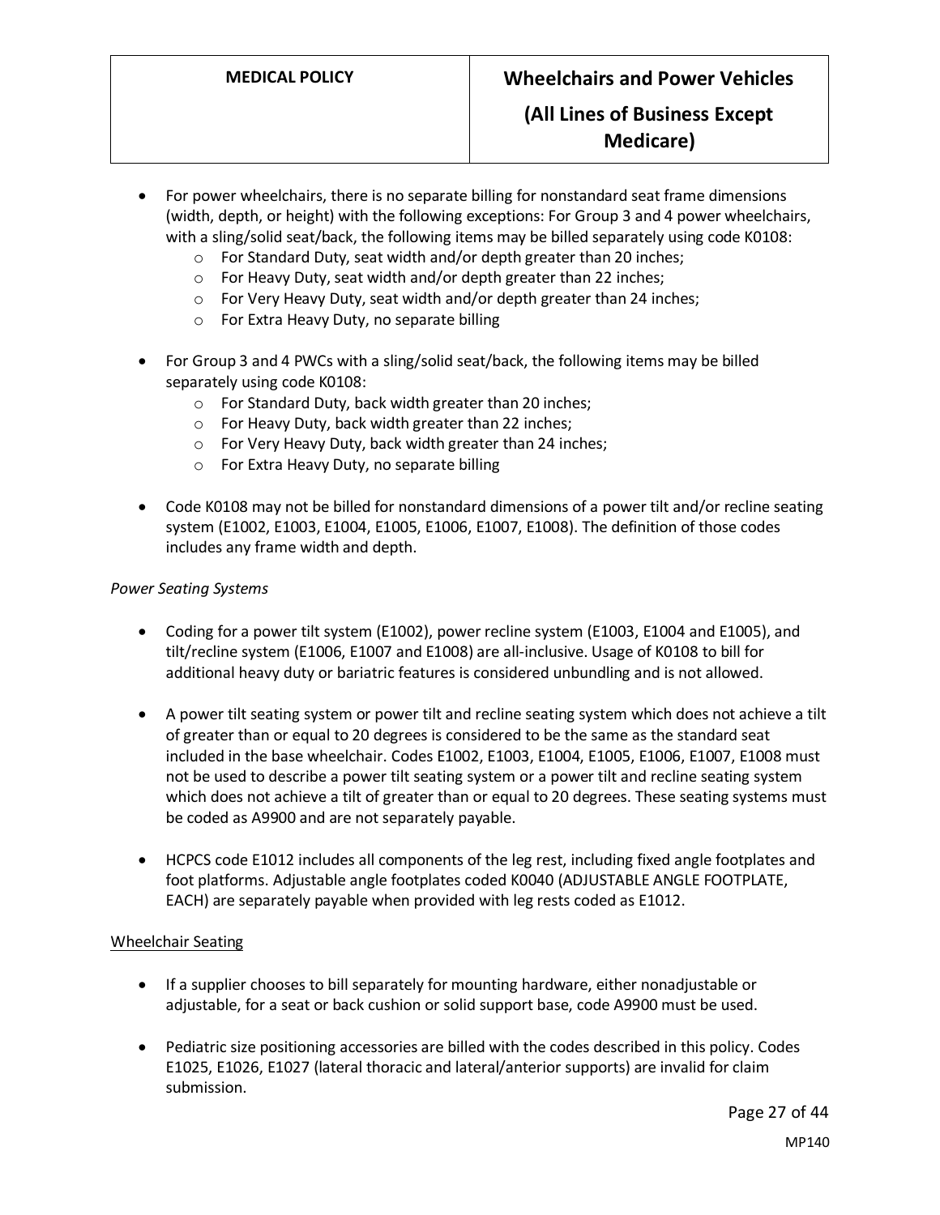- For power wheelchairs, there is no separate billing for nonstandard seat frame dimensions (width, depth, or height) with the following exceptions: For Group 3 and 4 power wheelchairs, with a sling/solid seat/back, the following items may be billed separately using code K0108:
  - For Standard Duty, seat width and/or depth greater than 20 inches;
  - For Heavy Duty, seat width and/or depth greater than 22 inches;
  - For Very Heavy Duty, seat width and/or depth greater than 24 inches;
  - For Extra Heavy Duty, no separate billing

- For Group 3 and 4 PWCs with a sling/solid seat/back, the following items may be billed separately using code K0108:
  - For Standard Duty, back width greater than 20 inches;
  - For Heavy Duty, back width greater than 22 inches;
  - For Very Heavy Duty, back width greater than 24 inches;
  - For Extra Heavy Duty, no separate billing

- Code K0108 may not be billed for nonstandard dimensions of a power tilt and/or recline seating system (E1002, E1003, E1004, E1005, E1006, E1007, E1008). The definition of those codes includes any frame width and depth.

*Power Seating Systems*

- Coding for a power tilt system (E1002), power recline system (E1003, E1004 and E1005), and tilt/recline system (E1006, E1007 and E1008) are all-inclusive. Usage of K0108 to bill for additional heavy duty or bariatric features is considered unbundling and is not allowed.

- A power tilt seating system or power tilt and recline seating system which does not achieve a tilt of greater than or equal to 20 degrees is considered to be the same as the standard seat included in the base wheelchair. Codes E1002, E1003, E1004, E1005, E1006, E1007, E1008 must not be used to describe a power tilt seating system or a power tilt and recline seating system which does not achieve a tilt of greater than or equal to 20 degrees. These seating systems must be coded as A9900 and are not separately payable.

- HCPCS code E1012 includes all components of the leg rest, including fixed angle footplates and foot platforms. Adjustable angle footplates coded K0040 (ADJUSTABLE ANGLE FOOTPLATE, EACH) are separately payable when provided with leg rests coded as E1012.

<u>Wheelchair Seating</u>

- If a supplier chooses to bill separately for mounting hardware, either nonadjustable or adjustable, for a seat or back cushion or solid support base, code A9900 must be used.

- Pediatric size positioning accessories are billed with the codes described in this policy. Codes E1025, E1026, E1027 (lateral thoracic and lateral/anterior supports) are invalid for claim submission.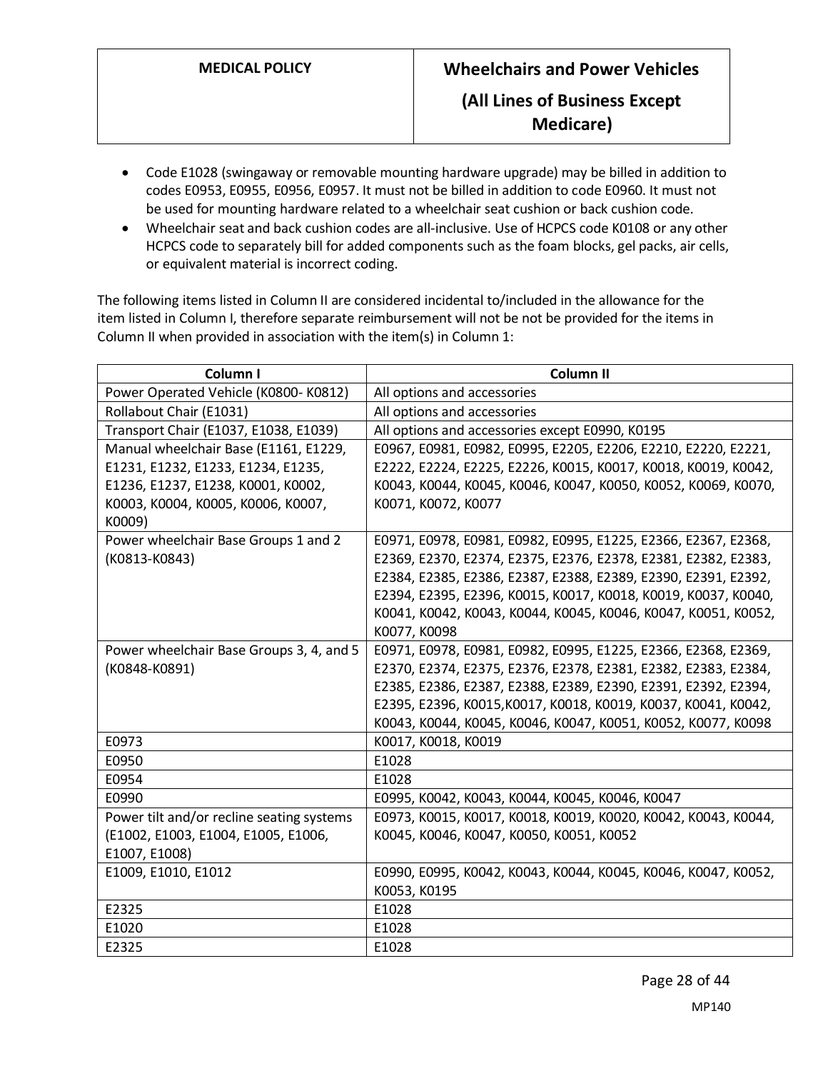- Code E1028 (swingaway or removable mounting hardware upgrade) may be billed in addition to codes E0953, E0955, E0956, E0957. It must not be billed in addition to code E0960. It must not be used for mounting hardware related to a wheelchair seat cushion or back cushion code.
- Wheelchair seat and back cushion codes are all-inclusive. Use of HCPCS code K0108 or any other HCPCS code to separately bill for added components such as the foam blocks, gel packs, air cells, or equivalent material is incorrect coding.

The following items listed in Column II are considered incidental to/included in the allowance for the item listed in Column I, therefore separate reimbursement will not be not be provided for the items in Column II when provided in association with the item(s) in Column 1:

| Column I | Column II |
|---|---|
| Power Operated Vehicle (K0800- K0812) | All options and accessories |
| Rollabout Chair (E1031) | All options and accessories |
| Transport Chair (E1037, E1038, E1039) | All options and accessories except E0990, K0195 |
| Manual wheelchair Base (E1161, E1229, E1231, E1232, E1233, E1234, E1235, E1236, E1237, E1238, K0001, K0002, K0003, K0004, K0005, K0006, K0007, K0009) | E0967, E0981, E0982, E0995, E2205, E2206, E2210, E2220, E2221, E2222, E2224, E2225, E2226, K0015, K0017, K0018, K0019, K0042, K0043, K0044, K0045, K0046, K0047, K0050, K0052, K0069, K0070, K0071, K0072, K0077 |
| Power wheelchair Base Groups 1 and 2 (K0813-K0843) | E0971, E0978, E0981, E0982, E0995, E1225, E2366, E2367, E2368, E2369, E2370, E2374, E2375, E2376, E2378, E2381, E2382, E2383, E2384, E2385, E2386, E2387, E2388, E2389, E2390, E2391, E2392, E2394, E2395, E2396, K0015, K0017, K0018, K0019, K0037, K0040, K0041, K0042, K0043, K0044, K0045, K0046, K0047, K0051, K0052, K0077, K0098 |
| Power wheelchair Base Groups 3, 4, and 5 (K0848-K0891) | E0971, E0978, E0981, E0982, E0995, E1225, E2366, E2368, E2369, E2370, E2374, E2375, E2376, E2378, E2381, E2382, E2383, E2384, E2385, E2386, E2387, E2388, E2389, E2390, E2391, E2392, E2394, E2395, E2396, K0015,K0017, K0018, K0019, K0037, K0041, K0042, K0043, K0044, K0045, K0046, K0047, K0051, K0052, K0077, K0098 |
| E0973 | K0017, K0018, K0019 |
| E0950 | E1028 |
| E0954 | E1028 |
| E0990 | E0995, K0042, K0043, K0044, K0045, K0046, K0047 |
| Power tilt and/or recline seating systems (E1002, E1003, E1004, E1005, E1006, E1007, E1008) | E0973, K0015, K0017, K0018, K0019, K0020, K0042, K0043, K0044, K0045, K0046, K0047, K0050, K0051, K0052 |
| E1009, E1010, E1012 | E0990, E0995, K0042, K0043, K0044, K0045, K0046, K0047, K0052, K0053, K0195 |
| E2325 | E1028 |
| E1020 | E1028 |
| E2325 | E1028 |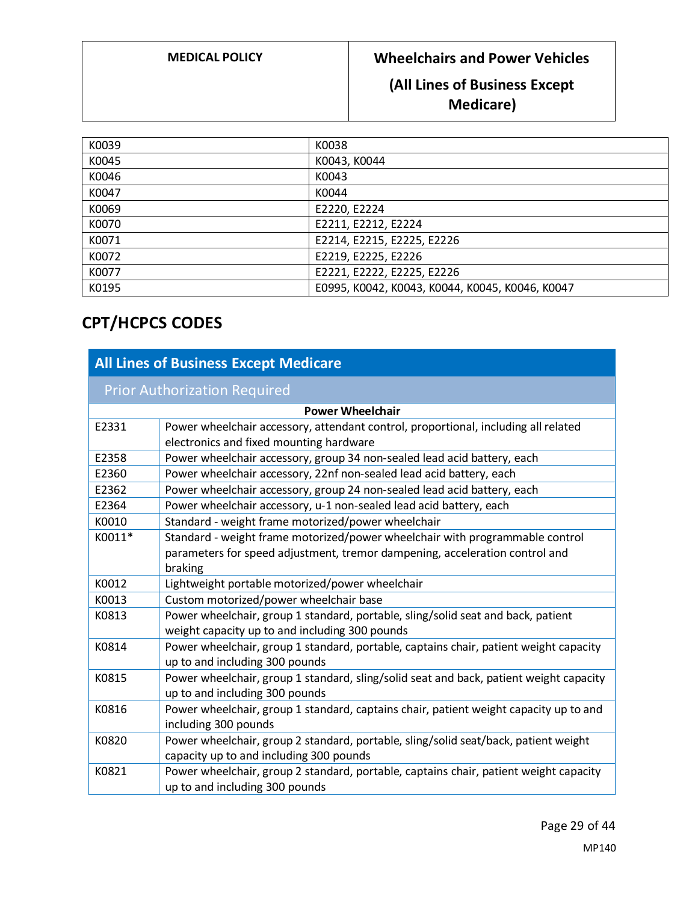| K0039 | K0038 |
|---|---|
| K0045 | K0043, K0044 |
| K0046 | K0043 |
| K0047 | K0044 |
| K0069 | E2220, E2224 |
| K0070 | E2211, E2212, E2224 |
| K0071 | E2214, E2215, E2225, E2226 |
| K0072 | E2219, E2225, E2226 |
| K0077 | E2221, E2222, E2225, E2226 |
| K0195 | E0995, K0042, K0043, K0044, K0045, K0046, K0047 |

## CPT/HCPCS CODES

| All Lines of Business Except Medicare | |
|---|---|
| Prior Authorization Required | |
| **Power Wheelchair** | |
| E2331 | Power wheelchair accessory, attendant control, proportional, including all related electronics and fixed mounting hardware |
| E2358 | Power wheelchair accessory, group 34 non-sealed lead acid battery, each |
| E2360 | Power wheelchair accessory, 22nf non-sealed lead acid battery, each |
| E2362 | Power wheelchair accessory, group 24 non-sealed lead acid battery, each |
| E2364 | Power wheelchair accessory, u-1 non-sealed lead acid battery, each |
| K0010 | Standard - weight frame motorized/power wheelchair |
| K0011* | Standard - weight frame motorized/power wheelchair with programmable control parameters for speed adjustment, tremor dampening, acceleration control and braking |
| K0012 | Lightweight portable motorized/power wheelchair |
| K0013 | Custom motorized/power wheelchair base |
| K0813 | Power wheelchair, group 1 standard, portable, sling/solid seat and back, patient weight capacity up to and including 300 pounds |
| K0814 | Power wheelchair, group 1 standard, portable, captains chair, patient weight capacity up to and including 300 pounds |
| K0815 | Power wheelchair, group 1 standard, sling/solid seat and back, patient weight capacity up to and including 300 pounds |
| K0816 | Power wheelchair, group 1 standard, captains chair, patient weight capacity up to and including 300 pounds |
| K0820 | Power wheelchair, group 2 standard, portable, sling/solid seat/back, patient weight capacity up to and including 300 pounds |
| K0821 | Power wheelchair, group 2 standard, portable, captains chair, patient weight capacity up to and including 300 pounds |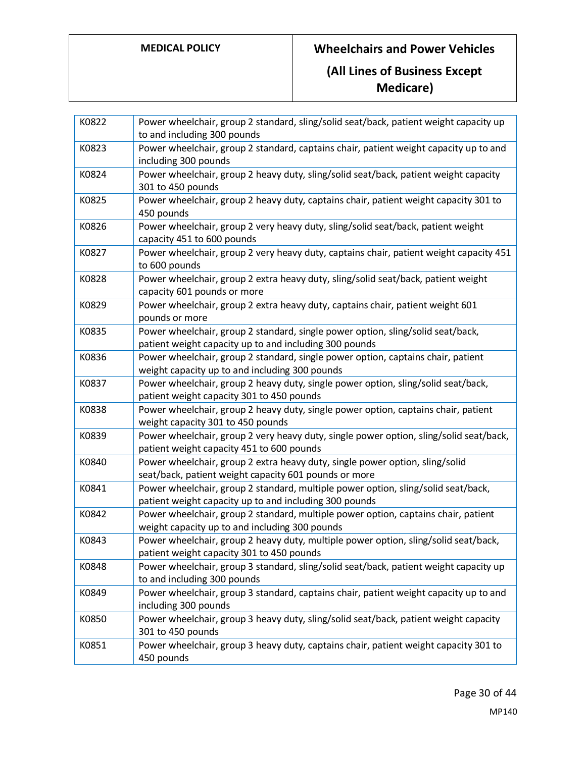| | |
|---|---|
| K0822 | Power wheelchair, group 2 standard, sling/solid seat/back, patient weight capacity up to and including 300 pounds |
| K0823 | Power wheelchair, group 2 standard, captains chair, patient weight capacity up to and including 300 pounds |
| K0824 | Power wheelchair, group 2 heavy duty, sling/solid seat/back, patient weight capacity 301 to 450 pounds |
| K0825 | Power wheelchair, group 2 heavy duty, captains chair, patient weight capacity 301 to 450 pounds |
| K0826 | Power wheelchair, group 2 very heavy duty, sling/solid seat/back, patient weight capacity 451 to 600 pounds |
| K0827 | Power wheelchair, group 2 very heavy duty, captains chair, patient weight capacity 451 to 600 pounds |
| K0828 | Power wheelchair, group 2 extra heavy duty, sling/solid seat/back, patient weight capacity 601 pounds or more |
| K0829 | Power wheelchair, group 2 extra heavy duty, captains chair, patient weight 601 pounds or more |
| K0835 | Power wheelchair, group 2 standard, single power option, sling/solid seat/back, patient weight capacity up to and including 300 pounds |
| K0836 | Power wheelchair, group 2 standard, single power option, captains chair, patient weight capacity up to and including 300 pounds |
| K0837 | Power wheelchair, group 2 heavy duty, single power option, sling/solid seat/back, patient weight capacity 301 to 450 pounds |
| K0838 | Power wheelchair, group 2 heavy duty, single power option, captains chair, patient weight capacity 301 to 450 pounds |
| K0839 | Power wheelchair, group 2 very heavy duty, single power option, sling/solid seat/back, patient weight capacity 451 to 600 pounds |
| K0840 | Power wheelchair, group 2 extra heavy duty, single power option, sling/solid seat/back, patient weight capacity 601 pounds or more |
| K0841 | Power wheelchair, group 2 standard, multiple power option, sling/solid seat/back, patient weight capacity up to and including 300 pounds |
| K0842 | Power wheelchair, group 2 standard, multiple power option, captains chair, patient weight capacity up to and including 300 pounds |
| K0843 | Power wheelchair, group 2 heavy duty, multiple power option, sling/solid seat/back, patient weight capacity 301 to 450 pounds |
| K0848 | Power wheelchair, group 3 standard, sling/solid seat/back, patient weight capacity up to and including 300 pounds |
| K0849 | Power wheelchair, group 3 standard, captains chair, patient weight capacity up to and including 300 pounds |
| K0850 | Power wheelchair, group 3 heavy duty, sling/solid seat/back, patient weight capacity 301 to 450 pounds |
| K0851 | Power wheelchair, group 3 heavy duty, captains chair, patient weight capacity 301 to 450 pounds |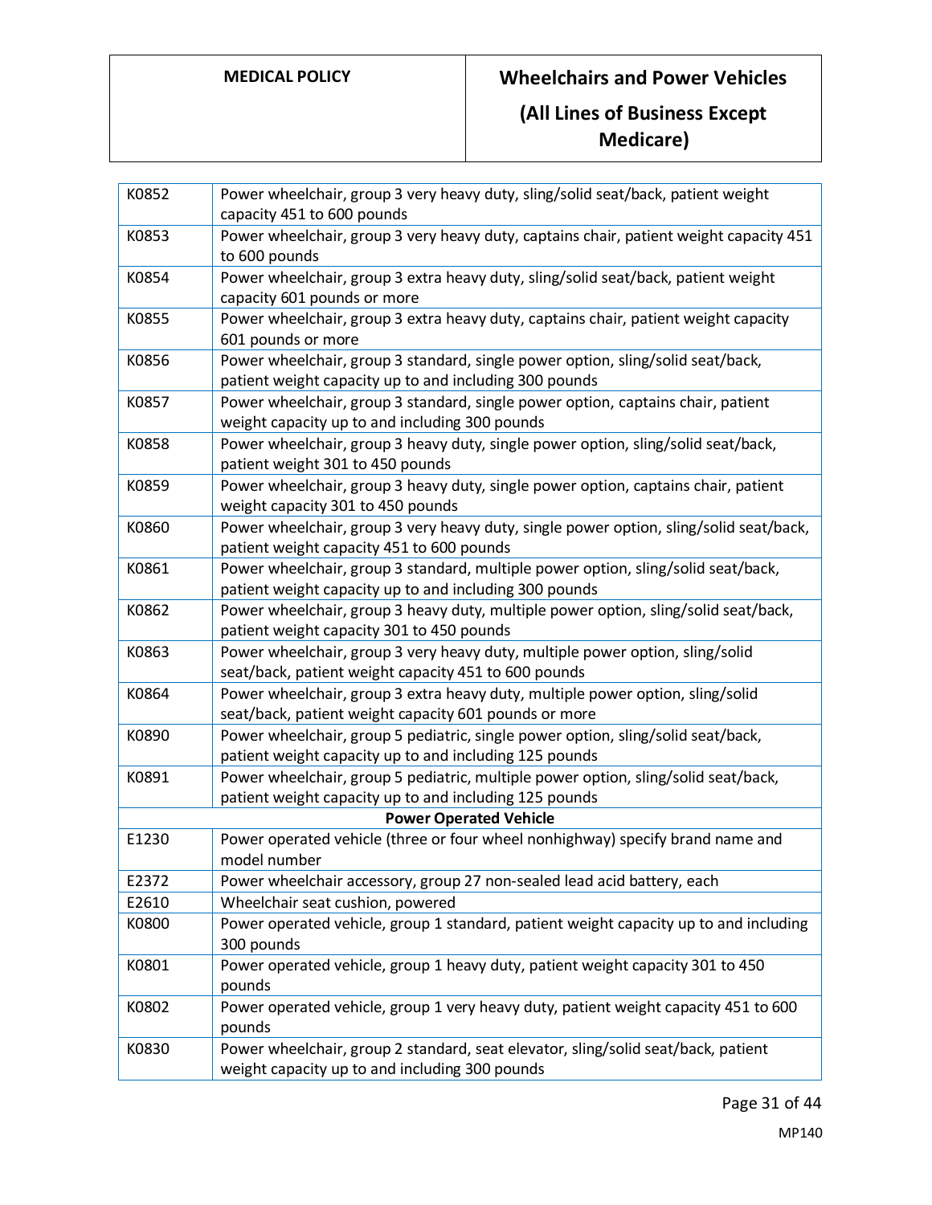| | |
|---|---|
| K0852 | Power wheelchair, group 3 very heavy duty, sling/solid seat/back, patient weight capacity 451 to 600 pounds |
| K0853 | Power wheelchair, group 3 very heavy duty, captains chair, patient weight capacity 451 to 600 pounds |
| K0854 | Power wheelchair, group 3 extra heavy duty, sling/solid seat/back, patient weight capacity 601 pounds or more |
| K0855 | Power wheelchair, group 3 extra heavy duty, captains chair, patient weight capacity 601 pounds or more |
| K0856 | Power wheelchair, group 3 standard, single power option, sling/solid seat/back, patient weight capacity up to and including 300 pounds |
| K0857 | Power wheelchair, group 3 standard, single power option, captains chair, patient weight capacity up to and including 300 pounds |
| K0858 | Power wheelchair, group 3 heavy duty, single power option, sling/solid seat/back, patient weight 301 to 450 pounds |
| K0859 | Power wheelchair, group 3 heavy duty, single power option, captains chair, patient weight capacity 301 to 450 pounds |
| K0860 | Power wheelchair, group 3 very heavy duty, single power option, sling/solid seat/back, patient weight capacity 451 to 600 pounds |
| K0861 | Power wheelchair, group 3 standard, multiple power option, sling/solid seat/back, patient weight capacity up to and including 300 pounds |
| K0862 | Power wheelchair, group 3 heavy duty, multiple power option, sling/solid seat/back, patient weight capacity 301 to 450 pounds |
| K0863 | Power wheelchair, group 3 very heavy duty, multiple power option, sling/solid seat/back, patient weight capacity 451 to 600 pounds |
| K0864 | Power wheelchair, group 3 extra heavy duty, multiple power option, sling/solid seat/back, patient weight capacity 601 pounds or more |
| K0890 | Power wheelchair, group 5 pediatric, single power option, sling/solid seat/back, patient weight capacity up to and including 125 pounds |
| K0891 | Power wheelchair, group 5 pediatric, multiple power option, sling/solid seat/back, patient weight capacity up to and including 125 pounds |
| **Power Operated Vehicle** | |
| E1230 | Power operated vehicle (three or four wheel nonhighway) specify brand name and model number |
| E2372 | Power wheelchair accessory, group 27 non-sealed lead acid battery, each |
| E2610 | Wheelchair seat cushion, powered |
| K0800 | Power operated vehicle, group 1 standard, patient weight capacity up to and including 300 pounds |
| K0801 | Power operated vehicle, group 1 heavy duty, patient weight capacity 301 to 450 pounds |
| K0802 | Power operated vehicle, group 1 very heavy duty, patient weight capacity 451 to 600 pounds |
| K0830 | Power wheelchair, group 2 standard, seat elevator, sling/solid seat/back, patient weight capacity up to and including 300 pounds |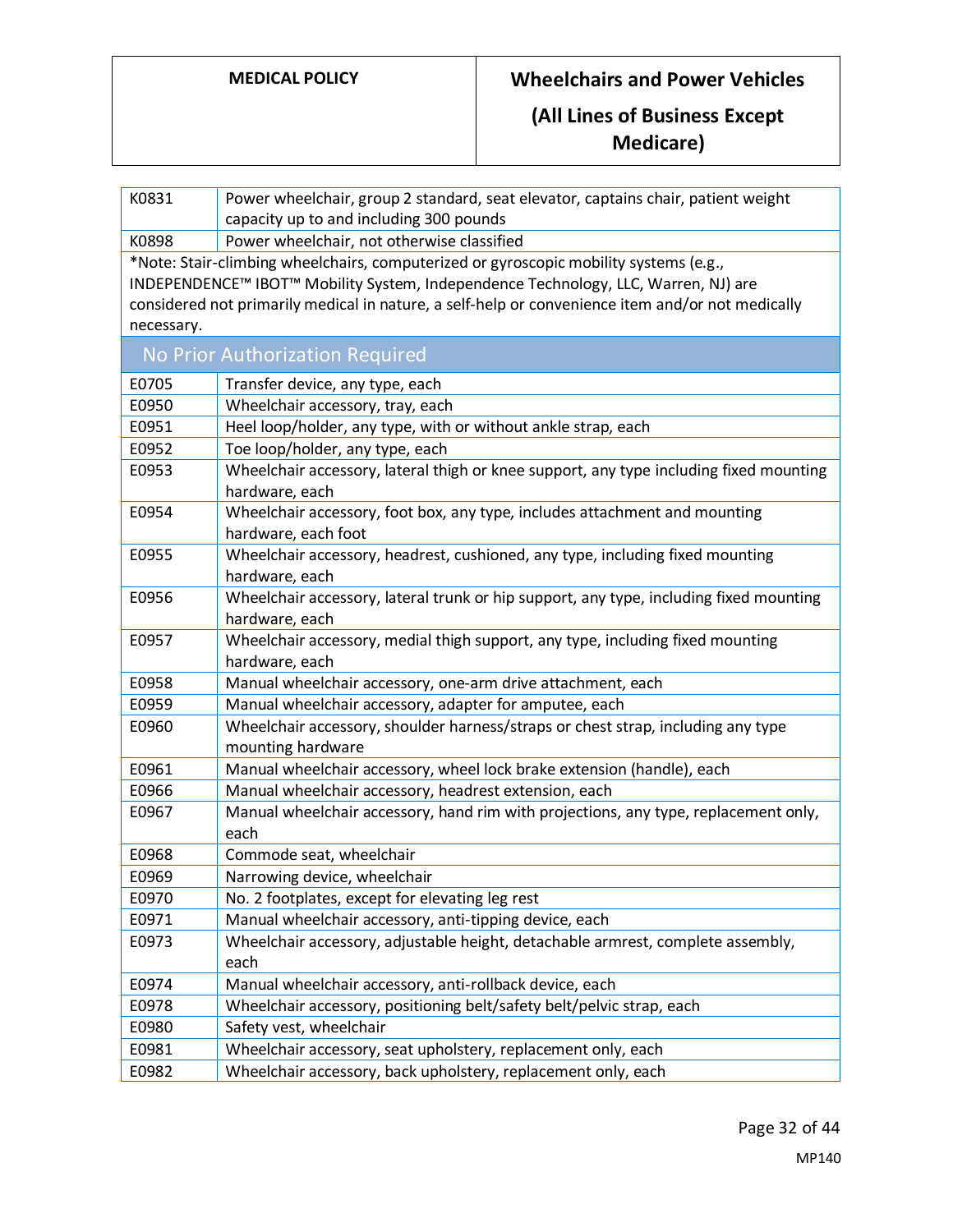| | |
|---|---|
| K0831 | Power wheelchair, group 2 standard, seat elevator, captains chair, patient weight capacity up to and including 300 pounds |
| K0898 | Power wheelchair, not otherwise classified |

*Note: Stair-climbing wheelchairs, computerized or gyroscopic mobility systems (e.g., INDEPENDENCE™ IBOT™ Mobility System, Independence Technology, LLC, Warren, NJ) are considered not primarily medical in nature, a self-help or convenience item and/or not medically necessary.

### No Prior Authorization Required

| | |
|---|---|
| E0705 | Transfer device, any type, each |
| E0950 | Wheelchair accessory, tray, each |
| E0951 | Heel loop/holder, any type, with or without ankle strap, each |
| E0952 | Toe loop/holder, any type, each |
| E0953 | Wheelchair accessory, lateral thigh or knee support, any type including fixed mounting hardware, each |
| E0954 | Wheelchair accessory, foot box, any type, includes attachment and mounting hardware, each foot |
| E0955 | Wheelchair accessory, headrest, cushioned, any type, including fixed mounting hardware, each |
| E0956 | Wheelchair accessory, lateral trunk or hip support, any type, including fixed mounting hardware, each |
| E0957 | Wheelchair accessory, medial thigh support, any type, including fixed mounting hardware, each |
| E0958 | Manual wheelchair accessory, one-arm drive attachment, each |
| E0959 | Manual wheelchair accessory, adapter for amputee, each |
| E0960 | Wheelchair accessory, shoulder harness/straps or chest strap, including any type mounting hardware |
| E0961 | Manual wheelchair accessory, wheel lock brake extension (handle), each |
| E0966 | Manual wheelchair accessory, headrest extension, each |
| E0967 | Manual wheelchair accessory, hand rim with projections, any type, replacement only, each |
| E0968 | Commode seat, wheelchair |
| E0969 | Narrowing device, wheelchair |
| E0970 | No. 2 footplates, except for elevating leg rest |
| E0971 | Manual wheelchair accessory, anti-tipping device, each |
| E0973 | Wheelchair accessory, adjustable height, detachable armrest, complete assembly, each |
| E0974 | Manual wheelchair accessory, anti-rollback device, each |
| E0978 | Wheelchair accessory, positioning belt/safety belt/pelvic strap, each |
| E0980 | Safety vest, wheelchair |
| E0981 | Wheelchair accessory, seat upholstery, replacement only, each |
| E0982 | Wheelchair accessory, back upholstery, replacement only, each |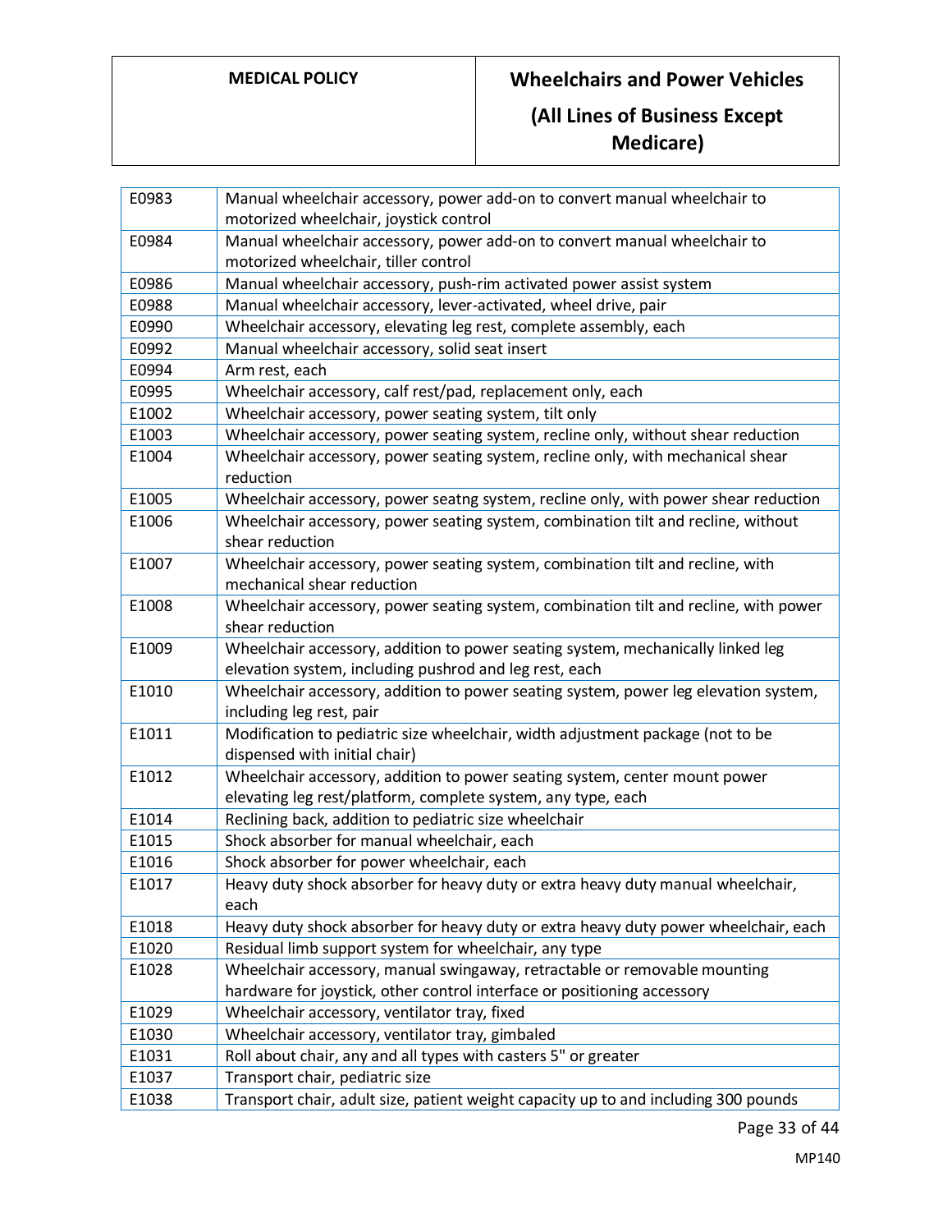| E0983 | Manual wheelchair accessory, power add-on to convert manual wheelchair to motorized wheelchair, joystick control |
|---|---|
| E0984 | Manual wheelchair accessory, power add-on to convert manual wheelchair to motorized wheelchair, tiller control |
| E0986 | Manual wheelchair accessory, push-rim activated power assist system |
| E0988 | Manual wheelchair accessory, lever-activated, wheel drive, pair |
| E0990 | Wheelchair accessory, elevating leg rest, complete assembly, each |
| E0992 | Manual wheelchair accessory, solid seat insert |
| E0994 | Arm rest, each |
| E0995 | Wheelchair accessory, calf rest/pad, replacement only, each |
| E1002 | Wheelchair accessory, power seating system, tilt only |
| E1003 | Wheelchair accessory, power seating system, recline only, without shear reduction |
| E1004 | Wheelchair accessory, power seating system, recline only, with mechanical shear reduction |
| E1005 | Wheelchair accessory, power seatng system, recline only, with power shear reduction |
| E1006 | Wheelchair accessory, power seating system, combination tilt and recline, without shear reduction |
| E1007 | Wheelchair accessory, power seating system, combination tilt and recline, with mechanical shear reduction |
| E1008 | Wheelchair accessory, power seating system, combination tilt and recline, with power shear reduction |
| E1009 | Wheelchair accessory, addition to power seating system, mechanically linked leg elevation system, including pushrod and leg rest, each |
| E1010 | Wheelchair accessory, addition to power seating system, power leg elevation system, including leg rest, pair |
| E1011 | Modification to pediatric size wheelchair, width adjustment package (not to be dispensed with initial chair) |
| E1012 | Wheelchair accessory, addition to power seating system, center mount power elevating leg rest/platform, complete system, any type, each |
| E1014 | Reclining back, addition to pediatric size wheelchair |
| E1015 | Shock absorber for manual wheelchair, each |
| E1016 | Shock absorber for power wheelchair, each |
| E1017 | Heavy duty shock absorber for heavy duty or extra heavy duty manual wheelchair, each |
| E1018 | Heavy duty shock absorber for heavy duty or extra heavy duty power wheelchair, each |
| E1020 | Residual limb support system for wheelchair, any type |
| E1028 | Wheelchair accessory, manual swingaway, retractable or removable mounting hardware for joystick, other control interface or positioning accessory |
| E1029 | Wheelchair accessory, ventilator tray, fixed |
| E1030 | Wheelchair accessory, ventilator tray, gimbaled |
| E1031 | Roll about chair, any and all types with casters 5" or greater |
| E1037 | Transport chair, pediatric size |
| E1038 | Transport chair, adult size, patient weight capacity up to and including 300 pounds |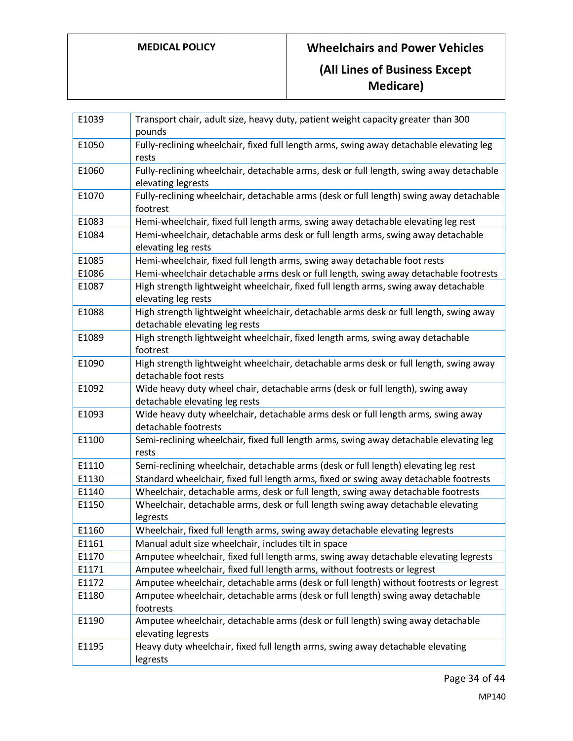| | |
|---|---|
| E1039 | Transport chair, adult size, heavy duty, patient weight capacity greater than 300 pounds |
| E1050 | Fully-reclining wheelchair, fixed full length arms, swing away detachable elevating leg rests |
| E1060 | Fully-reclining wheelchair, detachable arms, desk or full length, swing away detachable elevating legrests |
| E1070 | Fully-reclining wheelchair, detachable arms (desk or full length) swing away detachable footrest |
| E1083 | Hemi-wheelchair, fixed full length arms, swing away detachable elevating leg rest |
| E1084 | Hemi-wheelchair, detachable arms desk or full length arms, swing away detachable elevating leg rests |
| E1085 | Hemi-wheelchair, fixed full length arms, swing away detachable foot rests |
| E1086 | Hemi-wheelchair detachable arms desk or full length, swing away detachable footrests |
| E1087 | High strength lightweight wheelchair, fixed full length arms, swing away detachable elevating leg rests |
| E1088 | High strength lightweight wheelchair, detachable arms desk or full length, swing away detachable elevating leg rests |
| E1089 | High strength lightweight wheelchair, fixed length arms, swing away detachable footrest |
| E1090 | High strength lightweight wheelchair, detachable arms desk or full length, swing away detachable foot rests |
| E1092 | Wide heavy duty wheel chair, detachable arms (desk or full length), swing away detachable elevating leg rests |
| E1093 | Wide heavy duty wheelchair, detachable arms desk or full length arms, swing away detachable footrests |
| E1100 | Semi-reclining wheelchair, fixed full length arms, swing away detachable elevating leg rests |
| E1110 | Semi-reclining wheelchair, detachable arms (desk or full length) elevating leg rest |
| E1130 | Standard wheelchair, fixed full length arms, fixed or swing away detachable footrests |
| E1140 | Wheelchair, detachable arms, desk or full length, swing away detachable footrests |
| E1150 | Wheelchair, detachable arms, desk or full length swing away detachable elevating legrests |
| E1160 | Wheelchair, fixed full length arms, swing away detachable elevating legrests |
| E1161 | Manual adult size wheelchair, includes tilt in space |
| E1170 | Amputee wheelchair, fixed full length arms, swing away detachable elevating legrests |
| E1171 | Amputee wheelchair, fixed full length arms, without footrests or legrest |
| E1172 | Amputee wheelchair, detachable arms (desk or full length) without footrests or legrest |
| E1180 | Amputee wheelchair, detachable arms (desk or full length) swing away detachable footrests |
| E1190 | Amputee wheelchair, detachable arms (desk or full length) swing away detachable elevating legrests |
| E1195 | Heavy duty wheelchair, fixed full length arms, swing away detachable elevating legrests |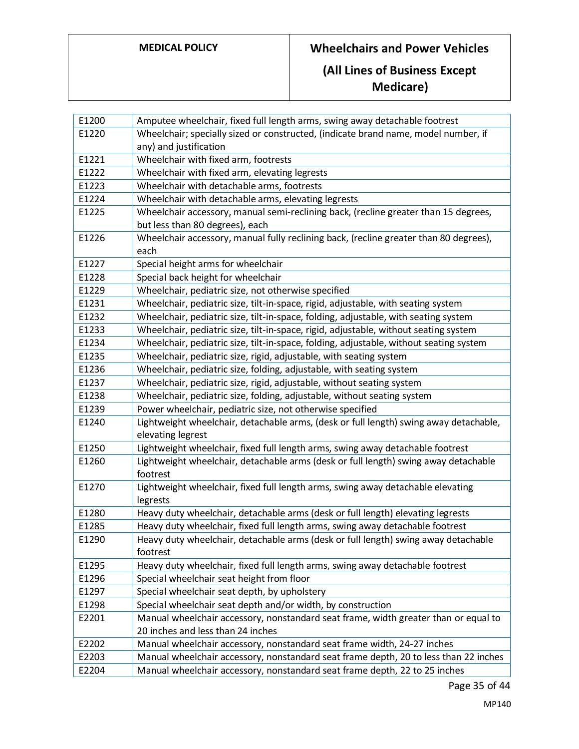| | |
|---|---|
| E1200 | Amputee wheelchair, fixed full length arms, swing away detachable footrest |
| E1220 | Wheelchair; specially sized or constructed, (indicate brand name, model number, if any) and justification |
| E1221 | Wheelchair with fixed arm, footrests |
| E1222 | Wheelchair with fixed arm, elevating legrests |
| E1223 | Wheelchair with detachable arms, footrests |
| E1224 | Wheelchair with detachable arms, elevating legrests |
| E1225 | Wheelchair accessory, manual semi-reclining back, (recline greater than 15 degrees, but less than 80 degrees), each |
| E1226 | Wheelchair accessory, manual fully reclining back, (recline greater than 80 degrees), each |
| E1227 | Special height arms for wheelchair |
| E1228 | Special back height for wheelchair |
| E1229 | Wheelchair, pediatric size, not otherwise specified |
| E1231 | Wheelchair, pediatric size, tilt-in-space, rigid, adjustable, with seating system |
| E1232 | Wheelchair, pediatric size, tilt-in-space, folding, adjustable, with seating system |
| E1233 | Wheelchair, pediatric size, tilt-in-space, rigid, adjustable, without seating system |
| E1234 | Wheelchair, pediatric size, tilt-in-space, folding, adjustable, without seating system |
| E1235 | Wheelchair, pediatric size, rigid, adjustable, with seating system |
| E1236 | Wheelchair, pediatric size, folding, adjustable, with seating system |
| E1237 | Wheelchair, pediatric size, rigid, adjustable, without seating system |
| E1238 | Wheelchair, pediatric size, folding, adjustable, without seating system |
| E1239 | Power wheelchair, pediatric size, not otherwise specified |
| E1240 | Lightweight wheelchair, detachable arms, (desk or full length) swing away detachable, elevating legrest |
| E1250 | Lightweight wheelchair, fixed full length arms, swing away detachable footrest |
| E1260 | Lightweight wheelchair, detachable arms (desk or full length) swing away detachable footrest |
| E1270 | Lightweight wheelchair, fixed full length arms, swing away detachable elevating legrests |
| E1280 | Heavy duty wheelchair, detachable arms (desk or full length) elevating legrests |
| E1285 | Heavy duty wheelchair, fixed full length arms, swing away detachable footrest |
| E1290 | Heavy duty wheelchair, detachable arms (desk or full length) swing away detachable footrest |
| E1295 | Heavy duty wheelchair, fixed full length arms, swing away detachable footrest |
| E1296 | Special wheelchair seat height from floor |
| E1297 | Special wheelchair seat depth, by upholstery |
| E1298 | Special wheelchair seat depth and/or width, by construction |
| E2201 | Manual wheelchair accessory, nonstandard seat frame, width greater than or equal to 20 inches and less than 24 inches |
| E2202 | Manual wheelchair accessory, nonstandard seat frame width, 24-27 inches |
| E2203 | Manual wheelchair accessory, nonstandard seat frame depth, 20 to less than 22 inches |
| E2204 | Manual wheelchair accessory, nonstandard seat frame depth, 22 to 25 inches |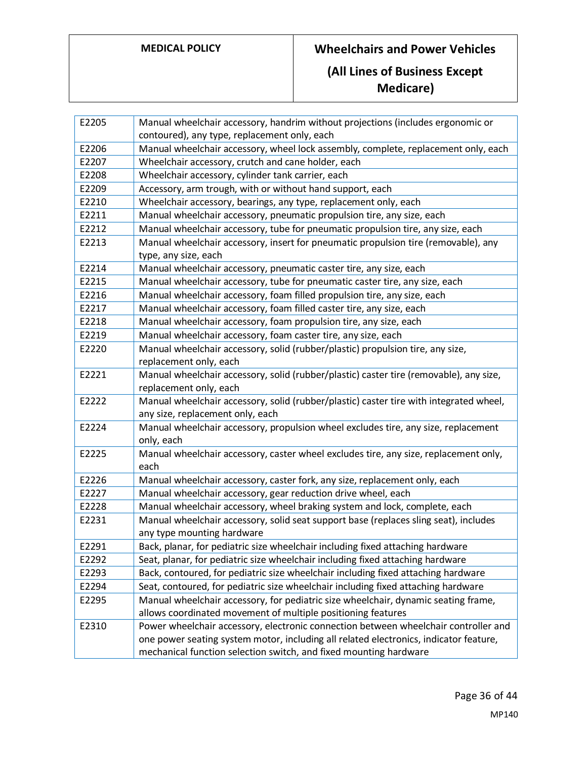| | |
|---|---|
| E2205 | Manual wheelchair accessory, handrim without projections (includes ergonomic or contoured), any type, replacement only, each |
| E2206 | Manual wheelchair accessory, wheel lock assembly, complete, replacement only, each |
| E2207 | Wheelchair accessory, crutch and cane holder, each |
| E2208 | Wheelchair accessory, cylinder tank carrier, each |
| E2209 | Accessory, arm trough, with or without hand support, each |
| E2210 | Wheelchair accessory, bearings, any type, replacement only, each |
| E2211 | Manual wheelchair accessory, pneumatic propulsion tire, any size, each |
| E2212 | Manual wheelchair accessory, tube for pneumatic propulsion tire, any size, each |
| E2213 | Manual wheelchair accessory, insert for pneumatic propulsion tire (removable), any type, any size, each |
| E2214 | Manual wheelchair accessory, pneumatic caster tire, any size, each |
| E2215 | Manual wheelchair accessory, tube for pneumatic caster tire, any size, each |
| E2216 | Manual wheelchair accessory, foam filled propulsion tire, any size, each |
| E2217 | Manual wheelchair accessory, foam filled caster tire, any size, each |
| E2218 | Manual wheelchair accessory, foam propulsion tire, any size, each |
| E2219 | Manual wheelchair accessory, foam caster tire, any size, each |
| E2220 | Manual wheelchair accessory, solid (rubber/plastic) propulsion tire, any size, replacement only, each |
| E2221 | Manual wheelchair accessory, solid (rubber/plastic) caster tire (removable), any size, replacement only, each |
| E2222 | Manual wheelchair accessory, solid (rubber/plastic) caster tire with integrated wheel, any size, replacement only, each |
| E2224 | Manual wheelchair accessory, propulsion wheel excludes tire, any size, replacement only, each |
| E2225 | Manual wheelchair accessory, caster wheel excludes tire, any size, replacement only, each |
| E2226 | Manual wheelchair accessory, caster fork, any size, replacement only, each |
| E2227 | Manual wheelchair accessory, gear reduction drive wheel, each |
| E2228 | Manual wheelchair accessory, wheel braking system and lock, complete, each |
| E2231 | Manual wheelchair accessory, solid seat support base (replaces sling seat), includes any type mounting hardware |
| E2291 | Back, planar, for pediatric size wheelchair including fixed attaching hardware |
| E2292 | Seat, planar, for pediatric size wheelchair including fixed attaching hardware |
| E2293 | Back, contoured, for pediatric size wheelchair including fixed attaching hardware |
| E2294 | Seat, contoured, for pediatric size wheelchair including fixed attaching hardware |
| E2295 | Manual wheelchair accessory, for pediatric size wheelchair, dynamic seating frame, allows coordinated movement of multiple positioning features |
| E2310 | Power wheelchair accessory, electronic connection between wheelchair controller and one power seating system motor, including all related electronics, indicator feature, mechanical function selection switch, and fixed mounting hardware |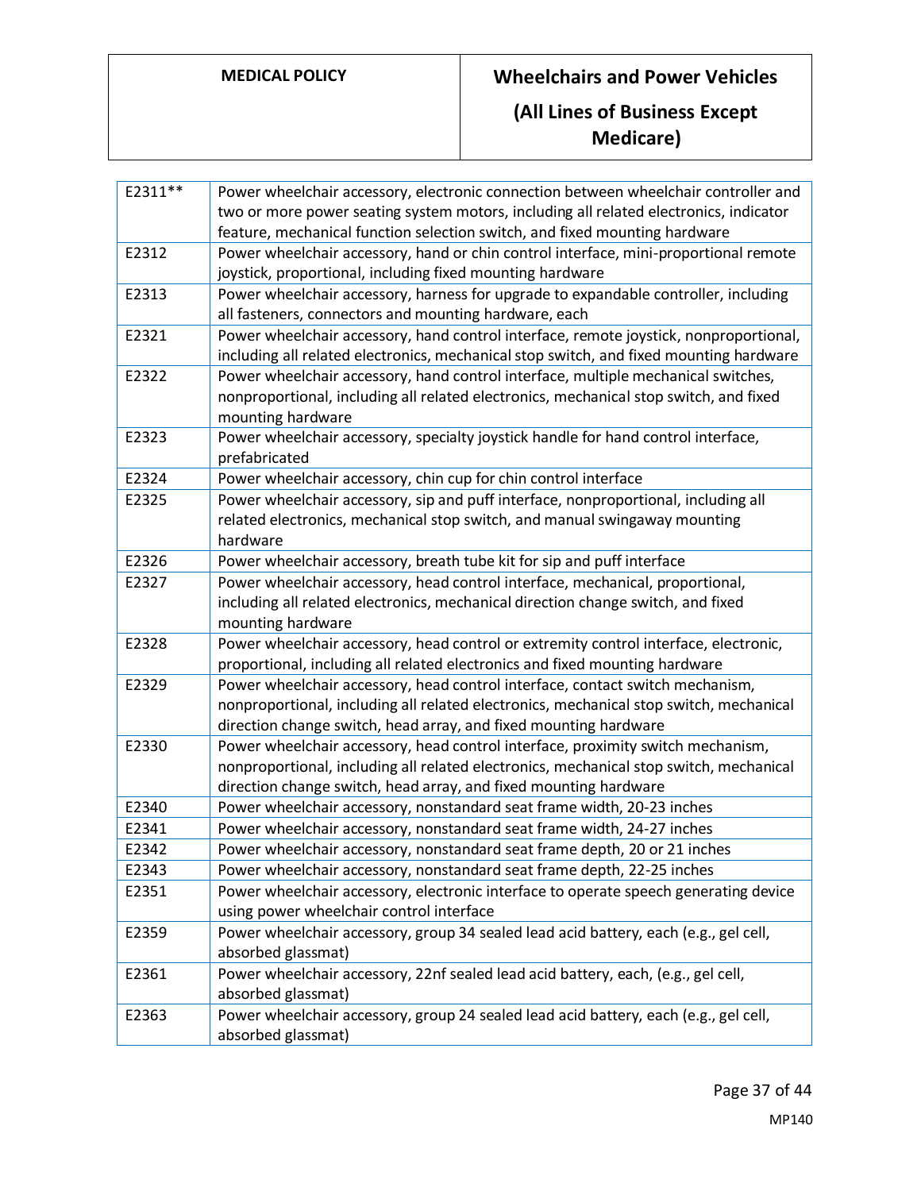| | |
|---|---|
| E2311** | Power wheelchair accessory, electronic connection between wheelchair controller and two or more power seating system motors, including all related electronics, indicator feature, mechanical function selection switch, and fixed mounting hardware |
| E2312 | Power wheelchair accessory, hand or chin control interface, mini-proportional remote joystick, proportional, including fixed mounting hardware |
| E2313 | Power wheelchair accessory, harness for upgrade to expandable controller, including all fasteners, connectors and mounting hardware, each |
| E2321 | Power wheelchair accessory, hand control interface, remote joystick, nonproportional, including all related electronics, mechanical stop switch, and fixed mounting hardware |
| E2322 | Power wheelchair accessory, hand control interface, multiple mechanical switches, nonproportional, including all related electronics, mechanical stop switch, and fixed mounting hardware |
| E2323 | Power wheelchair accessory, specialty joystick handle for hand control interface, prefabricated |
| E2324 | Power wheelchair accessory, chin cup for chin control interface |
| E2325 | Power wheelchair accessory, sip and puff interface, nonproportional, including all related electronics, mechanical stop switch, and manual swingaway mounting hardware |
| E2326 | Power wheelchair accessory, breath tube kit for sip and puff interface |
| E2327 | Power wheelchair accessory, head control interface, mechanical, proportional, including all related electronics, mechanical direction change switch, and fixed mounting hardware |
| E2328 | Power wheelchair accessory, head control or extremity control interface, electronic, proportional, including all related electronics and fixed mounting hardware |
| E2329 | Power wheelchair accessory, head control interface, contact switch mechanism, nonproportional, including all related electronics, mechanical stop switch, mechanical direction change switch, head array, and fixed mounting hardware |
| E2330 | Power wheelchair accessory, head control interface, proximity switch mechanism, nonproportional, including all related electronics, mechanical stop switch, mechanical direction change switch, head array, and fixed mounting hardware |
| E2340 | Power wheelchair accessory, nonstandard seat frame width, 20-23 inches |
| E2341 | Power wheelchair accessory, nonstandard seat frame width, 24-27 inches |
| E2342 | Power wheelchair accessory, nonstandard seat frame depth, 20 or 21 inches |
| E2343 | Power wheelchair accessory, nonstandard seat frame depth, 22-25 inches |
| E2351 | Power wheelchair accessory, electronic interface to operate speech generating device using power wheelchair control interface |
| E2359 | Power wheelchair accessory, group 34 sealed lead acid battery, each (e.g., gel cell, absorbed glassmat) |
| E2361 | Power wheelchair accessory, 22nf sealed lead acid battery, each, (e.g., gel cell, absorbed glassmat) |
| E2363 | Power wheelchair accessory, group 24 sealed lead acid battery, each (e.g., gel cell, absorbed glassmat) |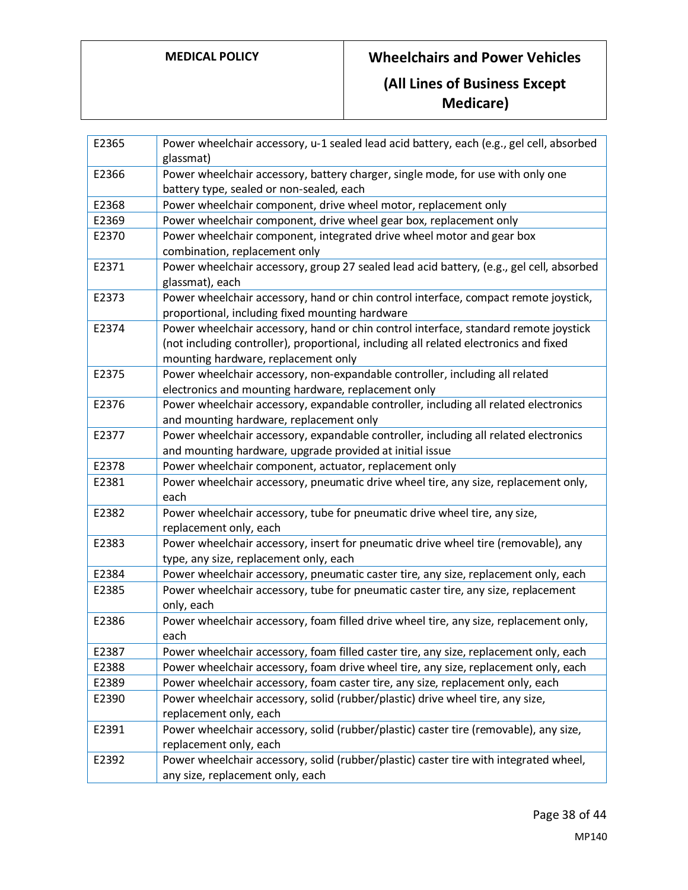| | |
|---|---|
| E2365 | Power wheelchair accessory, u-1 sealed lead acid battery, each (e.g., gel cell, absorbed glassmat) |
| E2366 | Power wheelchair accessory, battery charger, single mode, for use with only one battery type, sealed or non-sealed, each |
| E2368 | Power wheelchair component, drive wheel motor, replacement only |
| E2369 | Power wheelchair component, drive wheel gear box, replacement only |
| E2370 | Power wheelchair component, integrated drive wheel motor and gear box combination, replacement only |
| E2371 | Power wheelchair accessory, group 27 sealed lead acid battery, (e.g., gel cell, absorbed glassmat), each |
| E2373 | Power wheelchair accessory, hand or chin control interface, compact remote joystick, proportional, including fixed mounting hardware |
| E2374 | Power wheelchair accessory, hand or chin control interface, standard remote joystick (not including controller), proportional, including all related electronics and fixed mounting hardware, replacement only |
| E2375 | Power wheelchair accessory, non-expandable controller, including all related electronics and mounting hardware, replacement only |
| E2376 | Power wheelchair accessory, expandable controller, including all related electronics and mounting hardware, replacement only |
| E2377 | Power wheelchair accessory, expandable controller, including all related electronics and mounting hardware, upgrade provided at initial issue |
| E2378 | Power wheelchair component, actuator, replacement only |
| E2381 | Power wheelchair accessory, pneumatic drive wheel tire, any size, replacement only, each |
| E2382 | Power wheelchair accessory, tube for pneumatic drive wheel tire, any size, replacement only, each |
| E2383 | Power wheelchair accessory, insert for pneumatic drive wheel tire (removable), any type, any size, replacement only, each |
| E2384 | Power wheelchair accessory, pneumatic caster tire, any size, replacement only, each |
| E2385 | Power wheelchair accessory, tube for pneumatic caster tire, any size, replacement only, each |
| E2386 | Power wheelchair accessory, foam filled drive wheel tire, any size, replacement only, each |
| E2387 | Power wheelchair accessory, foam filled caster tire, any size, replacement only, each |
| E2388 | Power wheelchair accessory, foam drive wheel tire, any size, replacement only, each |
| E2389 | Power wheelchair accessory, foam caster tire, any size, replacement only, each |
| E2390 | Power wheelchair accessory, solid (rubber/plastic) drive wheel tire, any size, replacement only, each |
| E2391 | Power wheelchair accessory, solid (rubber/plastic) caster tire (removable), any size, replacement only, each |
| E2392 | Power wheelchair accessory, solid (rubber/plastic) caster tire with integrated wheel, any size, replacement only, each |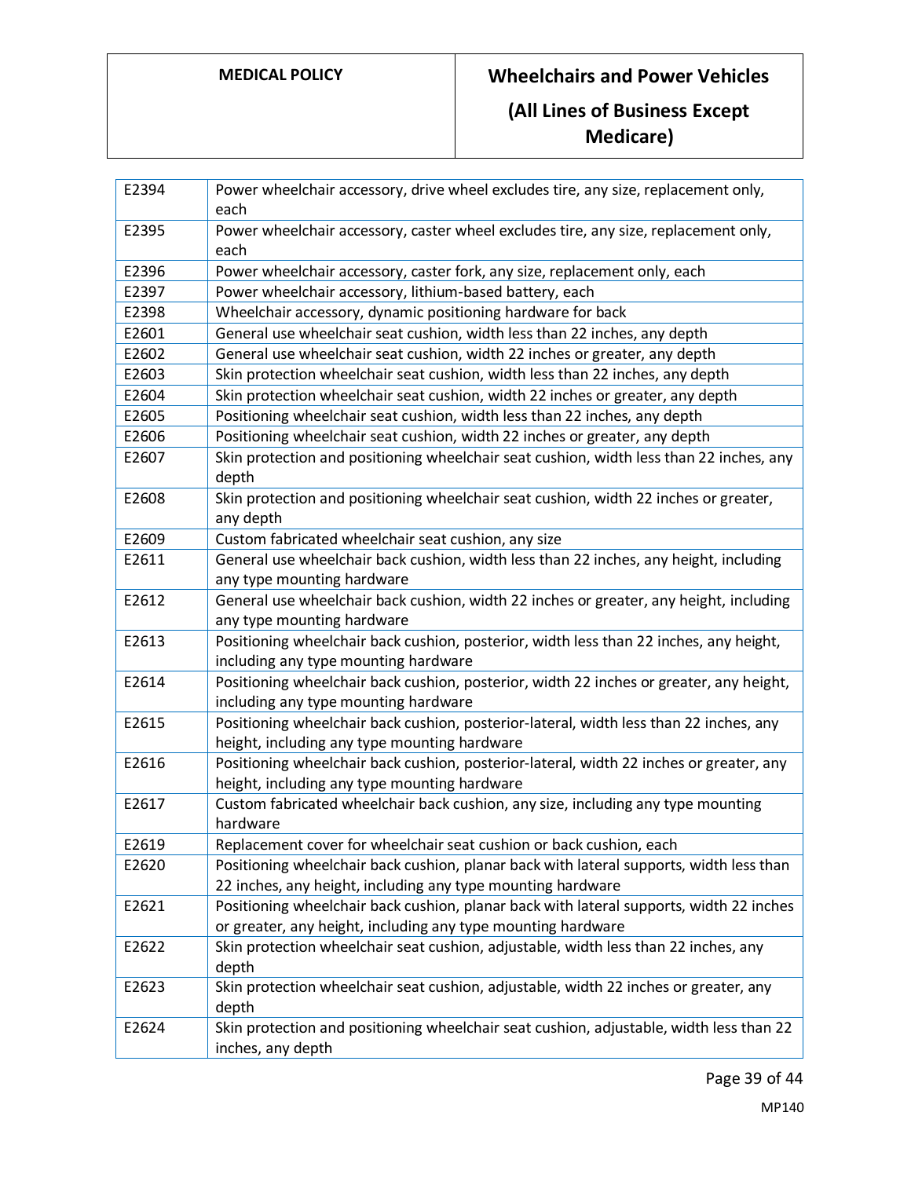| | |
|---|---|
| E2394 | Power wheelchair accessory, drive wheel excludes tire, any size, replacement only, each |
| E2395 | Power wheelchair accessory, caster wheel excludes tire, any size, replacement only, each |
| E2396 | Power wheelchair accessory, caster fork, any size, replacement only, each |
| E2397 | Power wheelchair accessory, lithium-based battery, each |
| E2398 | Wheelchair accessory, dynamic positioning hardware for back |
| E2601 | General use wheelchair seat cushion, width less than 22 inches, any depth |
| E2602 | General use wheelchair seat cushion, width 22 inches or greater, any depth |
| E2603 | Skin protection wheelchair seat cushion, width less than 22 inches, any depth |
| E2604 | Skin protection wheelchair seat cushion, width 22 inches or greater, any depth |
| E2605 | Positioning wheelchair seat cushion, width less than 22 inches, any depth |
| E2606 | Positioning wheelchair seat cushion, width 22 inches or greater, any depth |
| E2607 | Skin protection and positioning wheelchair seat cushion, width less than 22 inches, any depth |
| E2608 | Skin protection and positioning wheelchair seat cushion, width 22 inches or greater, any depth |
| E2609 | Custom fabricated wheelchair seat cushion, any size |
| E2611 | General use wheelchair back cushion, width less than 22 inches, any height, including any type mounting hardware |
| E2612 | General use wheelchair back cushion, width 22 inches or greater, any height, including any type mounting hardware |
| E2613 | Positioning wheelchair back cushion, posterior, width less than 22 inches, any height, including any type mounting hardware |
| E2614 | Positioning wheelchair back cushion, posterior, width 22 inches or greater, any height, including any type mounting hardware |
| E2615 | Positioning wheelchair back cushion, posterior-lateral, width less than 22 inches, any height, including any type mounting hardware |
| E2616 | Positioning wheelchair back cushion, posterior-lateral, width 22 inches or greater, any height, including any type mounting hardware |
| E2617 | Custom fabricated wheelchair back cushion, any size, including any type mounting hardware |
| E2619 | Replacement cover for wheelchair seat cushion or back cushion, each |
| E2620 | Positioning wheelchair back cushion, planar back with lateral supports, width less than 22 inches, any height, including any type mounting hardware |
| E2621 | Positioning wheelchair back cushion, planar back with lateral supports, width 22 inches or greater, any height, including any type mounting hardware |
| E2622 | Skin protection wheelchair seat cushion, adjustable, width less than 22 inches, any depth |
| E2623 | Skin protection wheelchair seat cushion, adjustable, width 22 inches or greater, any depth |
| E2624 | Skin protection and positioning wheelchair seat cushion, adjustable, width less than 22 inches, any depth |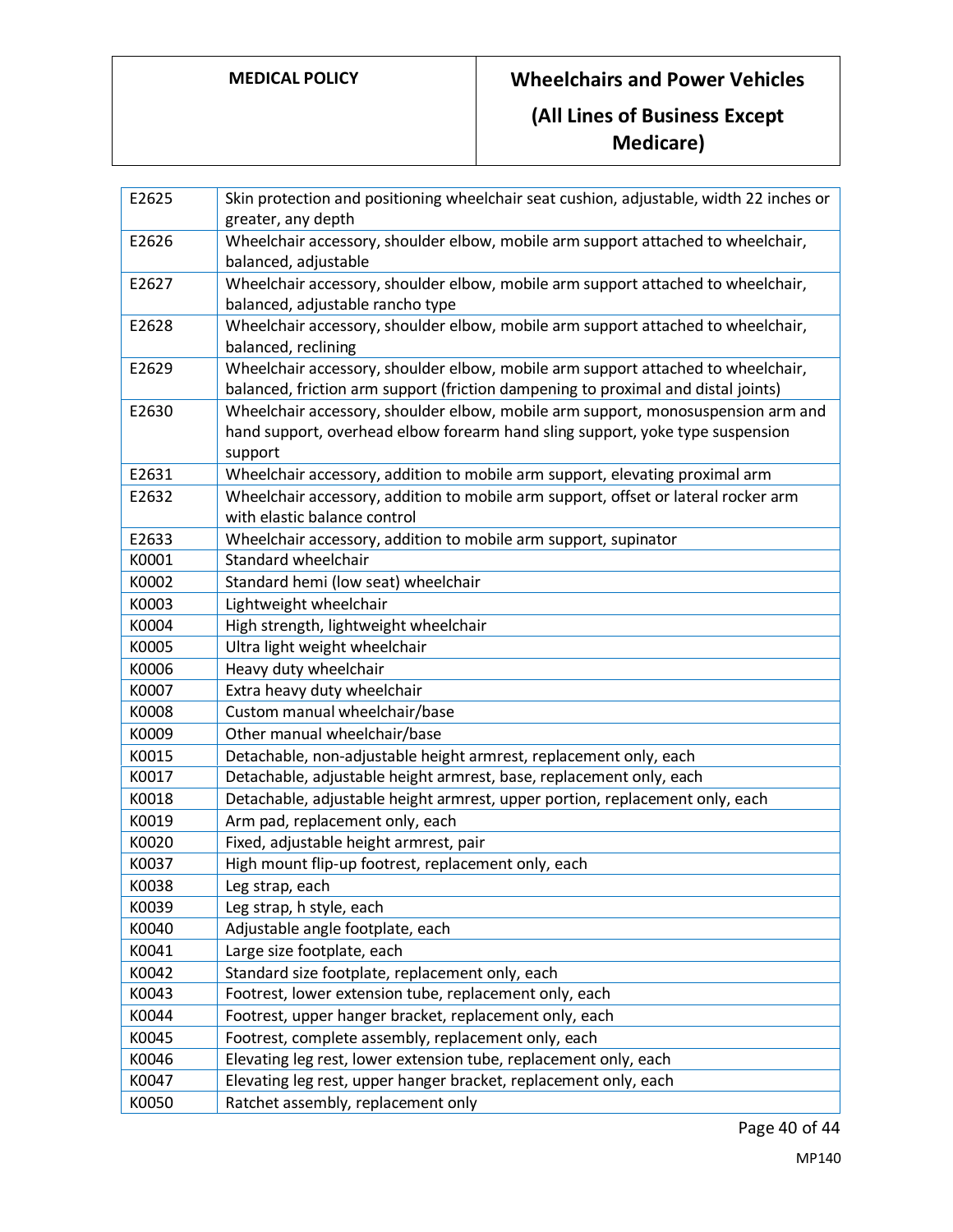| E2625 | Skin protection and positioning wheelchair seat cushion, adjustable, width 22 inches or greater, any depth |
|---|---|
| E2626 | Wheelchair accessory, shoulder elbow, mobile arm support attached to wheelchair, balanced, adjustable |
| E2627 | Wheelchair accessory, shoulder elbow, mobile arm support attached to wheelchair, balanced, adjustable rancho type |
| E2628 | Wheelchair accessory, shoulder elbow, mobile arm support attached to wheelchair, balanced, reclining |
| E2629 | Wheelchair accessory, shoulder elbow, mobile arm support attached to wheelchair, balanced, friction arm support (friction dampening to proximal and distal joints) |
| E2630 | Wheelchair accessory, shoulder elbow, mobile arm support, monosuspension arm and hand support, overhead elbow forearm hand sling support, yoke type suspension support |
| E2631 | Wheelchair accessory, addition to mobile arm support, elevating proximal arm |
| E2632 | Wheelchair accessory, addition to mobile arm support, offset or lateral rocker arm with elastic balance control |
| E2633 | Wheelchair accessory, addition to mobile arm support, supinator |
| K0001 | Standard wheelchair |
| K0002 | Standard hemi (low seat) wheelchair |
| K0003 | Lightweight wheelchair |
| K0004 | High strength, lightweight wheelchair |
| K0005 | Ultra light weight wheelchair |
| K0006 | Heavy duty wheelchair |
| K0007 | Extra heavy duty wheelchair |
| K0008 | Custom manual wheelchair/base |
| K0009 | Other manual wheelchair/base |
| K0015 | Detachable, non-adjustable height armrest, replacement only, each |
| K0017 | Detachable, adjustable height armrest, base, replacement only, each |
| K0018 | Detachable, adjustable height armrest, upper portion, replacement only, each |
| K0019 | Arm pad, replacement only, each |
| K0020 | Fixed, adjustable height armrest, pair |
| K0037 | High mount flip-up footrest, replacement only, each |
| K0038 | Leg strap, each |
| K0039 | Leg strap, h style, each |
| K0040 | Adjustable angle footplate, each |
| K0041 | Large size footplate, each |
| K0042 | Standard size footplate, replacement only, each |
| K0043 | Footrest, lower extension tube, replacement only, each |
| K0044 | Footrest, upper hanger bracket, replacement only, each |
| K0045 | Footrest, complete assembly, replacement only, each |
| K0046 | Elevating leg rest, lower extension tube, replacement only, each |
| K0047 | Elevating leg rest, upper hanger bracket, replacement only, each |
| K0050 | Ratchet assembly, replacement only |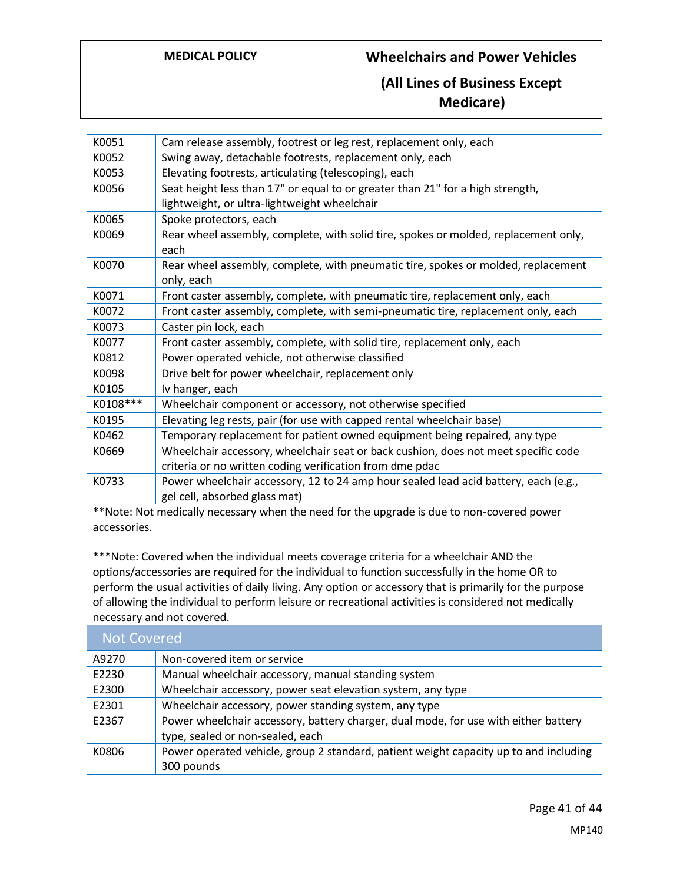| | |
|---|---|
| K0051 | Cam release assembly, footrest or leg rest, replacement only, each |
| K0052 | Swing away, detachable footrests, replacement only, each |
| K0053 | Elevating footrests, articulating (telescoping), each |
| K0056 | Seat height less than 17" or equal to or greater than 21" for a high strength, lightweight, or ultra-lightweight wheelchair |
| K0065 | Spoke protectors, each |
| K0069 | Rear wheel assembly, complete, with solid tire, spokes or molded, replacement only, each |
| K0070 | Rear wheel assembly, complete, with pneumatic tire, spokes or molded, replacement only, each |
| K0071 | Front caster assembly, complete, with pneumatic tire, replacement only, each |
| K0072 | Front caster assembly, complete, with semi-pneumatic tire, replacement only, each |
| K0073 | Caster pin lock, each |
| K0077 | Front caster assembly, complete, with solid tire, replacement only, each |
| K0812 | Power operated vehicle, not otherwise classified |
| K0098 | Drive belt for power wheelchair, replacement only |
| K0105 | Iv hanger, each |
| K0108*** | Wheelchair component or accessory, not otherwise specified |
| K0195 | Elevating leg rests, pair (for use with capped rental wheelchair base) |
| K0462 | Temporary replacement for patient owned equipment being repaired, any type |
| K0669 | Wheelchair accessory, wheelchair seat or back cushion, does not meet specific code criteria or no written coding verification from dme pdac |
| K0733 | Power wheelchair accessory, 12 to 24 amp hour sealed lead acid battery, each (e.g., gel cell, absorbed glass mat) |

**Note: Not medically necessary when the need for the upgrade is due to non-covered power accessories.

***Note: Covered when the individual meets coverage criteria for a wheelchair AND the options/accessories are required for the individual to function successfully in the home OR to perform the usual activities of daily living. Any option or accessory that is primarily for the purpose of allowing the individual to perform leisure or recreational activities is considered not medically necessary and not covered.

## Not Covered

| | |
|---|---|
| A9270 | Non-covered item or service |
| E2230 | Manual wheelchair accessory, manual standing system |
| E2300 | Wheelchair accessory, power seat elevation system, any type |
| E2301 | Wheelchair accessory, power standing system, any type |
| E2367 | Power wheelchair accessory, battery charger, dual mode, for use with either battery type, sealed or non-sealed, each |
| K0806 | Power operated vehicle, group 2 standard, patient weight capacity up to and including 300 pounds |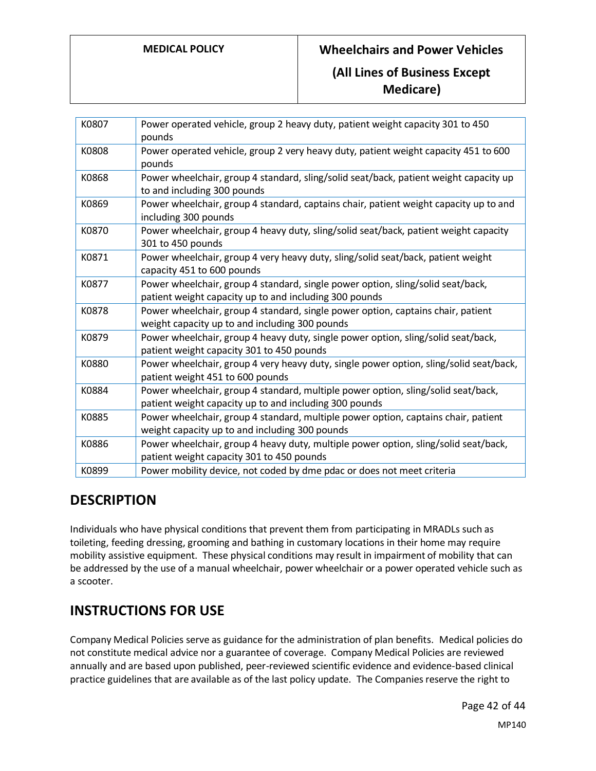| | |
|---|---|
| K0807 | Power operated vehicle, group 2 heavy duty, patient weight capacity 301 to 450 pounds |
| K0808 | Power operated vehicle, group 2 very heavy duty, patient weight capacity 451 to 600 pounds |
| K0868 | Power wheelchair, group 4 standard, sling/solid seat/back, patient weight capacity up to and including 300 pounds |
| K0869 | Power wheelchair, group 4 standard, captains chair, patient weight capacity up to and including 300 pounds |
| K0870 | Power wheelchair, group 4 heavy duty, sling/solid seat/back, patient weight capacity 301 to 450 pounds |
| K0871 | Power wheelchair, group 4 very heavy duty, sling/solid seat/back, patient weight capacity 451 to 600 pounds |
| K0877 | Power wheelchair, group 4 standard, single power option, sling/solid seat/back, patient weight capacity up to and including 300 pounds |
| K0878 | Power wheelchair, group 4 standard, single power option, captains chair, patient weight capacity up to and including 300 pounds |
| K0879 | Power wheelchair, group 4 heavy duty, single power option, sling/solid seat/back, patient weight capacity 301 to 450 pounds |
| K0880 | Power wheelchair, group 4 very heavy duty, single power option, sling/solid seat/back, patient weight 451 to 600 pounds |
| K0884 | Power wheelchair, group 4 standard, multiple power option, sling/solid seat/back, patient weight capacity up to and including 300 pounds |
| K0885 | Power wheelchair, group 4 standard, multiple power option, captains chair, patient weight capacity up to and including 300 pounds |
| K0886 | Power wheelchair, group 4 heavy duty, multiple power option, sling/solid seat/back, patient weight capacity 301 to 450 pounds |
| K0899 | Power mobility device, not coded by dme pdac or does not meet criteria |

## DESCRIPTION

Individuals who have physical conditions that prevent them from participating in MRADLs such as toileting, feeding dressing, grooming and bathing in customary locations in their home may require mobility assistive equipment. These physical conditions may result in impairment of mobility that can be addressed by the use of a manual wheelchair, power wheelchair or a power operated vehicle such as a scooter.

## INSTRUCTIONS FOR USE

Company Medical Policies serve as guidance for the administration of plan benefits. Medical policies do not constitute medical advice nor a guarantee of coverage. Company Medical Policies are reviewed annually and are based upon published, peer-reviewed scientific evidence and evidence-based clinical practice guidelines that are available as of the last policy update. The Companies reserve the right to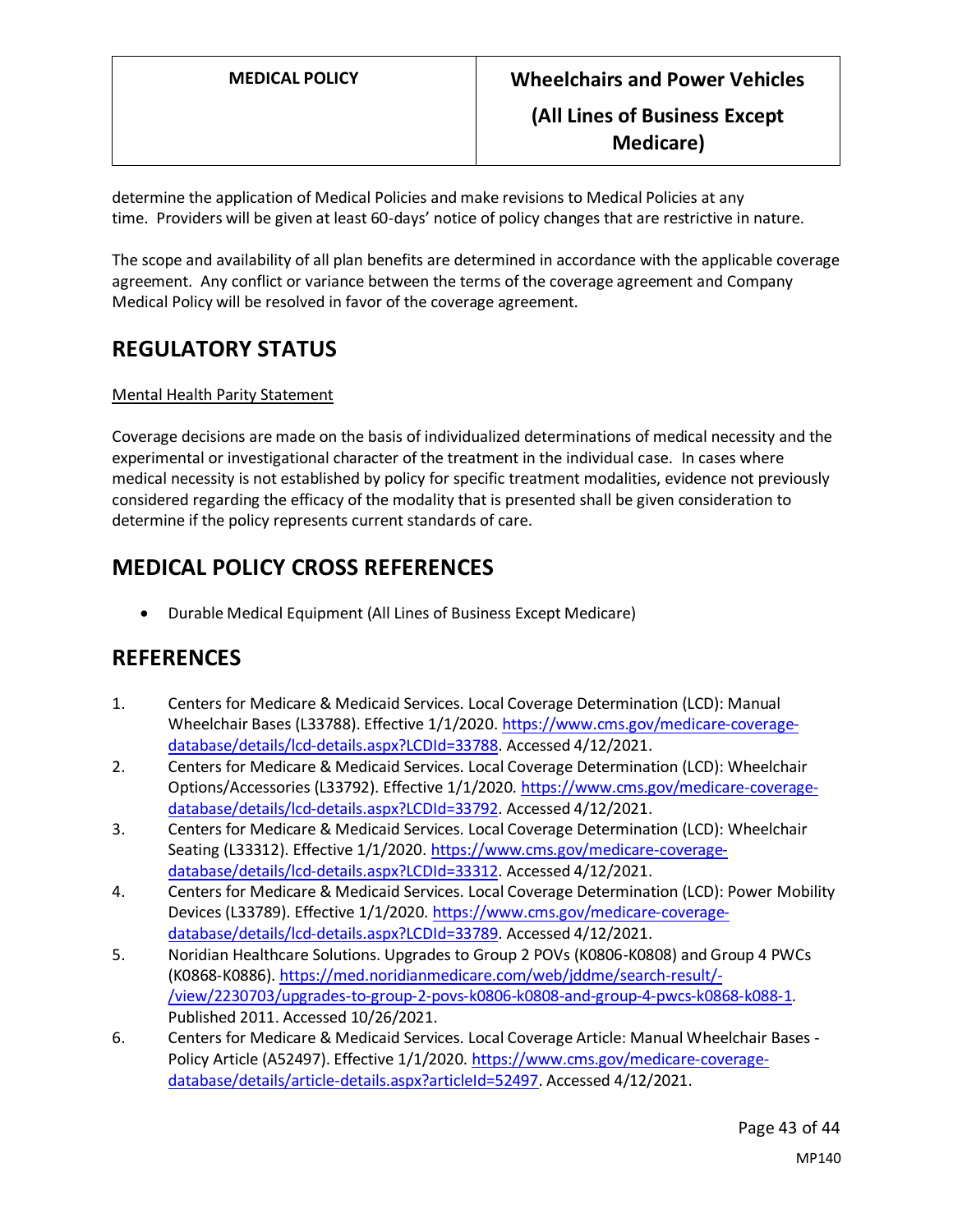determine the application of Medical Policies and make revisions to Medical Policies at any time. Providers will be given at least 60-days' notice of policy changes that are restrictive in nature.

The scope and availability of all plan benefits are determined in accordance with the applicable coverage agreement. Any conflict or variance between the terms of the coverage agreement and Company Medical Policy will be resolved in favor of the coverage agreement.

## REGULATORY STATUS

Mental Health Parity Statement

Coverage decisions are made on the basis of individualized determinations of medical necessity and the experimental or investigational character of the treatment in the individual case. In cases where medical necessity is not established by policy for specific treatment modalities, evidence not previously considered regarding the efficacy of the modality that is presented shall be given consideration to determine if the policy represents current standards of care.

## MEDICAL POLICY CROSS REFERENCES

- Durable Medical Equipment (All Lines of Business Except Medicare)

## REFERENCES

1. Centers for Medicare & Medicaid Services. Local Coverage Determination (LCD): Manual Wheelchair Bases (L33788). Effective 1/1/2020. https://www.cms.gov/medicare-coverage-database/details/lcd-details.aspx?LCDId=33788. Accessed 4/12/2021.
2. Centers for Medicare & Medicaid Services. Local Coverage Determination (LCD): Wheelchair Options/Accessories (L33792). Effective 1/1/2020. https://www.cms.gov/medicare-coverage-database/details/lcd-details.aspx?LCDId=33792. Accessed 4/12/2021.
3. Centers for Medicare & Medicaid Services. Local Coverage Determination (LCD): Wheelchair Seating (L33312). Effective 1/1/2020. https://www.cms.gov/medicare-coverage-database/details/lcd-details.aspx?LCDId=33312. Accessed 4/12/2021.
4. Centers for Medicare & Medicaid Services. Local Coverage Determination (LCD): Power Mobility Devices (L33789). Effective 1/1/2020. https://www.cms.gov/medicare-coverage-database/details/lcd-details.aspx?LCDId=33789. Accessed 4/12/2021.
5. Noridian Healthcare Solutions. Upgrades to Group 2 POVs (K0806-K0808) and Group 4 PWCs (K0868-K0886). https://med.noridianmedicare.com/web/jddme/search-result/-/view/2230703/upgrades-to-group-2-povs-k0806-k0808-and-group-4-pwcs-k0868-k088-1. Published 2011. Accessed 10/26/2021.
6. Centers for Medicare & Medicaid Services. Local Coverage Article: Manual Wheelchair Bases - Policy Article (A52497). Effective 1/1/2020. https://www.cms.gov/medicare-coverage-database/details/article-details.aspx?articleId=52497. Accessed 4/12/2021.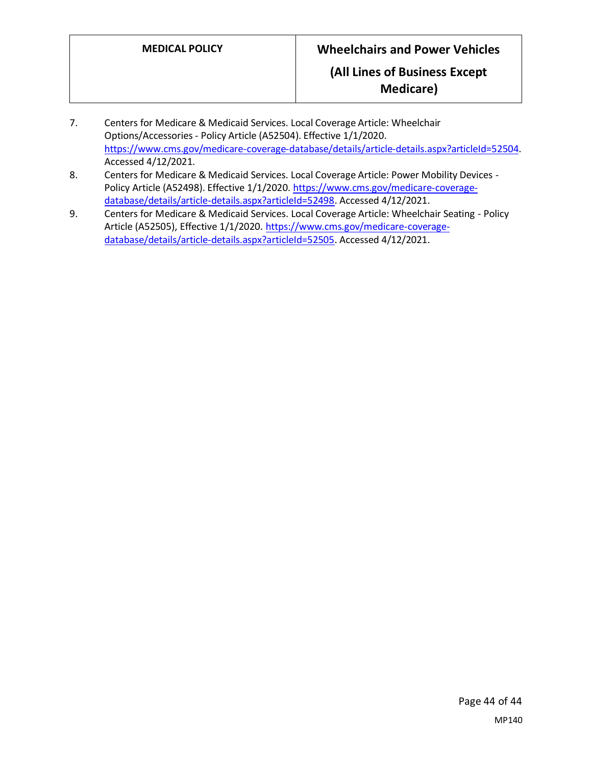7. Centers for Medicare & Medicaid Services. Local Coverage Article: Wheelchair Options/Accessories - Policy Article (A52504). Effective 1/1/2020. https://www.cms.gov/medicare-coverage-database/details/article-details.aspx?articleId=52504. Accessed 4/12/2021.
8. Centers for Medicare & Medicaid Services. Local Coverage Article: Power Mobility Devices - Policy Article (A52498). Effective 1/1/2020. https://www.cms.gov/medicare-coverage-database/details/article-details.aspx?articleId=52498. Accessed 4/12/2021.
9. Centers for Medicare & Medicaid Services. Local Coverage Article: Wheelchair Seating - Policy Article (A52505), Effective 1/1/2020. https://www.cms.gov/medicare-coverage-database/details/article-details.aspx?articleId=52505. Accessed 4/12/2021.